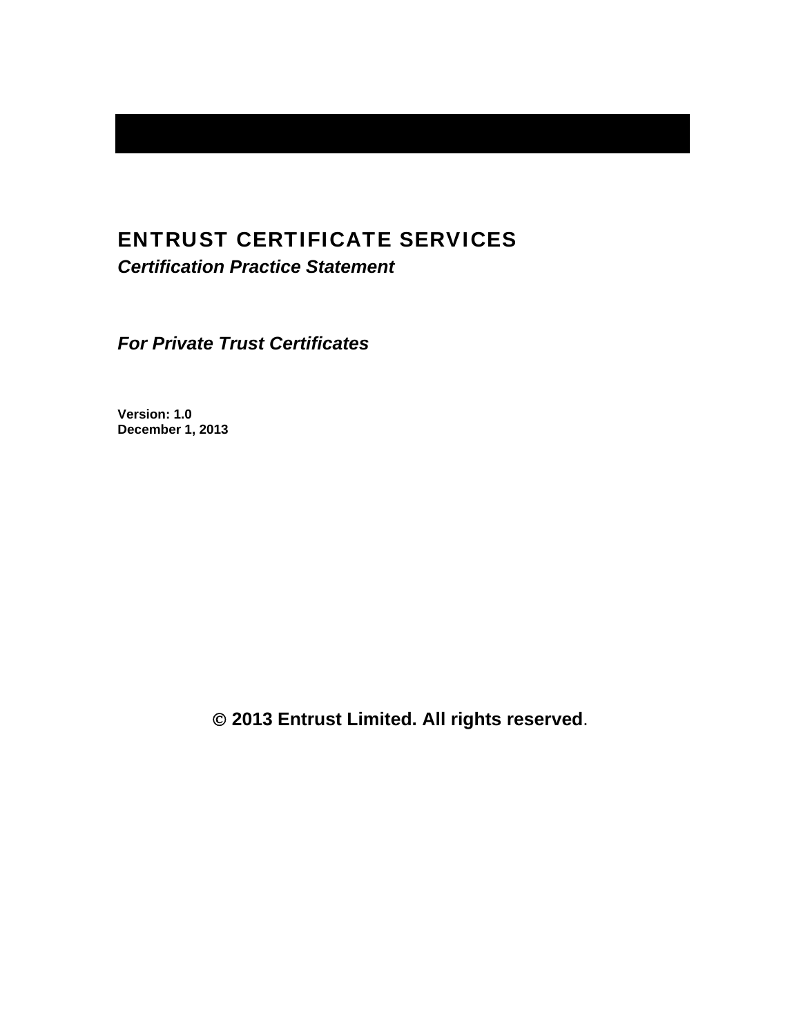# ENTRUST CERTIFICATE SERVICES

***Certification Practice Statement***

***For Private Trust Certificates***

**Version: 1.0**
**December 1, 2013**

**© 2013 Entrust Limited. All rights reserved**.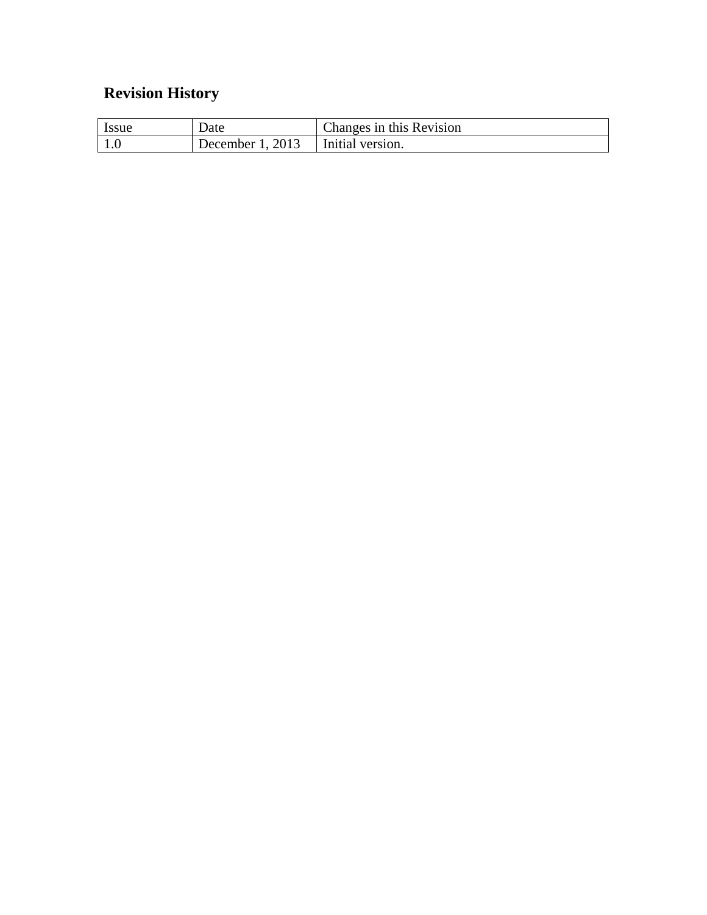## Revision History

| Issue | Date | Changes in this Revision |
|---|---|---|
| 1.0 | December 1, 2013 | Initial version. |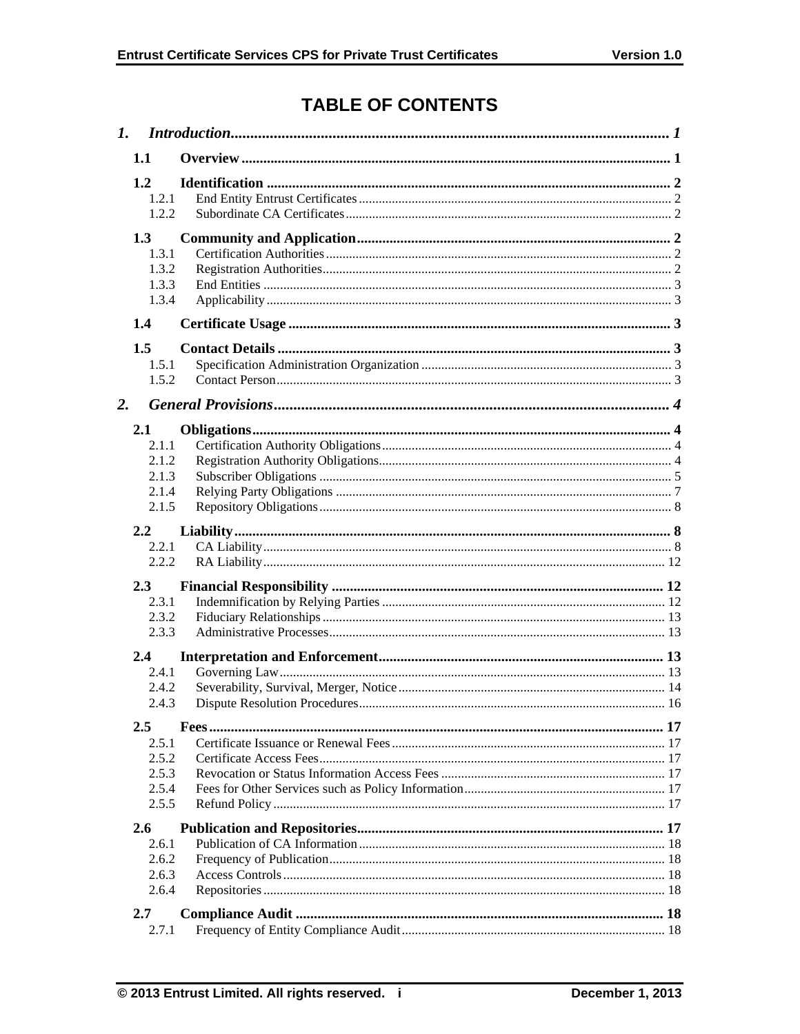# TABLE OF CONTENTS

*1. Introduction* ..... *1*

- **1.1 Overview** ..... **1**
- **1.2 Identification** ..... **2**
  - 1.2.1 End Entity Entrust Certificates ..... 2
  - 1.2.2 Subordinate CA Certificates ..... 2
- **1.3 Community and Application** ..... **2**
  - 1.3.1 Certification Authorities ..... 2
  - 1.3.2 Registration Authorities ..... 2
  - 1.3.3 End Entities ..... 3
  - 1.3.4 Applicability ..... 3
- **1.4 Certificate Usage** ..... **3**
- **1.5 Contact Details** ..... **3**
  - 1.5.1 Specification Administration Organization ..... 3
  - 1.5.2 Contact Person ..... 3

*2. General Provisions* ..... *4*

- **2.1 Obligations** ..... **4**
  - 2.1.1 Certification Authority Obligations ..... 4
  - 2.1.2 Registration Authority Obligations ..... 4
  - 2.1.3 Subscriber Obligations ..... 5
  - 2.1.4 Relying Party Obligations ..... 7
  - 2.1.5 Repository Obligations ..... 8
- **2.2 Liability** ..... **8**
  - 2.2.1 CA Liability ..... 8
  - 2.2.2 RA Liability ..... 12
- **2.3 Financial Responsibility** ..... **12**
  - 2.3.1 Indemnification by Relying Parties ..... 12
  - 2.3.2 Fiduciary Relationships ..... 13
  - 2.3.3 Administrative Processes ..... 13
- **2.4 Interpretation and Enforcement** ..... **13**
  - 2.4.1 Governing Law ..... 13
  - 2.4.2 Severability, Survival, Merger, Notice ..... 14
  - 2.4.3 Dispute Resolution Procedures ..... 16
- **2.5 Fees** ..... **17**
  - 2.5.1 Certificate Issuance or Renewal Fees ..... 17
  - 2.5.2 Certificate Access Fees ..... 17
  - 2.5.3 Revocation or Status Information Access Fees ..... 17
  - 2.5.4 Fees for Other Services such as Policy Information ..... 17
  - 2.5.5 Refund Policy ..... 17
- **2.6 Publication and Repositories** ..... **17**
  - 2.6.1 Publication of CA Information ..... 18
  - 2.6.2 Frequency of Publication ..... 18
  - 2.6.3 Access Controls ..... 18
  - 2.6.4 Repositories ..... 18
- **2.7 Compliance Audit** ..... **18**
  - 2.7.1 Frequency of Entity Compliance Audit ..... 18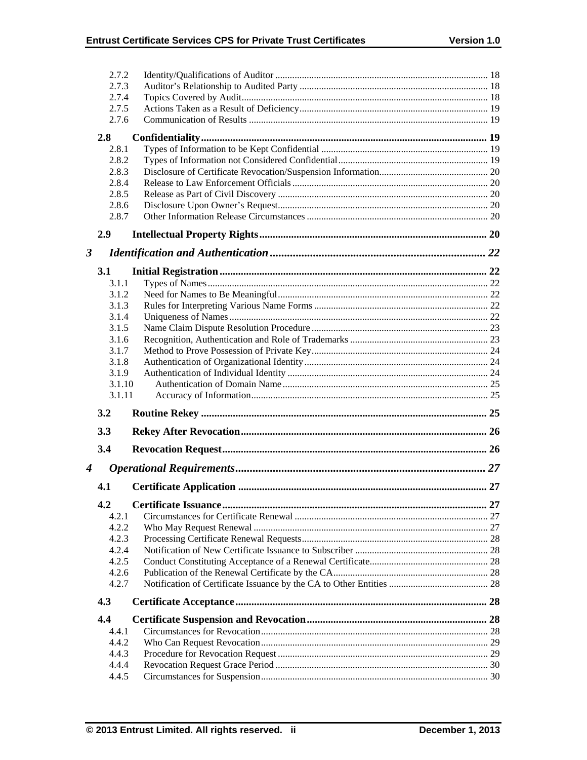2.7.2 Identity/Qualifications of Auditor ........................................................................................ 18
2.7.3 Auditor's Relationship to Audited Party ............................................................................. 18
2.7.4 Topics Covered by Audit...................................................................................................... 18
2.7.5 Actions Taken as a Result of Deficiency.............................................................................. 19
2.7.6 Communication of Results .................................................................................................. 19

**2.8 Confidentiality............................................................................................................ 19**
2.8.1 Types of Information to be Kept Confidential ..................................................................... 19
2.8.2 Types of Information not Considered Confidential.............................................................. 19
2.8.3 Disclosure of Certificate Revocation/Suspension Information............................................. 20
2.8.4 Release to Law Enforcement Officials ................................................................................. 20
2.8.5 Release as Part of Civil Discovery ....................................................................................... 20
2.8.6 Disclosure Upon Owner's Request....................................................................................... 20
2.8.7 Other Information Release Circumstances ........................................................................... 20

**2.9 Intellectual Property Rights..................................................................................... 20**

***3 Identification and Authentication............................................................................ 22***

**3.1 Initial Registration..................................................................................................... 22**
3.1.1 Types of Names.................................................................................................................... 22
3.1.2 Need for Names to Be Meaningful....................................................................................... 22
3.1.3 Rules for Interpreting Various Name Forms ........................................................................ 22
3.1.4 Uniqueness of Names........................................................................................................... 22
3.1.5 Name Claim Dispute Resolution Procedure ......................................................................... 23
3.1.6 Recognition, Authentication and Role of Trademarks ......................................................... 23
3.1.7 Method to Prove Possession of Private Key......................................................................... 24
3.1.8 Authentication of Organizational Identity............................................................................ 24
3.1.9 Authentication of Individual Identity ................................................................................... 24
3.1.10 Authentication of Domain Name .................................................................................... 25
3.1.11 Accuracy of Information................................................................................................. 25

**3.2 Routine Rekey ............................................................................................................ 25**

**3.3 Rekey After Revocation............................................................................................ 26**

**3.4 Revocation Request.................................................................................................... 26**

***4 Operational Requirements......................................................................................... 27***

**4.1 Certificate Application .............................................................................................. 27**

**4.2 Certificate Issuance.................................................................................................... 27**
4.2.1 Circumstances for Certificate Renewal ................................................................................ 27
4.2.2 Who May Request Renewal ................................................................................................. 27
4.2.3 Processing Certificate Renewal Requests............................................................................. 28
4.2.4 Notification of New Certificate Issuance to Subscriber ....................................................... 28
4.2.5 Conduct Constituting Acceptance of a Renewal Certificate................................................. 28
4.2.6 Publication of the Renewal Certificate by the CA................................................................ 28
4.2.7 Notification of Certificate Issuance by the CA to Other Entities ......................................... 28

**4.3 Certificate Acceptance.............................................................................................. 28**

**4.4 Certificate Suspension and Revocation.................................................................... 28**
4.4.1 Circumstances for Revocation.............................................................................................. 28
4.4.2 Who Can Request Revocation.............................................................................................. 29
4.4.3 Procedure for Revocation Request ....................................................................................... 29
4.4.4 Revocation Request Grace Period ........................................................................................ 30
4.4.5 Circumstances for Suspension.............................................................................................. 30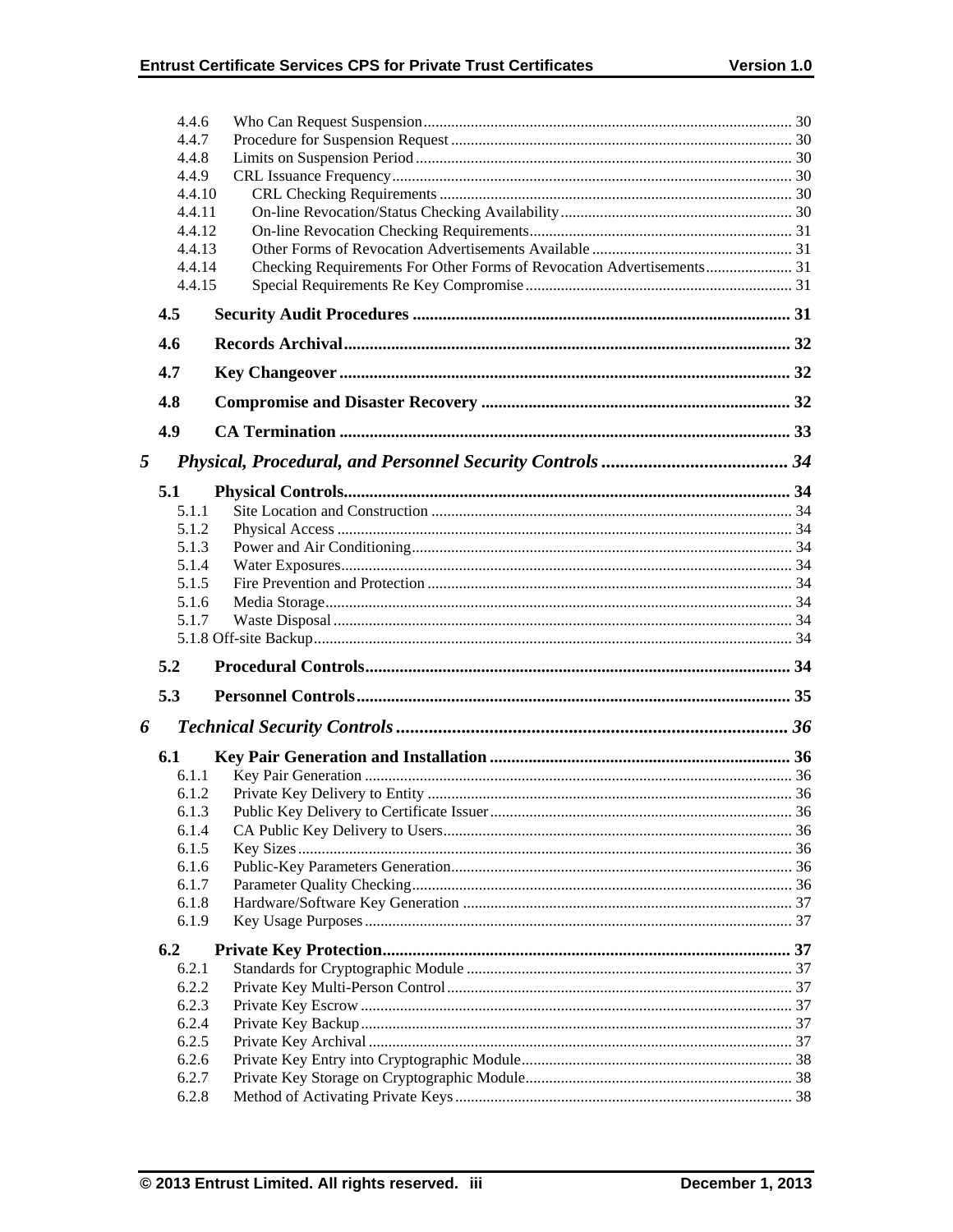4.4.6 Who Can Request Suspension ..... 30
4.4.7 Procedure for Suspension Request ..... 30
4.4.8 Limits on Suspension Period ..... 30
4.4.9 CRL Issuance Frequency ..... 30
4.4.10 CRL Checking Requirements ..... 30
4.4.11 On-line Revocation/Status Checking Availability ..... 30
4.4.12 On-line Revocation Checking Requirements ..... 31
4.4.13 Other Forms of Revocation Advertisements Available ..... 31
4.4.14 Checking Requirements For Other Forms of Revocation Advertisements ..... 31
4.4.15 Special Requirements Re Key Compromise ..... 31

**4.5 Security Audit Procedures ..... 31**

**4.6 Records Archival ..... 32**

**4.7 Key Changeover ..... 32**

**4.8 Compromise and Disaster Recovery ..... 32**

**4.9 CA Termination ..... 33**

***5 Physical, Procedural, and Personnel Security Controls ..... 34***

**5.1 Physical Controls ..... 34**

5.1.1 Site Location and Construction ..... 34
5.1.2 Physical Access ..... 34
5.1.3 Power and Air Conditioning ..... 34
5.1.4 Water Exposures ..... 34
5.1.5 Fire Prevention and Protection ..... 34
5.1.6 Media Storage ..... 34
5.1.7 Waste Disposal ..... 34
5.1.8 Off-site Backup ..... 34

**5.2 Procedural Controls ..... 34**

**5.3 Personnel Controls ..... 35**

***6 Technical Security Controls ..... 36***

**6.1 Key Pair Generation and Installation ..... 36**

6.1.1 Key Pair Generation ..... 36
6.1.2 Private Key Delivery to Entity ..... 36
6.1.3 Public Key Delivery to Certificate Issuer ..... 36
6.1.4 CA Public Key Delivery to Users ..... 36
6.1.5 Key Sizes ..... 36
6.1.6 Public-Key Parameters Generation ..... 36
6.1.7 Parameter Quality Checking ..... 36
6.1.8 Hardware/Software Key Generation ..... 37
6.1.9 Key Usage Purposes ..... 37

**6.2 Private Key Protection ..... 37**

6.2.1 Standards for Cryptographic Module ..... 37
6.2.2 Private Key Multi-Person Control ..... 37
6.2.3 Private Key Escrow ..... 37
6.2.4 Private Key Backup ..... 37
6.2.5 Private Key Archival ..... 37
6.2.6 Private Key Entry into Cryptographic Module ..... 38
6.2.7 Private Key Storage on Cryptographic Module ..... 38
6.2.8 Method of Activating Private Keys ..... 38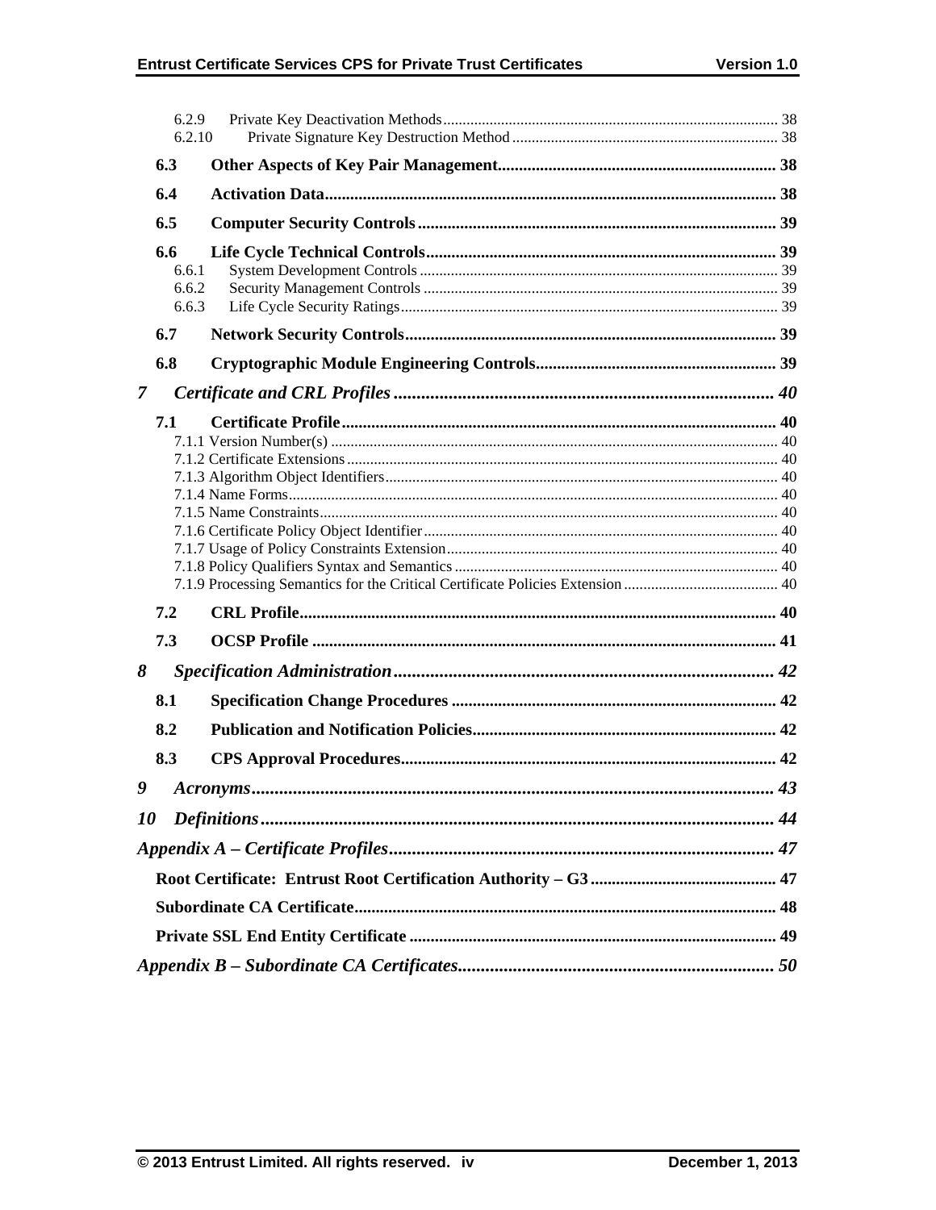6.2.9 Private Key Deactivation Methods ..... 38
6.2.10 Private Signature Key Destruction Method ..... 38

**6.3 Other Aspects of Key Pair Management ..... 38**

**6.4 Activation Data ..... 38**

**6.5 Computer Security Controls ..... 39**

**6.6 Life Cycle Technical Controls ..... 39**
6.6.1 System Development Controls ..... 39
6.6.2 Security Management Controls ..... 39
6.6.3 Life Cycle Security Ratings ..... 39

**6.7 Network Security Controls ..... 39**

**6.8 Cryptographic Module Engineering Controls ..... 39**

***7 Certificate and CRL Profiles ..... 40***

**7.1 Certificate Profile ..... 40**
7.1.1 Version Number(s) ..... 40
7.1.2 Certificate Extensions ..... 40
7.1.3 Algorithm Object Identifiers ..... 40
7.1.4 Name Forms ..... 40
7.1.5 Name Constraints ..... 40
7.1.6 Certificate Policy Object Identifier ..... 40
7.1.7 Usage of Policy Constraints Extension ..... 40
7.1.8 Policy Qualifiers Syntax and Semantics ..... 40
7.1.9 Processing Semantics for the Critical Certificate Policies Extension ..... 40

**7.2 CRL Profile ..... 40**

**7.3 OCSP Profile ..... 41**

***8 Specification Administration ..... 42***

**8.1 Specification Change Procedures ..... 42**

**8.2 Publication and Notification Policies ..... 42**

**8.3 CPS Approval Procedures ..... 42**

***9 Acronyms ..... 43***

***10 Definitions ..... 44***

***Appendix A – Certificate Profiles ..... 47***

**Root Certificate: Entrust Root Certification Authority – G3 ..... 47**

**Subordinate CA Certificate ..... 48**

**Private SSL End Entity Certificate ..... 49**

***Appendix B – Subordinate CA Certificates ..... 50***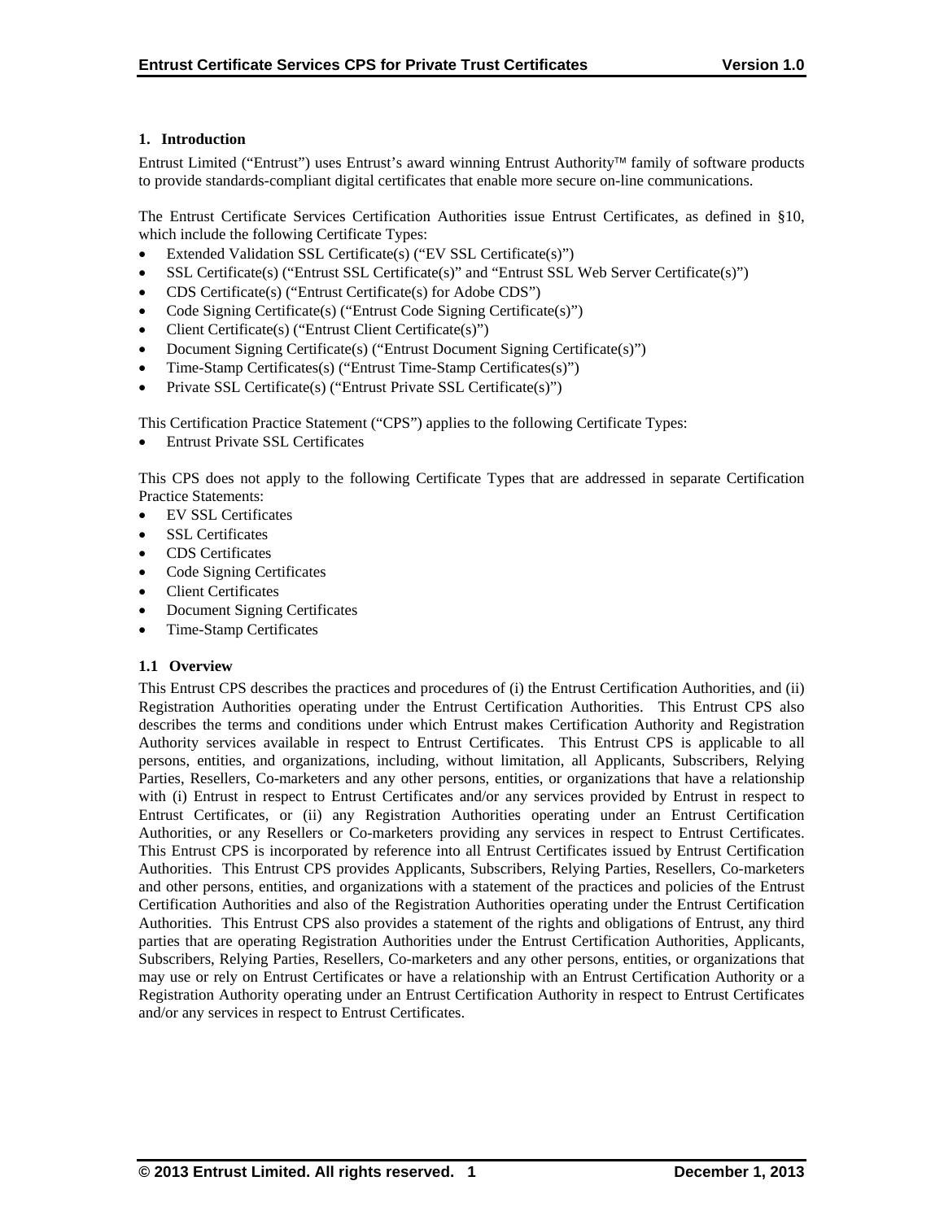# 1. Introduction

Entrust Limited ("Entrust") uses Entrust's award winning Entrust Authority™ family of software products to provide standards-compliant digital certificates that enable more secure on-line communications.

The Entrust Certificate Services Certification Authorities issue Entrust Certificates, as defined in §10, which include the following Certificate Types:

- Extended Validation SSL Certificate(s) ("EV SSL Certificate(s)")
- SSL Certificate(s) ("Entrust SSL Certificate(s)" and "Entrust SSL Web Server Certificate(s)")
- CDS Certificate(s) ("Entrust Certificate(s) for Adobe CDS")
- Code Signing Certificate(s) ("Entrust Code Signing Certificate(s)")
- Client Certificate(s) ("Entrust Client Certificate(s)")
- Document Signing Certificate(s) ("Entrust Document Signing Certificate(s)")
- Time-Stamp Certificates(s) ("Entrust Time-Stamp Certificates(s)")
- Private SSL Certificate(s) ("Entrust Private SSL Certificate(s)")

This Certification Practice Statement ("CPS") applies to the following Certificate Types:

- Entrust Private SSL Certificates

This CPS does not apply to the following Certificate Types that are addressed in separate Certification Practice Statements:

- EV SSL Certificates
- SSL Certificates
- CDS Certificates
- Code Signing Certificates
- Client Certificates
- Document Signing Certificates
- Time-Stamp Certificates

## 1.1 Overview

This Entrust CPS describes the practices and procedures of (i) the Entrust Certification Authorities, and (ii) Registration Authorities operating under the Entrust Certification Authorities. This Entrust CPS also describes the terms and conditions under which Entrust makes Certification Authority and Registration Authority services available in respect to Entrust Certificates. This Entrust CPS is applicable to all persons, entities, and organizations, including, without limitation, all Applicants, Subscribers, Relying Parties, Resellers, Co-marketers and any other persons, entities, or organizations that have a relationship with (i) Entrust in respect to Entrust Certificates and/or any services provided by Entrust in respect to Entrust Certificates, or (ii) any Registration Authorities operating under an Entrust Certification Authorities, or any Resellers or Co-marketers providing any services in respect to Entrust Certificates. This Entrust CPS is incorporated by reference into all Entrust Certificates issued by Entrust Certification Authorities. This Entrust CPS provides Applicants, Subscribers, Relying Parties, Resellers, Co-marketers and other persons, entities, and organizations with a statement of the practices and policies of the Entrust Certification Authorities and also of the Registration Authorities operating under the Entrust Certification Authorities. This Entrust CPS also provides a statement of the rights and obligations of Entrust, any third parties that are operating Registration Authorities under the Entrust Certification Authorities, Applicants, Subscribers, Relying Parties, Resellers, Co-marketers and any other persons, entities, or organizations that may use or rely on Entrust Certificates or have a relationship with an Entrust Certification Authority or a Registration Authority operating under an Entrust Certification Authority in respect to Entrust Certificates and/or any services in respect to Entrust Certificates.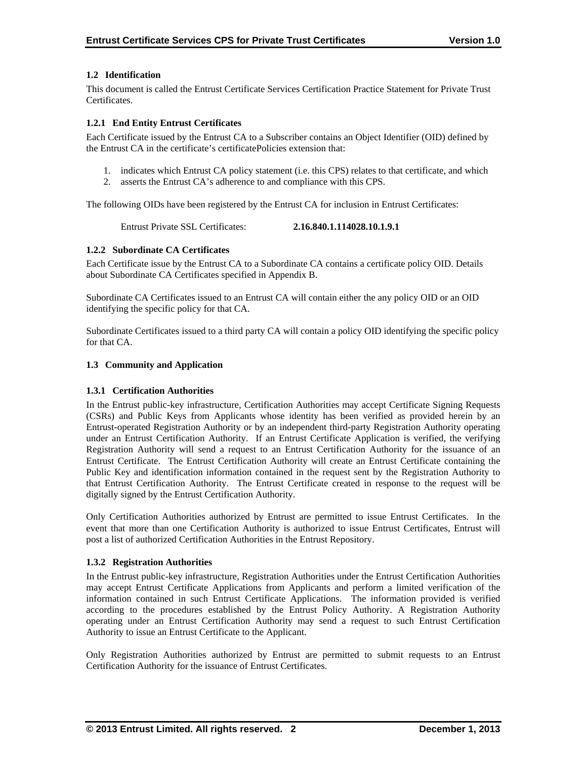## 1.2 Identification

This document is called the Entrust Certificate Services Certification Practice Statement for Private Trust Certificates.

### 1.2.1 End Entity Entrust Certificates

Each Certificate issued by the Entrust CA to a Subscriber contains an Object Identifier (OID) defined by the Entrust CA in the certificate's certificatePolicies extension that:

1. indicates which Entrust CA policy statement (i.e. this CPS) relates to that certificate, and which
2. asserts the Entrust CA's adherence to and compliance with this CPS.

The following OIDs have been registered by the Entrust CA for inclusion in Entrust Certificates:

Entrust Private SSL Certificates: **2.16.840.1.114028.10.1.9.1**

### 1.2.2 Subordinate CA Certificates

Each Certificate issue by the Entrust CA to a Subordinate CA contains a certificate policy OID. Details about Subordinate CA Certificates specified in Appendix B.

Subordinate CA Certificates issued to an Entrust CA will contain either the any policy OID or an OID identifying the specific policy for that CA.

Subordinate Certificates issued to a third party CA will contain a policy OID identifying the specific policy for that CA.

## 1.3 Community and Application

### 1.3.1 Certification Authorities

In the Entrust public-key infrastructure, Certification Authorities may accept Certificate Signing Requests (CSRs) and Public Keys from Applicants whose identity has been verified as provided herein by an Entrust-operated Registration Authority or by an independent third-party Registration Authority operating under an Entrust Certification Authority. If an Entrust Certificate Application is verified, the verifying Registration Authority will send a request to an Entrust Certification Authority for the issuance of an Entrust Certificate. The Entrust Certification Authority will create an Entrust Certificate containing the Public Key and identification information contained in the request sent by the Registration Authority to that Entrust Certification Authority. The Entrust Certificate created in response to the request will be digitally signed by the Entrust Certification Authority.

Only Certification Authorities authorized by Entrust are permitted to issue Entrust Certificates. In the event that more than one Certification Authority is authorized to issue Entrust Certificates, Entrust will post a list of authorized Certification Authorities in the Entrust Repository.

### 1.3.2 Registration Authorities

In the Entrust public-key infrastructure, Registration Authorities under the Entrust Certification Authorities may accept Entrust Certificate Applications from Applicants and perform a limited verification of the information contained in such Entrust Certificate Applications. The information provided is verified according to the procedures established by the Entrust Policy Authority. A Registration Authority operating under an Entrust Certification Authority may send a request to such Entrust Certification Authority to issue an Entrust Certificate to the Applicant.

Only Registration Authorities authorized by Entrust are permitted to submit requests to an Entrust Certification Authority for the issuance of Entrust Certificates.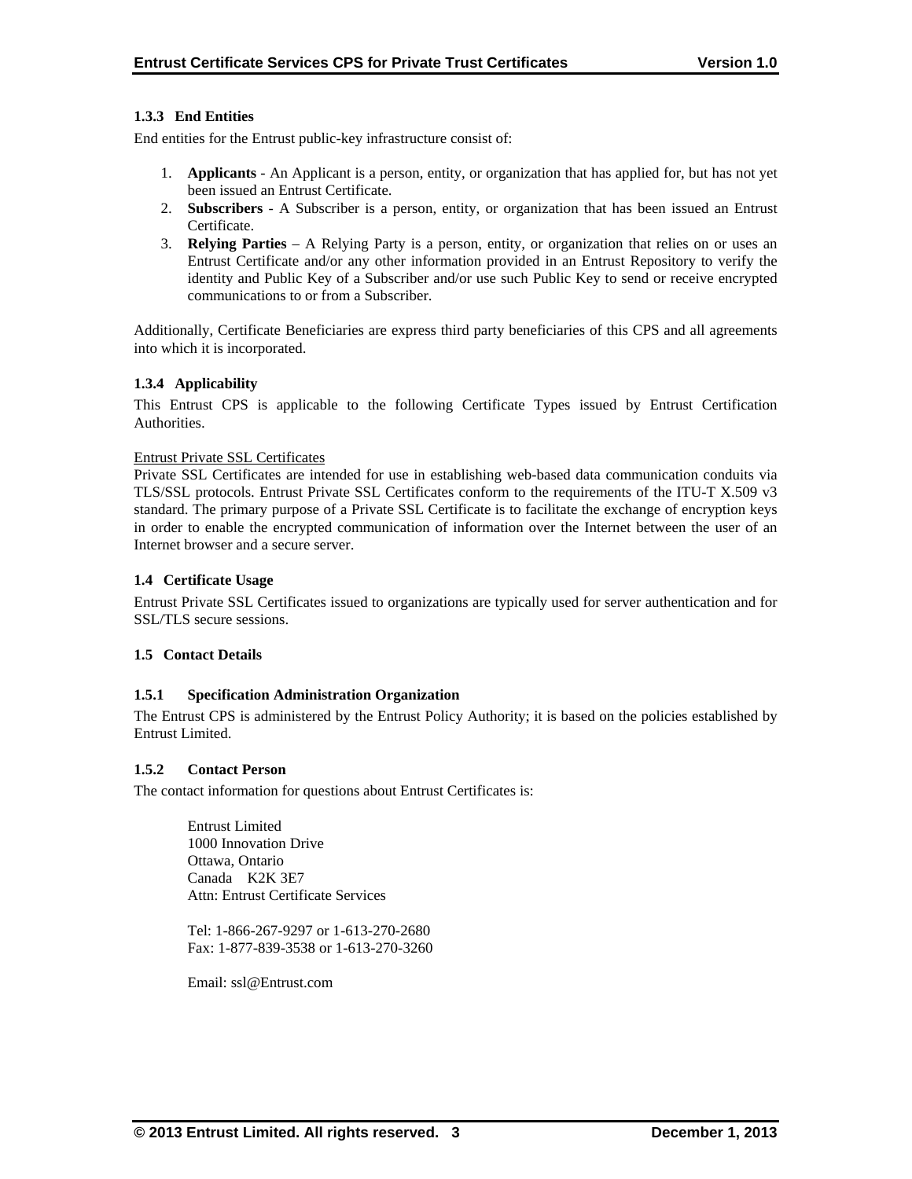### 1.3.3 End Entities

End entities for the Entrust public-key infrastructure consist of:

1. **Applicants** - An Applicant is a person, entity, or organization that has applied for, but has not yet been issued an Entrust Certificate.
2. **Subscribers** - A Subscriber is a person, entity, or organization that has been issued an Entrust Certificate.
3. **Relying Parties** – A Relying Party is a person, entity, or organization that relies on or uses an Entrust Certificate and/or any other information provided in an Entrust Repository to verify the identity and Public Key of a Subscriber and/or use such Public Key to send or receive encrypted communications to or from a Subscriber.

Additionally, Certificate Beneficiaries are express third party beneficiaries of this CPS and all agreements into which it is incorporated.

### 1.3.4 Applicability

This Entrust CPS is applicable to the following Certificate Types issued by Entrust Certification Authorities.

Entrust Private SSL Certificates

Private SSL Certificates are intended for use in establishing web-based data communication conduits via TLS/SSL protocols. Entrust Private SSL Certificates conform to the requirements of the ITU-T X.509 v3 standard. The primary purpose of a Private SSL Certificate is to facilitate the exchange of encryption keys in order to enable the encrypted communication of information over the Internet between the user of an Internet browser and a secure server.

## 1.4 Certificate Usage

Entrust Private SSL Certificates issued to organizations are typically used for server authentication and for SSL/TLS secure sessions.

## 1.5 Contact Details

### 1.5.1 Specification Administration Organization

The Entrust CPS is administered by the Entrust Policy Authority; it is based on the policies established by Entrust Limited.

### 1.5.2 Contact Person

The contact information for questions about Entrust Certificates is:

Entrust Limited
1000 Innovation Drive
Ottawa, Ontario
Canada K2K 3E7
Attn: Entrust Certificate Services

Tel: 1-866-267-9297 or 1-613-270-2680
Fax: 1-877-839-3538 or 1-613-270-3260

Email: ssl@Entrust.com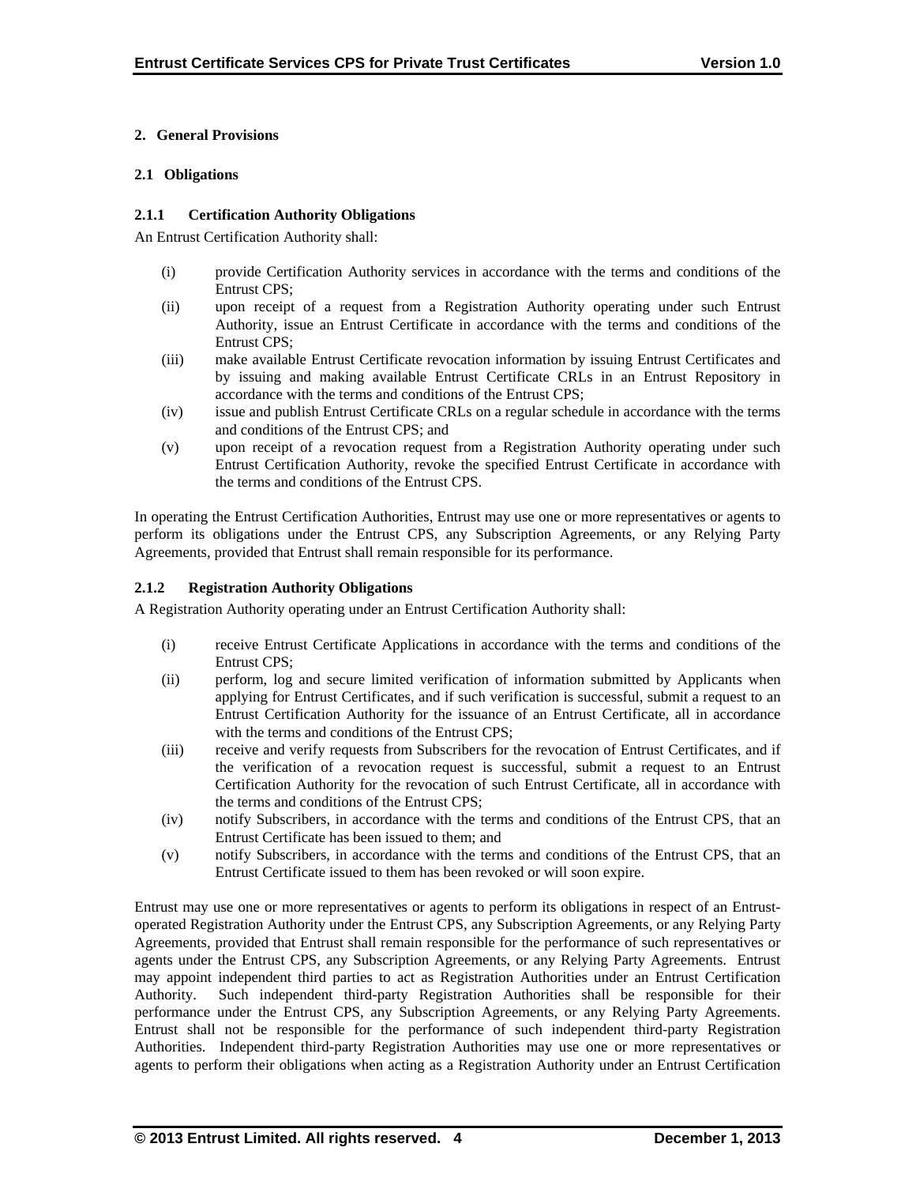## 2. General Provisions

### 2.1 Obligations

#### 2.1.1 Certification Authority Obligations

An Entrust Certification Authority shall:

- (i) provide Certification Authority services in accordance with the terms and conditions of the Entrust CPS;
- (ii) upon receipt of a request from a Registration Authority operating under such Entrust Authority, issue an Entrust Certificate in accordance with the terms and conditions of the Entrust CPS;
- (iii) make available Entrust Certificate revocation information by issuing Entrust Certificates and by issuing and making available Entrust Certificate CRLs in an Entrust Repository in accordance with the terms and conditions of the Entrust CPS;
- (iv) issue and publish Entrust Certificate CRLs on a regular schedule in accordance with the terms and conditions of the Entrust CPS; and
- (v) upon receipt of a revocation request from a Registration Authority operating under such Entrust Certification Authority, revoke the specified Entrust Certificate in accordance with the terms and conditions of the Entrust CPS.

In operating the Entrust Certification Authorities, Entrust may use one or more representatives or agents to perform its obligations under the Entrust CPS, any Subscription Agreements, or any Relying Party Agreements, provided that Entrust shall remain responsible for its performance.

#### 2.1.2 Registration Authority Obligations

A Registration Authority operating under an Entrust Certification Authority shall:

- (i) receive Entrust Certificate Applications in accordance with the terms and conditions of the Entrust CPS;
- (ii) perform, log and secure limited verification of information submitted by Applicants when applying for Entrust Certificates, and if such verification is successful, submit a request to an Entrust Certification Authority for the issuance of an Entrust Certificate, all in accordance with the terms and conditions of the Entrust CPS;
- (iii) receive and verify requests from Subscribers for the revocation of Entrust Certificates, and if the verification of a revocation request is successful, submit a request to an Entrust Certification Authority for the revocation of such Entrust Certificate, all in accordance with the terms and conditions of the Entrust CPS;
- (iv) notify Subscribers, in accordance with the terms and conditions of the Entrust CPS, that an Entrust Certificate has been issued to them; and
- (v) notify Subscribers, in accordance with the terms and conditions of the Entrust CPS, that an Entrust Certificate issued to them has been revoked or will soon expire.

Entrust may use one or more representatives or agents to perform its obligations in respect of an Entrust-operated Registration Authority under the Entrust CPS, any Subscription Agreements, or any Relying Party Agreements, provided that Entrust shall remain responsible for the performance of such representatives or agents under the Entrust CPS, any Subscription Agreements, or any Relying Party Agreements. Entrust may appoint independent third parties to act as Registration Authorities under an Entrust Certification Authority. Such independent third-party Registration Authorities shall be responsible for their performance under the Entrust CPS, any Subscription Agreements, or any Relying Party Agreements. Entrust shall not be responsible for the performance of such independent third-party Registration Authorities. Independent third-party Registration Authorities may use one or more representatives or agents to perform their obligations when acting as a Registration Authority under an Entrust Certification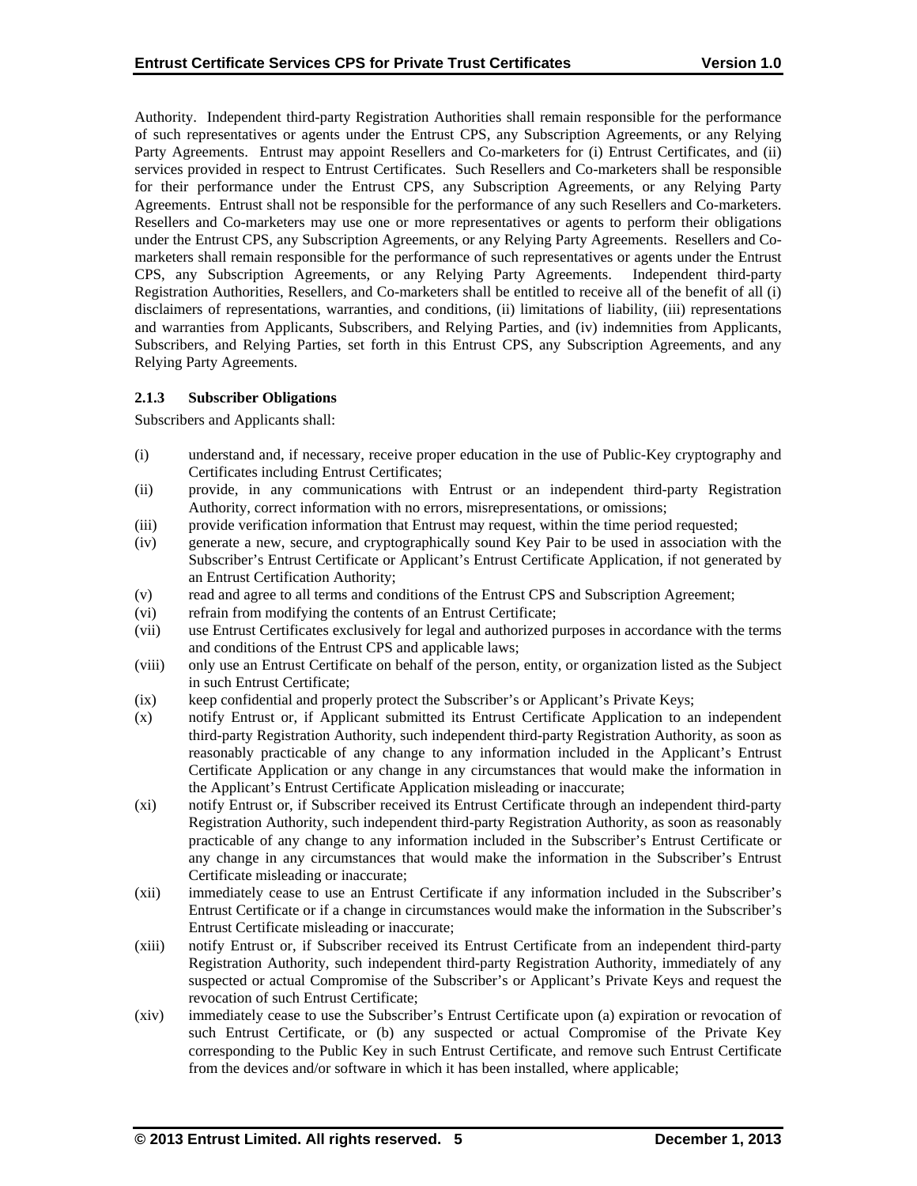Authority. Independent third-party Registration Authorities shall remain responsible for the performance of such representatives or agents under the Entrust CPS, any Subscription Agreements, or any Relying Party Agreements. Entrust may appoint Resellers and Co-marketers for (i) Entrust Certificates, and (ii) services provided in respect to Entrust Certificates. Such Resellers and Co-marketers shall be responsible for their performance under the Entrust CPS, any Subscription Agreements, or any Relying Party Agreements. Entrust shall not be responsible for the performance of any such Resellers and Co-marketers. Resellers and Co-marketers may use one or more representatives or agents to perform their obligations under the Entrust CPS, any Subscription Agreements, or any Relying Party Agreements. Resellers and Co-marketers shall remain responsible for the performance of such representatives or agents under the Entrust CPS, any Subscription Agreements, or any Relying Party Agreements. Independent third-party Registration Authorities, Resellers, and Co-marketers shall be entitled to receive all of the benefit of all (i) disclaimers of representations, warranties, and conditions, (ii) limitations of liability, (iii) representations and warranties from Applicants, Subscribers, and Relying Parties, and (iv) indemnities from Applicants, Subscribers, and Relying Parties, set forth in this Entrust CPS, any Subscription Agreements, and any Relying Party Agreements.

### 2.1.3 Subscriber Obligations

Subscribers and Applicants shall:

(i) understand and, if necessary, receive proper education in the use of Public-Key cryptography and Certificates including Entrust Certificates;

(ii) provide, in any communications with Entrust or an independent third-party Registration Authority, correct information with no errors, misrepresentations, or omissions;

(iii) provide verification information that Entrust may request, within the time period requested;

(iv) generate a new, secure, and cryptographically sound Key Pair to be used in association with the Subscriber's Entrust Certificate or Applicant's Entrust Certificate Application, if not generated by an Entrust Certification Authority;

(v) read and agree to all terms and conditions of the Entrust CPS and Subscription Agreement;

(vi) refrain from modifying the contents of an Entrust Certificate;

(vii) use Entrust Certificates exclusively for legal and authorized purposes in accordance with the terms and conditions of the Entrust CPS and applicable laws;

(viii) only use an Entrust Certificate on behalf of the person, entity, or organization listed as the Subject in such Entrust Certificate;

(ix) keep confidential and properly protect the Subscriber's or Applicant's Private Keys;

(x) notify Entrust or, if Applicant submitted its Entrust Certificate Application to an independent third-party Registration Authority, such independent third-party Registration Authority, as soon as reasonably practicable of any change to any information included in the Applicant's Entrust Certificate Application or any change in any circumstances that would make the information in the Applicant's Entrust Certificate Application misleading or inaccurate;

(xi) notify Entrust or, if Subscriber received its Entrust Certificate through an independent third-party Registration Authority, such independent third-party Registration Authority, as soon as reasonably practicable of any change to any information included in the Subscriber's Entrust Certificate or any change in any circumstances that would make the information in the Subscriber's Entrust Certificate misleading or inaccurate;

(xii) immediately cease to use an Entrust Certificate if any information included in the Subscriber's Entrust Certificate or if a change in circumstances would make the information in the Subscriber's Entrust Certificate misleading or inaccurate;

(xiii) notify Entrust or, if Subscriber received its Entrust Certificate from an independent third-party Registration Authority, such independent third-party Registration Authority, immediately of any suspected or actual Compromise of the Subscriber's or Applicant's Private Keys and request the revocation of such Entrust Certificate;

(xiv) immediately cease to use the Subscriber's Entrust Certificate upon (a) expiration or revocation of such Entrust Certificate, or (b) any suspected or actual Compromise of the Private Key corresponding to the Public Key in such Entrust Certificate, and remove such Entrust Certificate from the devices and/or software in which it has been installed, where applicable;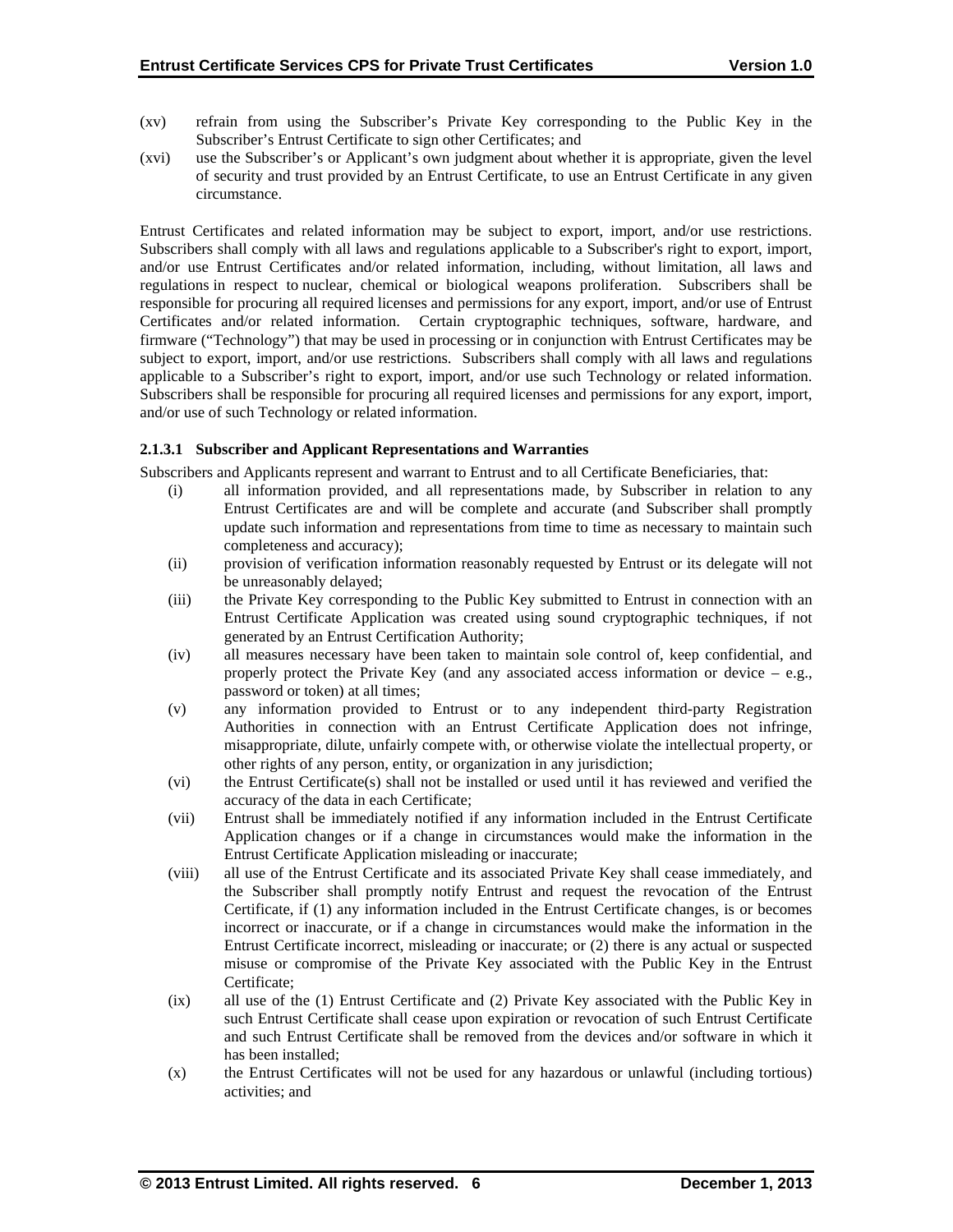(xv) refrain from using the Subscriber's Private Key corresponding to the Public Key in the Subscriber's Entrust Certificate to sign other Certificates; and

(xvi) use the Subscriber's or Applicant's own judgment about whether it is appropriate, given the level of security and trust provided by an Entrust Certificate, to use an Entrust Certificate in any given circumstance.

Entrust Certificates and related information may be subject to export, import, and/or use restrictions. Subscribers shall comply with all laws and regulations applicable to a Subscriber's right to export, import, and/or use Entrust Certificates and/or related information, including, without limitation, all laws and regulations in respect to nuclear, chemical or biological weapons proliferation. Subscribers shall be responsible for procuring all required licenses and permissions for any export, import, and/or use of Entrust Certificates and/or related information. Certain cryptographic techniques, software, hardware, and firmware ("Technology") that may be used in processing or in conjunction with Entrust Certificates may be subject to export, import, and/or use restrictions. Subscribers shall comply with all laws and regulations applicable to a Subscriber's right to export, import, and/or use such Technology or related information. Subscribers shall be responsible for procuring all required licenses and permissions for any export, import, and/or use of such Technology or related information.

#### 2.1.3.1 Subscriber and Applicant Representations and Warranties

Subscribers and Applicants represent and warrant to Entrust and to all Certificate Beneficiaries, that:

(i) all information provided, and all representations made, by Subscriber in relation to any Entrust Certificates are and will be complete and accurate (and Subscriber shall promptly update such information and representations from time to time as necessary to maintain such completeness and accuracy);

(ii) provision of verification information reasonably requested by Entrust or its delegate will not be unreasonably delayed;

(iii) the Private Key corresponding to the Public Key submitted to Entrust in connection with an Entrust Certificate Application was created using sound cryptographic techniques, if not generated by an Entrust Certification Authority;

(iv) all measures necessary have been taken to maintain sole control of, keep confidential, and properly protect the Private Key (and any associated access information or device – e.g., password or token) at all times;

(v) any information provided to Entrust or to any independent third-party Registration Authorities in connection with an Entrust Certificate Application does not infringe, misappropriate, dilute, unfairly compete with, or otherwise violate the intellectual property, or other rights of any person, entity, or organization in any jurisdiction;

(vi) the Entrust Certificate(s) shall not be installed or used until it has reviewed and verified the accuracy of the data in each Certificate;

(vii) Entrust shall be immediately notified if any information included in the Entrust Certificate Application changes or if a change in circumstances would make the information in the Entrust Certificate Application misleading or inaccurate;

(viii) all use of the Entrust Certificate and its associated Private Key shall cease immediately, and the Subscriber shall promptly notify Entrust and request the revocation of the Entrust Certificate, if (1) any information included in the Entrust Certificate changes, is or becomes incorrect or inaccurate, or if a change in circumstances would make the information in the Entrust Certificate incorrect, misleading or inaccurate; or (2) there is any actual or suspected misuse or compromise of the Private Key associated with the Public Key in the Entrust Certificate;

(ix) all use of the (1) Entrust Certificate and (2) Private Key associated with the Public Key in such Entrust Certificate shall cease upon expiration or revocation of such Entrust Certificate and such Entrust Certificate shall be removed from the devices and/or software in which it has been installed;

(x) the Entrust Certificates will not be used for any hazardous or unlawful (including tortious) activities; and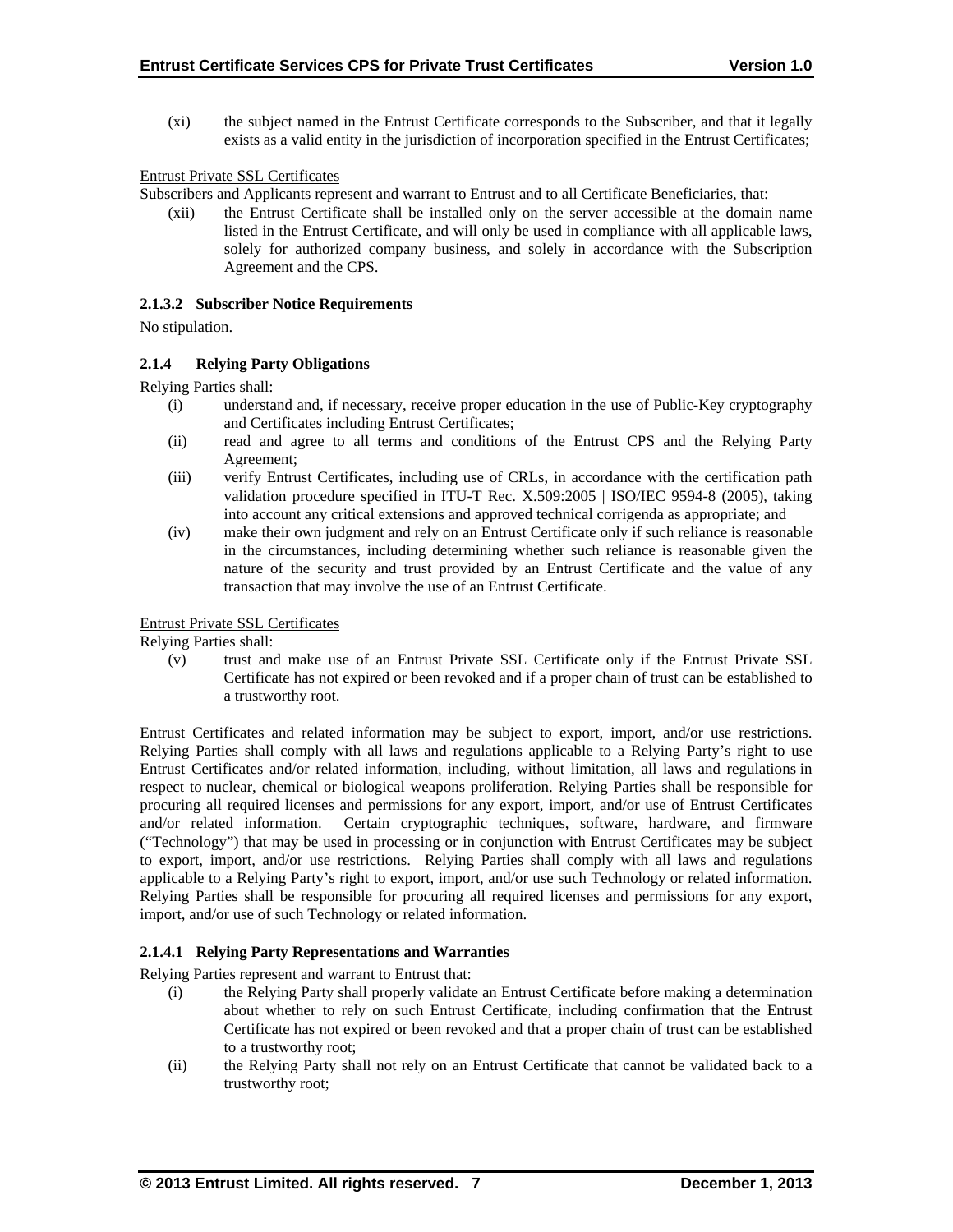(xi) the subject named in the Entrust Certificate corresponds to the Subscriber, and that it legally exists as a valid entity in the jurisdiction of incorporation specified in the Entrust Certificates;

Entrust Private SSL Certificates

Subscribers and Applicants represent and warrant to Entrust and to all Certificate Beneficiaries, that:

(xii) the Entrust Certificate shall be installed only on the server accessible at the domain name listed in the Entrust Certificate, and will only be used in compliance with all applicable laws, solely for authorized company business, and solely in accordance with the Subscription Agreement and the CPS.

#### 2.1.3.2 Subscriber Notice Requirements

No stipulation.

### 2.1.4 Relying Party Obligations

Relying Parties shall:

(i) understand and, if necessary, receive proper education in the use of Public-Key cryptography and Certificates including Entrust Certificates;

(ii) read and agree to all terms and conditions of the Entrust CPS and the Relying Party Agreement;

(iii) verify Entrust Certificates, including use of CRLs, in accordance with the certification path validation procedure specified in ITU-T Rec. X.509:2005 | ISO/IEC 9594-8 (2005), taking into account any critical extensions and approved technical corrigenda as appropriate; and

(iv) make their own judgment and rely on an Entrust Certificate only if such reliance is reasonable in the circumstances, including determining whether such reliance is reasonable given the nature of the security and trust provided by an Entrust Certificate and the value of any transaction that may involve the use of an Entrust Certificate.

Entrust Private SSL Certificates

Relying Parties shall:

(v) trust and make use of an Entrust Private SSL Certificate only if the Entrust Private SSL Certificate has not expired or been revoked and if a proper chain of trust can be established to a trustworthy root.

Entrust Certificates and related information may be subject to export, import, and/or use restrictions. Relying Parties shall comply with all laws and regulations applicable to a Relying Party's right to use Entrust Certificates and/or related information, including, without limitation, all laws and regulations in respect to nuclear, chemical or biological weapons proliferation. Relying Parties shall be responsible for procuring all required licenses and permissions for any export, import, and/or use of Entrust Certificates and/or related information. Certain cryptographic techniques, software, hardware, and firmware ("Technology") that may be used in processing or in conjunction with Entrust Certificates may be subject to export, import, and/or use restrictions. Relying Parties shall comply with all laws and regulations applicable to a Relying Party's right to export, import, and/or use such Technology or related information. Relying Parties shall be responsible for procuring all required licenses and permissions for any export, import, and/or use of such Technology or related information.

#### 2.1.4.1 Relying Party Representations and Warranties

Relying Parties represent and warrant to Entrust that:

(i) the Relying Party shall properly validate an Entrust Certificate before making a determination about whether to rely on such Entrust Certificate, including confirmation that the Entrust Certificate has not expired or been revoked and that a proper chain of trust can be established to a trustworthy root;

(ii) the Relying Party shall not rely on an Entrust Certificate that cannot be validated back to a trustworthy root;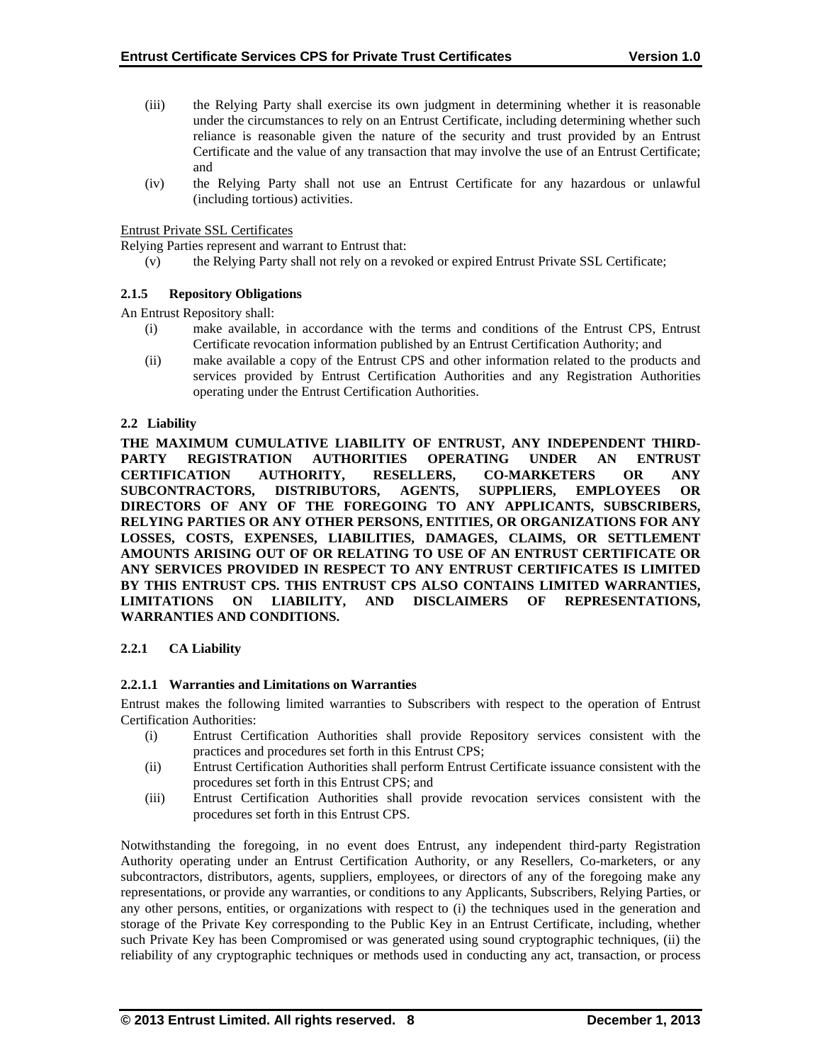(iii) the Relying Party shall exercise its own judgment in determining whether it is reasonable under the circumstances to rely on an Entrust Certificate, including determining whether such reliance is reasonable given the nature of the security and trust provided by an Entrust Certificate and the value of any transaction that may involve the use of an Entrust Certificate; and

(iv) the Relying Party shall not use an Entrust Certificate for any hazardous or unlawful (including tortious) activities.

Entrust Private SSL Certificates

Relying Parties represent and warrant to Entrust that:

(v) the Relying Party shall not rely on a revoked or expired Entrust Private SSL Certificate;

#### 2.1.5 Repository Obligations

An Entrust Repository shall:

(i) make available, in accordance with the terms and conditions of the Entrust CPS, Entrust Certificate revocation information published by an Entrust Certification Authority; and

(ii) make available a copy of the Entrust CPS and other information related to the products and services provided by Entrust Certification Authorities and any Registration Authorities operating under the Entrust Certification Authorities.

### 2.2 Liability

**THE MAXIMUM CUMULATIVE LIABILITY OF ENTRUST, ANY INDEPENDENT THIRD-PARTY REGISTRATION AUTHORITIES OPERATING UNDER AN ENTRUST CERTIFICATION AUTHORITY, RESELLERS, CO-MARKETERS OR ANY SUBCONTRACTORS, DISTRIBUTORS, AGENTS, SUPPLIERS, EMPLOYEES OR DIRECTORS OF ANY OF THE FOREGOING TO ANY APPLICANTS, SUBSCRIBERS, RELYING PARTIES OR ANY OTHER PERSONS, ENTITIES, OR ORGANIZATIONS FOR ANY LOSSES, COSTS, EXPENSES, LIABILITIES, DAMAGES, CLAIMS, OR SETTLEMENT AMOUNTS ARISING OUT OF OR RELATING TO USE OF AN ENTRUST CERTIFICATE OR ANY SERVICES PROVIDED IN RESPECT TO ANY ENTRUST CERTIFICATES IS LIMITED BY THIS ENTRUST CPS. THIS ENTRUST CPS ALSO CONTAINS LIMITED WARRANTIES, LIMITATIONS ON LIABILITY, AND DISCLAIMERS OF REPRESENTATIONS, WARRANTIES AND CONDITIONS.**

#### 2.2.1 CA Liability

##### 2.2.1.1 Warranties and Limitations on Warranties

Entrust makes the following limited warranties to Subscribers with respect to the operation of Entrust Certification Authorities:

(i) Entrust Certification Authorities shall provide Repository services consistent with the practices and procedures set forth in this Entrust CPS;

(ii) Entrust Certification Authorities shall perform Entrust Certificate issuance consistent with the procedures set forth in this Entrust CPS; and

(iii) Entrust Certification Authorities shall provide revocation services consistent with the procedures set forth in this Entrust CPS.

Notwithstanding the foregoing, in no event does Entrust, any independent third-party Registration Authority operating under an Entrust Certification Authority, or any Resellers, Co-marketers, or any subcontractors, distributors, agents, suppliers, employees, or directors of any of the foregoing make any representations, or provide any warranties, or conditions to any Applicants, Subscribers, Relying Parties, or any other persons, entities, or organizations with respect to (i) the techniques used in the generation and storage of the Private Key corresponding to the Public Key in an Entrust Certificate, including, whether such Private Key has been Compromised or was generated using sound cryptographic techniques, (ii) the reliability of any cryptographic techniques or methods used in conducting any act, transaction, or process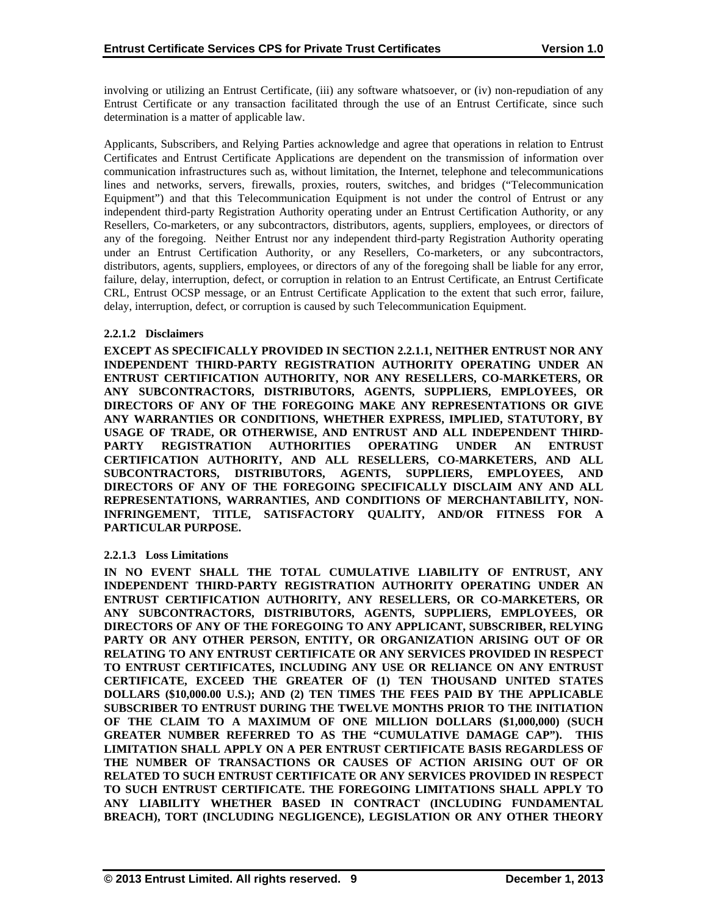involving or utilizing an Entrust Certificate, (iii) any software whatsoever, or (iv) non-repudiation of any Entrust Certificate or any transaction facilitated through the use of an Entrust Certificate, since such determination is a matter of applicable law.

Applicants, Subscribers, and Relying Parties acknowledge and agree that operations in relation to Entrust Certificates and Entrust Certificate Applications are dependent on the transmission of information over communication infrastructures such as, without limitation, the Internet, telephone and telecommunications lines and networks, servers, firewalls, proxies, routers, switches, and bridges ("Telecommunication Equipment") and that this Telecommunication Equipment is not under the control of Entrust or any independent third-party Registration Authority operating under an Entrust Certification Authority, or any Resellers, Co-marketers, or any subcontractors, distributors, agents, suppliers, employees, or directors of any of the foregoing. Neither Entrust nor any independent third-party Registration Authority operating under an Entrust Certification Authority, or any Resellers, Co-marketers, or any subcontractors, distributors, agents, suppliers, employees, or directors of any of the foregoing shall be liable for any error, failure, delay, interruption, defect, or corruption in relation to an Entrust Certificate, an Entrust Certificate CRL, Entrust OCSP message, or an Entrust Certificate Application to the extent that such error, failure, delay, interruption, defect, or corruption is caused by such Telecommunication Equipment.

#### 2.2.1.2 Disclaimers

**EXCEPT AS SPECIFICALLY PROVIDED IN SECTION 2.2.1.1, NEITHER ENTRUST NOR ANY INDEPENDENT THIRD-PARTY REGISTRATION AUTHORITY OPERATING UNDER AN ENTRUST CERTIFICATION AUTHORITY, NOR ANY RESELLERS, CO-MARKETERS, OR ANY SUBCONTRACTORS, DISTRIBUTORS, AGENTS, SUPPLIERS, EMPLOYEES, OR DIRECTORS OF ANY OF THE FOREGOING MAKE ANY REPRESENTATIONS OR GIVE ANY WARRANTIES OR CONDITIONS, WHETHER EXPRESS, IMPLIED, STATUTORY, BY USAGE OF TRADE, OR OTHERWISE, AND ENTRUST AND ALL INDEPENDENT THIRD-PARTY REGISTRATION AUTHORITIES OPERATING UNDER AN ENTRUST CERTIFICATION AUTHORITY, AND ALL RESELLERS, CO-MARKETERS, AND ALL SUBCONTRACTORS, DISTRIBUTORS, AGENTS, SUPPLIERS, EMPLOYEES, AND DIRECTORS OF ANY OF THE FOREGOING SPECIFICALLY DISCLAIM ANY AND ALL REPRESENTATIONS, WARRANTIES, AND CONDITIONS OF MERCHANTABILITY, NON-INFRINGEMENT, TITLE, SATISFACTORY QUALITY, AND/OR FITNESS FOR A PARTICULAR PURPOSE.**

#### 2.2.1.3 Loss Limitations

**IN NO EVENT SHALL THE TOTAL CUMULATIVE LIABILITY OF ENTRUST, ANY INDEPENDENT THIRD-PARTY REGISTRATION AUTHORITY OPERATING UNDER AN ENTRUST CERTIFICATION AUTHORITY, ANY RESELLERS, OR CO-MARKETERS, OR ANY SUBCONTRACTORS, DISTRIBUTORS, AGENTS, SUPPLIERS, EMPLOYEES, OR DIRECTORS OF ANY OF THE FOREGOING TO ANY APPLICANT, SUBSCRIBER, RELYING PARTY OR ANY OTHER PERSON, ENTITY, OR ORGANIZATION ARISING OUT OF OR RELATING TO ANY ENTRUST CERTIFICATE OR ANY SERVICES PROVIDED IN RESPECT TO ENTRUST CERTIFICATES, INCLUDING ANY USE OR RELIANCE ON ANY ENTRUST CERTIFICATE, EXCEED THE GREATER OF (1) TEN THOUSAND UNITED STATES DOLLARS ($10,000.00 U.S.); AND (2) TEN TIMES THE FEES PAID BY THE APPLICABLE SUBSCRIBER TO ENTRUST DURING THE TWELVE MONTHS PRIOR TO THE INITIATION OF THE CLAIM TO A MAXIMUM OF ONE MILLION DOLLARS ($1,000,000) (SUCH GREATER NUMBER REFERRED TO AS THE "CUMULATIVE DAMAGE CAP"). THIS LIMITATION SHALL APPLY ON A PER ENTRUST CERTIFICATE BASIS REGARDLESS OF THE NUMBER OF TRANSACTIONS OR CAUSES OF ACTION ARISING OUT OF OR RELATED TO SUCH ENTRUST CERTIFICATE OR ANY SERVICES PROVIDED IN RESPECT TO SUCH ENTRUST CERTIFICATE. THE FOREGOING LIMITATIONS SHALL APPLY TO ANY LIABILITY WHETHER BASED IN CONTRACT (INCLUDING FUNDAMENTAL BREACH), TORT (INCLUDING NEGLIGENCE), LEGISLATION OR ANY OTHER THEORY**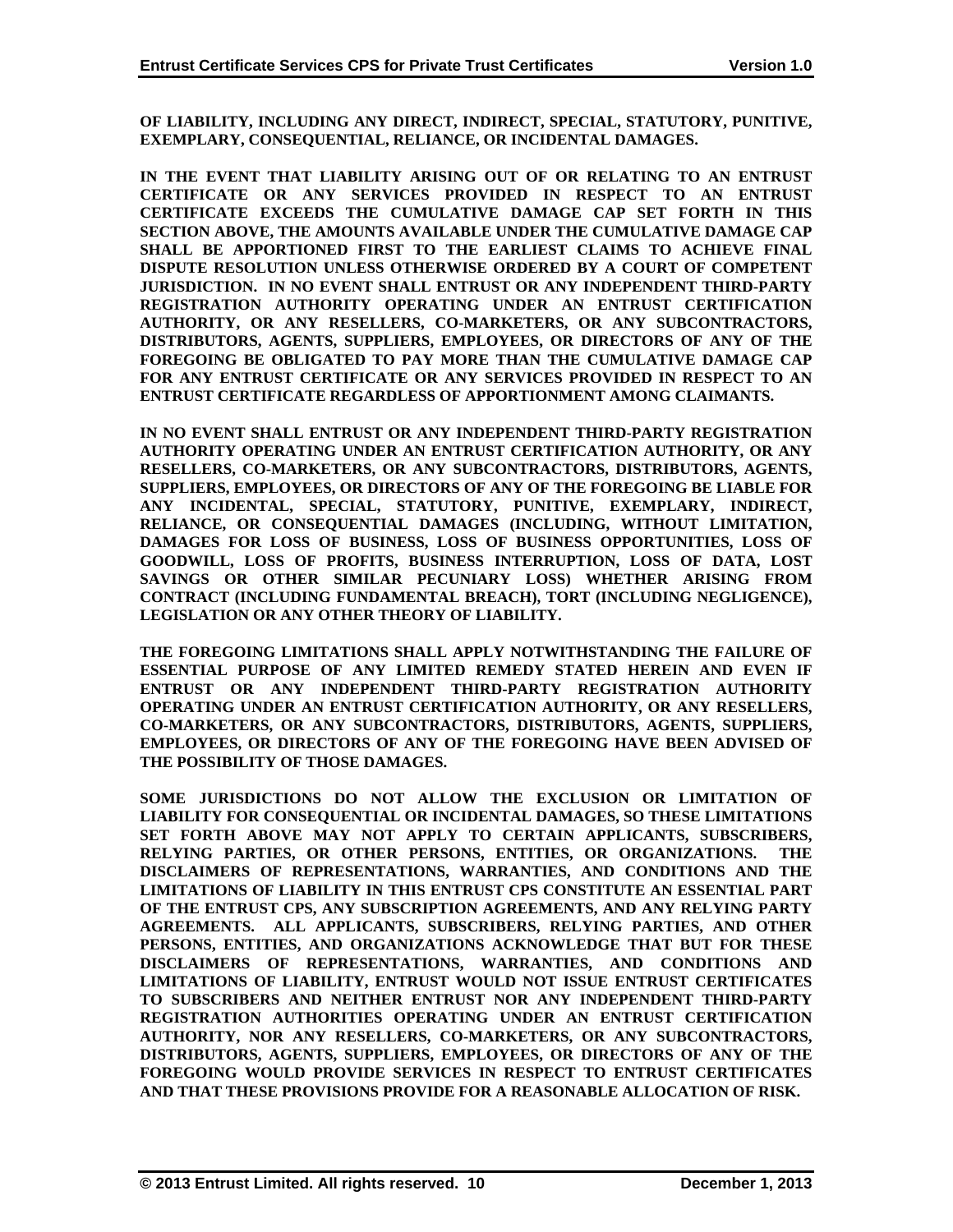**OF LIABILITY, INCLUDING ANY DIRECT, INDIRECT, SPECIAL, STATUTORY, PUNITIVE, EXEMPLARY, CONSEQUENTIAL, RELIANCE, OR INCIDENTAL DAMAGES.**

**IN THE EVENT THAT LIABILITY ARISING OUT OF OR RELATING TO AN ENTRUST CERTIFICATE OR ANY SERVICES PROVIDED IN RESPECT TO AN ENTRUST CERTIFICATE EXCEEDS THE CUMULATIVE DAMAGE CAP SET FORTH IN THIS SECTION ABOVE, THE AMOUNTS AVAILABLE UNDER THE CUMULATIVE DAMAGE CAP SHALL BE APPORTIONED FIRST TO THE EARLIEST CLAIMS TO ACHIEVE FINAL DISPUTE RESOLUTION UNLESS OTHERWISE ORDERED BY A COURT OF COMPETENT JURISDICTION. IN NO EVENT SHALL ENTRUST OR ANY INDEPENDENT THIRD-PARTY REGISTRATION AUTHORITY OPERATING UNDER AN ENTRUST CERTIFICATION AUTHORITY, OR ANY RESELLERS, CO-MARKETERS, OR ANY SUBCONTRACTORS, DISTRIBUTORS, AGENTS, SUPPLIERS, EMPLOYEES, OR DIRECTORS OF ANY OF THE FOREGOING BE OBLIGATED TO PAY MORE THAN THE CUMULATIVE DAMAGE CAP FOR ANY ENTRUST CERTIFICATE OR ANY SERVICES PROVIDED IN RESPECT TO AN ENTRUST CERTIFICATE REGARDLESS OF APPORTIONMENT AMONG CLAIMANTS.**

**IN NO EVENT SHALL ENTRUST OR ANY INDEPENDENT THIRD-PARTY REGISTRATION AUTHORITY OPERATING UNDER AN ENTRUST CERTIFICATION AUTHORITY, OR ANY RESELLERS, CO-MARKETERS, OR ANY SUBCONTRACTORS, DISTRIBUTORS, AGENTS, SUPPLIERS, EMPLOYEES, OR DIRECTORS OF ANY OF THE FOREGOING BE LIABLE FOR ANY INCIDENTAL, SPECIAL, STATUTORY, PUNITIVE, EXEMPLARY, INDIRECT, RELIANCE, OR CONSEQUENTIAL DAMAGES (INCLUDING, WITHOUT LIMITATION, DAMAGES FOR LOSS OF BUSINESS, LOSS OF BUSINESS OPPORTUNITIES, LOSS OF GOODWILL, LOSS OF PROFITS, BUSINESS INTERRUPTION, LOSS OF DATA, LOST SAVINGS OR OTHER SIMILAR PECUNIARY LOSS) WHETHER ARISING FROM CONTRACT (INCLUDING FUNDAMENTAL BREACH), TORT (INCLUDING NEGLIGENCE), LEGISLATION OR ANY OTHER THEORY OF LIABILITY.**

**THE FOREGOING LIMITATIONS SHALL APPLY NOTWITHSTANDING THE FAILURE OF ESSENTIAL PURPOSE OF ANY LIMITED REMEDY STATED HEREIN AND EVEN IF ENTRUST OR ANY INDEPENDENT THIRD-PARTY REGISTRATION AUTHORITY OPERATING UNDER AN ENTRUST CERTIFICATION AUTHORITY, OR ANY RESELLERS, CO-MARKETERS, OR ANY SUBCONTRACTORS, DISTRIBUTORS, AGENTS, SUPPLIERS, EMPLOYEES, OR DIRECTORS OF ANY OF THE FOREGOING HAVE BEEN ADVISED OF THE POSSIBILITY OF THOSE DAMAGES.**

**SOME JURISDICTIONS DO NOT ALLOW THE EXCLUSION OR LIMITATION OF LIABILITY FOR CONSEQUENTIAL OR INCIDENTAL DAMAGES, SO THESE LIMITATIONS SET FORTH ABOVE MAY NOT APPLY TO CERTAIN APPLICANTS, SUBSCRIBERS, RELYING PARTIES, OR OTHER PERSONS, ENTITIES, OR ORGANIZATIONS. THE DISCLAIMERS OF REPRESENTATIONS, WARRANTIES, AND CONDITIONS AND THE LIMITATIONS OF LIABILITY IN THIS ENTRUST CPS CONSTITUTE AN ESSENTIAL PART OF THE ENTRUST CPS, ANY SUBSCRIPTION AGREEMENTS, AND ANY RELYING PARTY AGREEMENTS. ALL APPLICANTS, SUBSCRIBERS, RELYING PARTIES, AND OTHER PERSONS, ENTITIES, AND ORGANIZATIONS ACKNOWLEDGE THAT BUT FOR THESE DISCLAIMERS OF REPRESENTATIONS, WARRANTIES, AND CONDITIONS AND LIMITATIONS OF LIABILITY, ENTRUST WOULD NOT ISSUE ENTRUST CERTIFICATES TO SUBSCRIBERS AND NEITHER ENTRUST NOR ANY INDEPENDENT THIRD-PARTY REGISTRATION AUTHORITIES OPERATING UNDER AN ENTRUST CERTIFICATION AUTHORITY, NOR ANY RESELLERS, CO-MARKETERS, OR ANY SUBCONTRACTORS, DISTRIBUTORS, AGENTS, SUPPLIERS, EMPLOYEES, OR DIRECTORS OF ANY OF THE FOREGOING WOULD PROVIDE SERVICES IN RESPECT TO ENTRUST CERTIFICATES AND THAT THESE PROVISIONS PROVIDE FOR A REASONABLE ALLOCATION OF RISK.**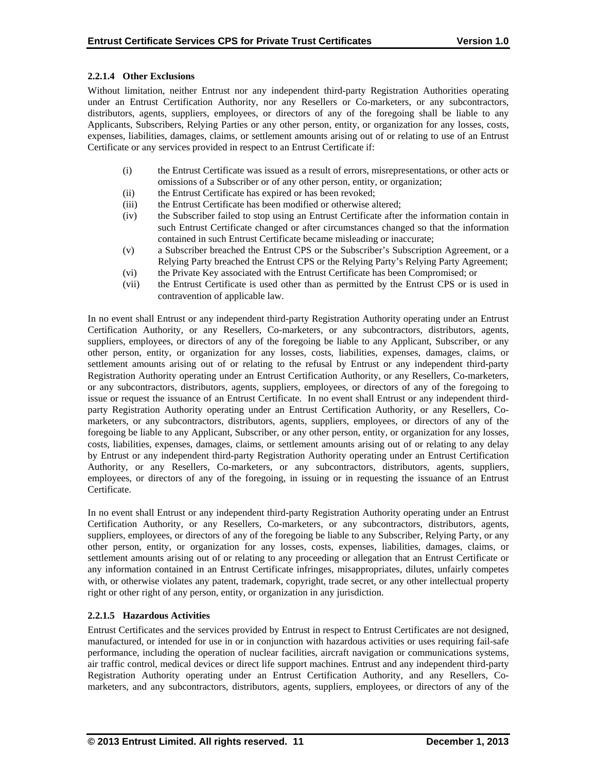#### 2.2.1.4 Other Exclusions

Without limitation, neither Entrust nor any independent third-party Registration Authorities operating under an Entrust Certification Authority, nor any Resellers or Co-marketers, or any subcontractors, distributors, agents, suppliers, employees, or directors of any of the foregoing shall be liable to any Applicants, Subscribers, Relying Parties or any other person, entity, or organization for any losses, costs, expenses, liabilities, damages, claims, or settlement amounts arising out of or relating to use of an Entrust Certificate or any services provided in respect to an Entrust Certificate if:

- (i) the Entrust Certificate was issued as a result of errors, misrepresentations, or other acts or omissions of a Subscriber or of any other person, entity, or organization;
- (ii) the Entrust Certificate has expired or has been revoked;
- (iii) the Entrust Certificate has been modified or otherwise altered;
- (iv) the Subscriber failed to stop using an Entrust Certificate after the information contain in such Entrust Certificate changed or after circumstances changed so that the information contained in such Entrust Certificate became misleading or inaccurate;
- (v) a Subscriber breached the Entrust CPS or the Subscriber's Subscription Agreement, or a Relying Party breached the Entrust CPS or the Relying Party's Relying Party Agreement;
- (vi) the Private Key associated with the Entrust Certificate has been Compromised; or
- (vii) the Entrust Certificate is used other than as permitted by the Entrust CPS or is used in contravention of applicable law.

In no event shall Entrust or any independent third-party Registration Authority operating under an Entrust Certification Authority, or any Resellers, Co-marketers, or any subcontractors, distributors, agents, suppliers, employees, or directors of any of the foregoing be liable to any Applicant, Subscriber, or any other person, entity, or organization for any losses, costs, liabilities, expenses, damages, claims, or settlement amounts arising out of or relating to the refusal by Entrust or any independent third-party Registration Authority operating under an Entrust Certification Authority, or any Resellers, Co-marketers, or any subcontractors, distributors, agents, suppliers, employees, or directors of any of the foregoing to issue or request the issuance of an Entrust Certificate. In no event shall Entrust or any independent third-party Registration Authority operating under an Entrust Certification Authority, or any Resellers, Co-marketers, or any subcontractors, distributors, agents, suppliers, employees, or directors of any of the foregoing be liable to any Applicant, Subscriber, or any other person, entity, or organization for any losses, costs, liabilities, expenses, damages, claims, or settlement amounts arising out of or relating to any delay by Entrust or any independent third-party Registration Authority operating under an Entrust Certification Authority, or any Resellers, Co-marketers, or any subcontractors, distributors, agents, suppliers, employees, or directors of any of the foregoing, in issuing or in requesting the issuance of an Entrust Certificate.

In no event shall Entrust or any independent third-party Registration Authority operating under an Entrust Certification Authority, or any Resellers, Co-marketers, or any subcontractors, distributors, agents, suppliers, employees, or directors of any of the foregoing be liable to any Subscriber, Relying Party, or any other person, entity, or organization for any losses, costs, expenses, liabilities, damages, claims, or settlement amounts arising out of or relating to any proceeding or allegation that an Entrust Certificate or any information contained in an Entrust Certificate infringes, misappropriates, dilutes, unfairly competes with, or otherwise violates any patent, trademark, copyright, trade secret, or any other intellectual property right or other right of any person, entity, or organization in any jurisdiction.

#### 2.2.1.5 Hazardous Activities

Entrust Certificates and the services provided by Entrust in respect to Entrust Certificates are not designed, manufactured, or intended for use in or in conjunction with hazardous activities or uses requiring fail-safe performance, including the operation of nuclear facilities, aircraft navigation or communications systems, air traffic control, medical devices or direct life support machines. Entrust and any independent third-party Registration Authority operating under an Entrust Certification Authority, and any Resellers, Co-marketers, and any subcontractors, distributors, agents, suppliers, employees, or directors of any of the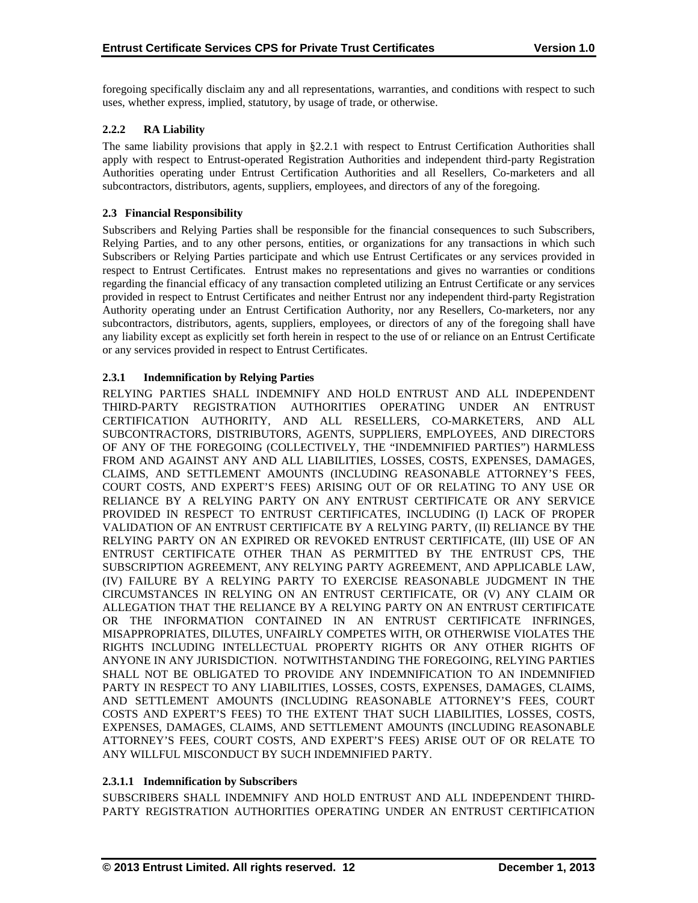foregoing specifically disclaim any and all representations, warranties, and conditions with respect to such uses, whether express, implied, statutory, by usage of trade, or otherwise.

### 2.2.2 RA Liability

The same liability provisions that apply in §2.2.1 with respect to Entrust Certification Authorities shall apply with respect to Entrust-operated Registration Authorities and independent third-party Registration Authorities operating under Entrust Certification Authorities and all Resellers, Co-marketers and all subcontractors, distributors, agents, suppliers, employees, and directors of any of the foregoing.

## 2.3 Financial Responsibility

Subscribers and Relying Parties shall be responsible for the financial consequences to such Subscribers, Relying Parties, and to any other persons, entities, or organizations for any transactions in which such Subscribers or Relying Parties participate and which use Entrust Certificates or any services provided in respect to Entrust Certificates. Entrust makes no representations and gives no warranties or conditions regarding the financial efficacy of any transaction completed utilizing an Entrust Certificate or any services provided in respect to Entrust Certificates and neither Entrust nor any independent third-party Registration Authority operating under an Entrust Certification Authority, nor any Resellers, Co-marketers, nor any subcontractors, distributors, agents, suppliers, employees, or directors of any of the foregoing shall have any liability except as explicitly set forth herein in respect to the use of or reliance on an Entrust Certificate or any services provided in respect to Entrust Certificates.

### 2.3.1 Indemnification by Relying Parties

RELYING PARTIES SHALL INDEMNIFY AND HOLD ENTRUST AND ALL INDEPENDENT THIRD-PARTY REGISTRATION AUTHORITIES OPERATING UNDER AN ENTRUST CERTIFICATION AUTHORITY, AND ALL RESELLERS, CO-MARKETERS, AND ALL SUBCONTRACTORS, DISTRIBUTORS, AGENTS, SUPPLIERS, EMPLOYEES, AND DIRECTORS OF ANY OF THE FOREGOING (COLLECTIVELY, THE "INDEMNIFIED PARTIES") HARMLESS FROM AND AGAINST ANY AND ALL LIABILITIES, LOSSES, COSTS, EXPENSES, DAMAGES, CLAIMS, AND SETTLEMENT AMOUNTS (INCLUDING REASONABLE ATTORNEY'S FEES, COURT COSTS, AND EXPERT'S FEES) ARISING OUT OF OR RELATING TO ANY USE OR RELIANCE BY A RELYING PARTY ON ANY ENTRUST CERTIFICATE OR ANY SERVICE PROVIDED IN RESPECT TO ENTRUST CERTIFICATES, INCLUDING (I) LACK OF PROPER VALIDATION OF AN ENTRUST CERTIFICATE BY A RELYING PARTY, (II) RELIANCE BY THE RELYING PARTY ON AN EXPIRED OR REVOKED ENTRUST CERTIFICATE, (III) USE OF AN ENTRUST CERTIFICATE OTHER THAN AS PERMITTED BY THE ENTRUST CPS, THE SUBSCRIPTION AGREEMENT, ANY RELYING PARTY AGREEMENT, AND APPLICABLE LAW, (IV) FAILURE BY A RELYING PARTY TO EXERCISE REASONABLE JUDGMENT IN THE CIRCUMSTANCES IN RELYING ON AN ENTRUST CERTIFICATE, OR (V) ANY CLAIM OR ALLEGATION THAT THE RELIANCE BY A RELYING PARTY ON AN ENTRUST CERTIFICATE OR THE INFORMATION CONTAINED IN AN ENTRUST CERTIFICATE INFRINGES, MISAPPROPRIATES, DILUTES, UNFAIRLY COMPETES WITH, OR OTHERWISE VIOLATES THE RIGHTS INCLUDING INTELLECTUAL PROPERTY RIGHTS OR ANY OTHER RIGHTS OF ANYONE IN ANY JURISDICTION. NOTWITHSTANDING THE FOREGOING, RELYING PARTIES SHALL NOT BE OBLIGATED TO PROVIDE ANY INDEMNIFICATION TO AN INDEMNIFIED PARTY IN RESPECT TO ANY LIABILITIES, LOSSES, COSTS, EXPENSES, DAMAGES, CLAIMS, AND SETTLEMENT AMOUNTS (INCLUDING REASONABLE ATTORNEY'S FEES, COURT COSTS AND EXPERT'S FEES) TO THE EXTENT THAT SUCH LIABILITIES, LOSSES, COSTS, EXPENSES, DAMAGES, CLAIMS, AND SETTLEMENT AMOUNTS (INCLUDING REASONABLE ATTORNEY'S FEES, COURT COSTS, AND EXPERT'S FEES) ARISE OUT OF OR RELATE TO ANY WILLFUL MISCONDUCT BY SUCH INDEMNIFIED PARTY.

#### 2.3.1.1 Indemnification by Subscribers

SUBSCRIBERS SHALL INDEMNIFY AND HOLD ENTRUST AND ALL INDEPENDENT THIRD-PARTY REGISTRATION AUTHORITIES OPERATING UNDER AN ENTRUST CERTIFICATION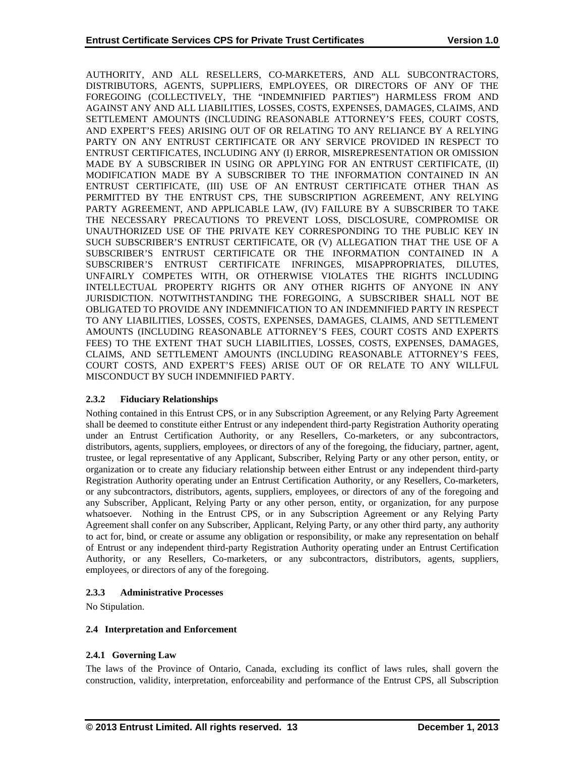AUTHORITY, AND ALL RESELLERS, CO-MARKETERS, AND ALL SUBCONTRACTORS, DISTRIBUTORS, AGENTS, SUPPLIERS, EMPLOYEES, OR DIRECTORS OF ANY OF THE FOREGOING (COLLECTIVELY, THE "INDEMNIFIED PARTIES") HARMLESS FROM AND AGAINST ANY AND ALL LIABILITIES, LOSSES, COSTS, EXPENSES, DAMAGES, CLAIMS, AND SETTLEMENT AMOUNTS (INCLUDING REASONABLE ATTORNEY'S FEES, COURT COSTS, AND EXPERT'S FEES) ARISING OUT OF OR RELATING TO ANY RELIANCE BY A RELYING PARTY ON ANY ENTRUST CERTIFICATE OR ANY SERVICE PROVIDED IN RESPECT TO ENTRUST CERTIFICATES, INCLUDING ANY (I) ERROR, MISREPRESENTATION OR OMISSION MADE BY A SUBSCRIBER IN USING OR APPLYING FOR AN ENTRUST CERTIFICATE, (II) MODIFICATION MADE BY A SUBSCRIBER TO THE INFORMATION CONTAINED IN AN ENTRUST CERTIFICATE, (III) USE OF AN ENTRUST CERTIFICATE OTHER THAN AS PERMITTED BY THE ENTRUST CPS, THE SUBSCRIPTION AGREEMENT, ANY RELYING PARTY AGREEMENT, AND APPLICABLE LAW, (IV) FAILURE BY A SUBSCRIBER TO TAKE THE NECESSARY PRECAUTIONS TO PREVENT LOSS, DISCLOSURE, COMPROMISE OR UNAUTHORIZED USE OF THE PRIVATE KEY CORRESPONDING TO THE PUBLIC KEY IN SUCH SUBSCRIBER'S ENTRUST CERTIFICATE, OR (V) ALLEGATION THAT THE USE OF A SUBSCRIBER'S ENTRUST CERTIFICATE OR THE INFORMATION CONTAINED IN A SUBSCRIBER'S ENTRUST CERTIFICATE INFRINGES, MISAPPROPRIATES, DILUTES, UNFAIRLY COMPETES WITH, OR OTHERWISE VIOLATES THE RIGHTS INCLUDING INTELLECTUAL PROPERTY RIGHTS OR ANY OTHER RIGHTS OF ANYONE IN ANY JURISDICTION. NOTWITHSTANDING THE FOREGOING, A SUBSCRIBER SHALL NOT BE OBLIGATED TO PROVIDE ANY INDEMNIFICATION TO AN INDEMNIFIED PARTY IN RESPECT TO ANY LIABILITIES, LOSSES, COSTS, EXPENSES, DAMAGES, CLAIMS, AND SETTLEMENT AMOUNTS (INCLUDING REASONABLE ATTORNEY'S FEES, COURT COSTS AND EXPERTS FEES) TO THE EXTENT THAT SUCH LIABILITIES, LOSSES, COSTS, EXPENSES, DAMAGES, CLAIMS, AND SETTLEMENT AMOUNTS (INCLUDING REASONABLE ATTORNEY'S FEES, COURT COSTS, AND EXPERT'S FEES) ARISE OUT OF OR RELATE TO ANY WILLFUL MISCONDUCT BY SUCH INDEMNIFIED PARTY.

#### 2.3.2 Fiduciary Relationships

Nothing contained in this Entrust CPS, or in any Subscription Agreement, or any Relying Party Agreement shall be deemed to constitute either Entrust or any independent third-party Registration Authority operating under an Entrust Certification Authority, or any Resellers, Co-marketers, or any subcontractors, distributors, agents, suppliers, employees, or directors of any of the foregoing, the fiduciary, partner, agent, trustee, or legal representative of any Applicant, Subscriber, Relying Party or any other person, entity, or organization or to create any fiduciary relationship between either Entrust or any independent third-party Registration Authority operating under an Entrust Certification Authority, or any Resellers, Co-marketers, or any subcontractors, distributors, agents, suppliers, employees, or directors of any of the foregoing and any Subscriber, Applicant, Relying Party or any other person, entity, or organization, for any purpose whatsoever. Nothing in the Entrust CPS, or in any Subscription Agreement or any Relying Party Agreement shall confer on any Subscriber, Applicant, Relying Party, or any other third party, any authority to act for, bind, or create or assume any obligation or responsibility, or make any representation on behalf of Entrust or any independent third-party Registration Authority operating under an Entrust Certification Authority, or any Resellers, Co-marketers, or any subcontractors, distributors, agents, suppliers, employees, or directors of any of the foregoing.

#### 2.3.3 Administrative Processes

No Stipulation.

### 2.4 Interpretation and Enforcement

#### 2.4.1 Governing Law

The laws of the Province of Ontario, Canada, excluding its conflict of laws rules, shall govern the construction, validity, interpretation, enforceability and performance of the Entrust CPS, all Subscription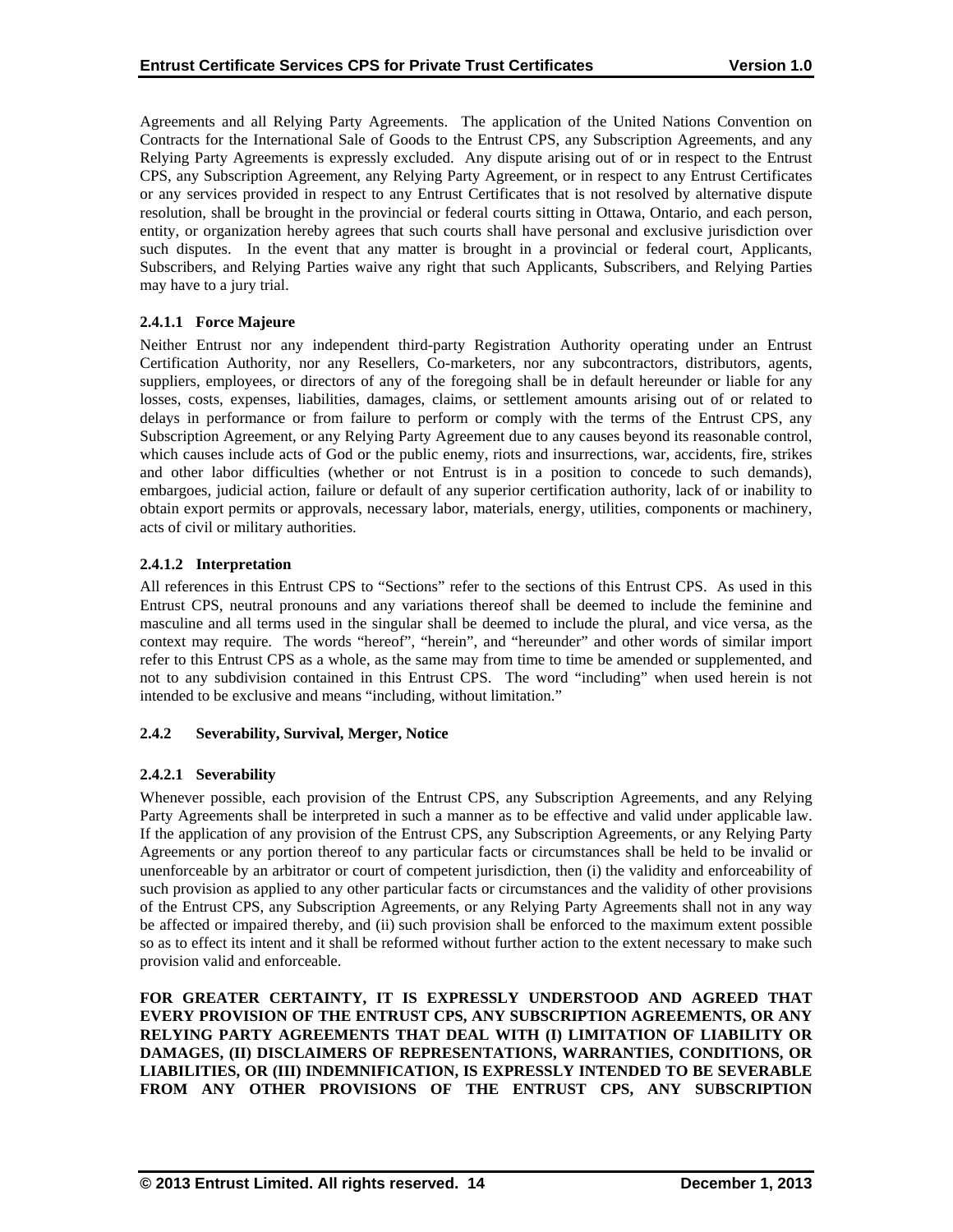Agreements and all Relying Party Agreements. The application of the United Nations Convention on Contracts for the International Sale of Goods to the Entrust CPS, any Subscription Agreements, and any Relying Party Agreements is expressly excluded. Any dispute arising out of or in respect to the Entrust CPS, any Subscription Agreement, any Relying Party Agreement, or in respect to any Entrust Certificates or any services provided in respect to any Entrust Certificates that is not resolved by alternative dispute resolution, shall be brought in the provincial or federal courts sitting in Ottawa, Ontario, and each person, entity, or organization hereby agrees that such courts shall have personal and exclusive jurisdiction over such disputes. In the event that any matter is brought in a provincial or federal court, Applicants, Subscribers, and Relying Parties waive any right that such Applicants, Subscribers, and Relying Parties may have to a jury trial.

#### 2.4.1.1 Force Majeure

Neither Entrust nor any independent third-party Registration Authority operating under an Entrust Certification Authority, nor any Resellers, Co-marketers, nor any subcontractors, distributors, agents, suppliers, employees, or directors of any of the foregoing shall be in default hereunder or liable for any losses, costs, expenses, liabilities, damages, claims, or settlement amounts arising out of or related to delays in performance or from failure to perform or comply with the terms of the Entrust CPS, any Subscription Agreement, or any Relying Party Agreement due to any causes beyond its reasonable control, which causes include acts of God or the public enemy, riots and insurrections, war, accidents, fire, strikes and other labor difficulties (whether or not Entrust is in a position to concede to such demands), embargoes, judicial action, failure or default of any superior certification authority, lack of or inability to obtain export permits or approvals, necessary labor, materials, energy, utilities, components or machinery, acts of civil or military authorities.

#### 2.4.1.2 Interpretation

All references in this Entrust CPS to "Sections" refer to the sections of this Entrust CPS. As used in this Entrust CPS, neutral pronouns and any variations thereof shall be deemed to include the feminine and masculine and all terms used in the singular shall be deemed to include the plural, and vice versa, as the context may require. The words "hereof", "herein", and "hereunder" and other words of similar import refer to this Entrust CPS as a whole, as the same may from time to time be amended or supplemented, and not to any subdivision contained in this Entrust CPS. The word "including" when used herein is not intended to be exclusive and means "including, without limitation."

### 2.4.2 Severability, Survival, Merger, Notice

#### 2.4.2.1 Severability

Whenever possible, each provision of the Entrust CPS, any Subscription Agreements, and any Relying Party Agreements shall be interpreted in such a manner as to be effective and valid under applicable law. If the application of any provision of the Entrust CPS, any Subscription Agreements, or any Relying Party Agreements or any portion thereof to any particular facts or circumstances shall be held to be invalid or unenforceable by an arbitrator or court of competent jurisdiction, then (i) the validity and enforceability of such provision as applied to any other particular facts or circumstances and the validity of other provisions of the Entrust CPS, any Subscription Agreements, or any Relying Party Agreements shall not in any way be affected or impaired thereby, and (ii) such provision shall be enforced to the maximum extent possible so as to effect its intent and it shall be reformed without further action to the extent necessary to make such provision valid and enforceable.

**FOR GREATER CERTAINTY, IT IS EXPRESSLY UNDERSTOOD AND AGREED THAT EVERY PROVISION OF THE ENTRUST CPS, ANY SUBSCRIPTION AGREEMENTS, OR ANY RELYING PARTY AGREEMENTS THAT DEAL WITH (I) LIMITATION OF LIABILITY OR DAMAGES, (II) DISCLAIMERS OF REPRESENTATIONS, WARRANTIES, CONDITIONS, OR LIABILITIES, OR (III) INDEMNIFICATION, IS EXPRESSLY INTENDED TO BE SEVERABLE FROM ANY OTHER PROVISIONS OF THE ENTRUST CPS, ANY SUBSCRIPTION**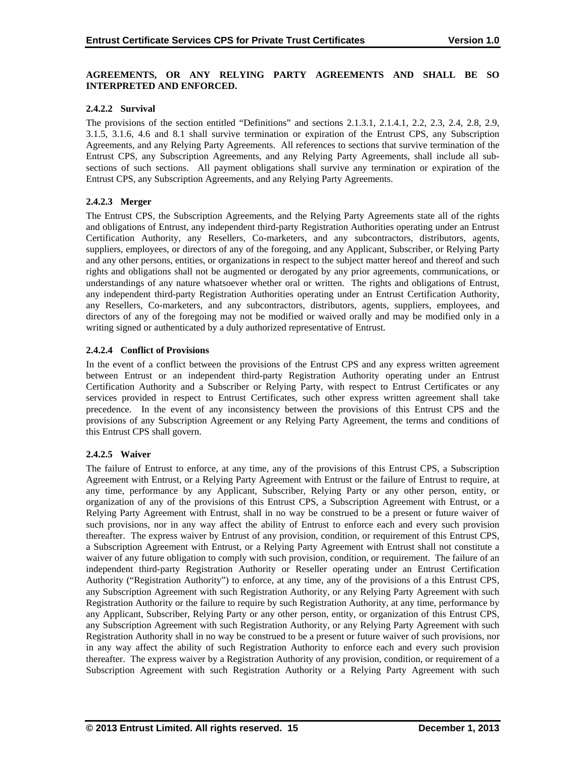**AGREEMENTS, OR ANY RELYING PARTY AGREEMENTS AND SHALL BE SO INTERPRETED AND ENFORCED.**

#### 2.4.2.2 Survival

The provisions of the section entitled "Definitions" and sections 2.1.3.1, 2.1.4.1, 2.2, 2.3, 2.4, 2.8, 2.9, 3.1.5, 3.1.6, 4.6 and 8.1 shall survive termination or expiration of the Entrust CPS, any Subscription Agreements, and any Relying Party Agreements. All references to sections that survive termination of the Entrust CPS, any Subscription Agreements, and any Relying Party Agreements, shall include all sub-sections of such sections. All payment obligations shall survive any termination or expiration of the Entrust CPS, any Subscription Agreements, and any Relying Party Agreements.

#### 2.4.2.3 Merger

The Entrust CPS, the Subscription Agreements, and the Relying Party Agreements state all of the rights and obligations of Entrust, any independent third-party Registration Authorities operating under an Entrust Certification Authority, any Resellers, Co-marketers, and any subcontractors, distributors, agents, suppliers, employees, or directors of any of the foregoing, and any Applicant, Subscriber, or Relying Party and any other persons, entities, or organizations in respect to the subject matter hereof and thereof and such rights and obligations shall not be augmented or derogated by any prior agreements, communications, or understandings of any nature whatsoever whether oral or written. The rights and obligations of Entrust, any independent third-party Registration Authorities operating under an Entrust Certification Authority, any Resellers, Co-marketers, and any subcontractors, distributors, agents, suppliers, employees, and directors of any of the foregoing may not be modified or waived orally and may be modified only in a writing signed or authenticated by a duly authorized representative of Entrust.

#### 2.4.2.4 Conflict of Provisions

In the event of a conflict between the provisions of the Entrust CPS and any express written agreement between Entrust or an independent third-party Registration Authority operating under an Entrust Certification Authority and a Subscriber or Relying Party, with respect to Entrust Certificates or any services provided in respect to Entrust Certificates, such other express written agreement shall take precedence. In the event of any inconsistency between the provisions of this Entrust CPS and the provisions of any Subscription Agreement or any Relying Party Agreement, the terms and conditions of this Entrust CPS shall govern.

#### 2.4.2.5 Waiver

The failure of Entrust to enforce, at any time, any of the provisions of this Entrust CPS, a Subscription Agreement with Entrust, or a Relying Party Agreement with Entrust or the failure of Entrust to require, at any time, performance by any Applicant, Subscriber, Relying Party or any other person, entity, or organization of any of the provisions of this Entrust CPS, a Subscription Agreement with Entrust, or a Relying Party Agreement with Entrust, shall in no way be construed to be a present or future waiver of such provisions, nor in any way affect the ability of Entrust to enforce each and every such provision thereafter. The express waiver by Entrust of any provision, condition, or requirement of this Entrust CPS, a Subscription Agreement with Entrust, or a Relying Party Agreement with Entrust shall not constitute a waiver of any future obligation to comply with such provision, condition, or requirement. The failure of an independent third-party Registration Authority or Reseller operating under an Entrust Certification Authority ("Registration Authority") to enforce, at any time, any of the provisions of a this Entrust CPS, any Subscription Agreement with such Registration Authority, or any Relying Party Agreement with such Registration Authority or the failure to require by such Registration Authority, at any time, performance by any Applicant, Subscriber, Relying Party or any other person, entity, or organization of this Entrust CPS, any Subscription Agreement with such Registration Authority, or any Relying Party Agreement with such Registration Authority shall in no way be construed to be a present or future waiver of such provisions, nor in any way affect the ability of such Registration Authority to enforce each and every such provision thereafter. The express waiver by a Registration Authority of any provision, condition, or requirement of a Subscription Agreement with such Registration Authority or a Relying Party Agreement with such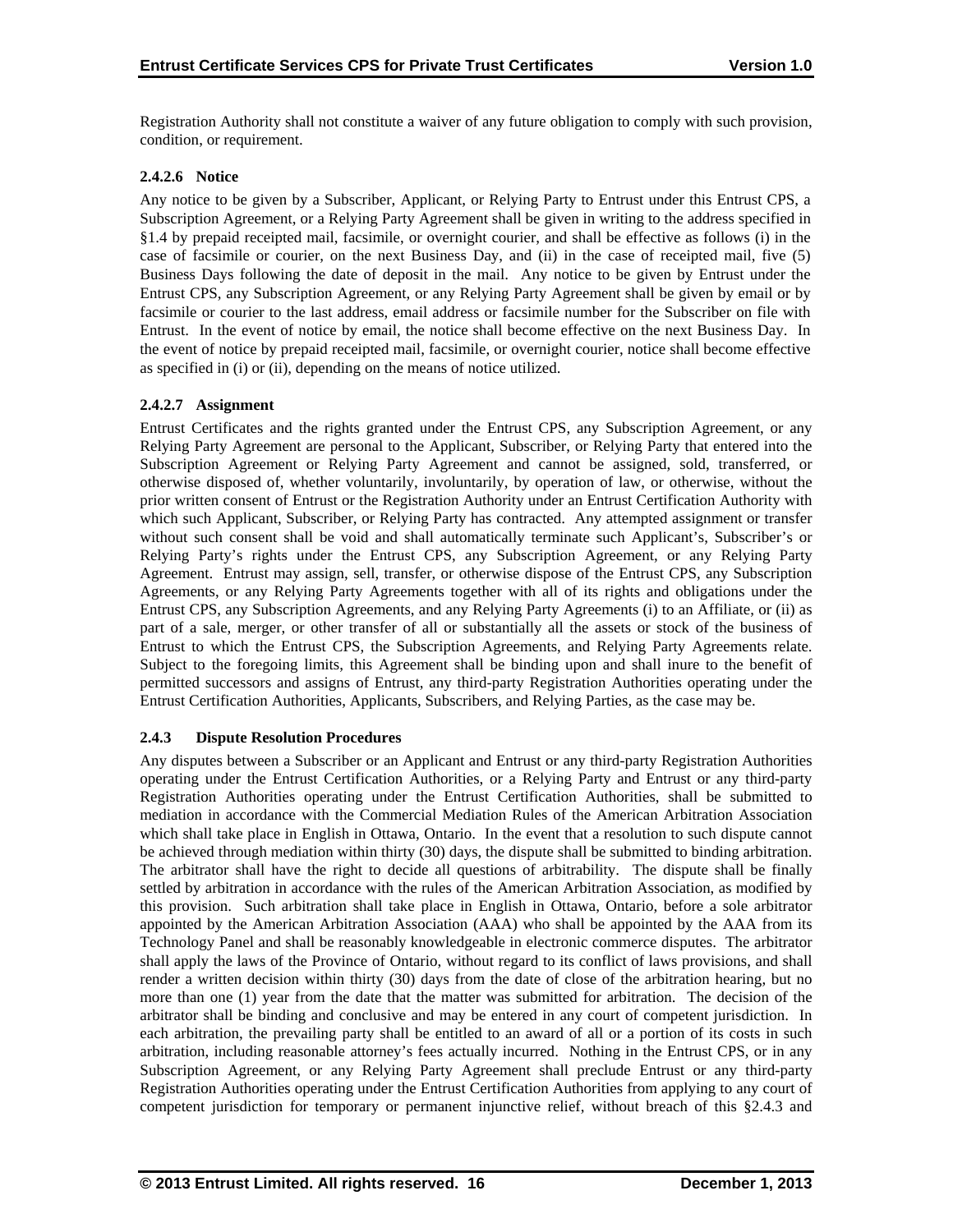Registration Authority shall not constitute a waiver of any future obligation to comply with such provision, condition, or requirement.

#### 2.4.2.6 Notice

Any notice to be given by a Subscriber, Applicant, or Relying Party to Entrust under this Entrust CPS, a Subscription Agreement, or a Relying Party Agreement shall be given in writing to the address specified in §1.4 by prepaid receipted mail, facsimile, or overnight courier, and shall be effective as follows (i) in the case of facsimile or courier, on the next Business Day, and (ii) in the case of receipted mail, five (5) Business Days following the date of deposit in the mail. Any notice to be given by Entrust under the Entrust CPS, any Subscription Agreement, or any Relying Party Agreement shall be given by email or by facsimile or courier to the last address, email address or facsimile number for the Subscriber on file with Entrust. In the event of notice by email, the notice shall become effective on the next Business Day. In the event of notice by prepaid receipted mail, facsimile, or overnight courier, notice shall become effective as specified in (i) or (ii), depending on the means of notice utilized.

#### 2.4.2.7 Assignment

Entrust Certificates and the rights granted under the Entrust CPS, any Subscription Agreement, or any Relying Party Agreement are personal to the Applicant, Subscriber, or Relying Party that entered into the Subscription Agreement or Relying Party Agreement and cannot be assigned, sold, transferred, or otherwise disposed of, whether voluntarily, involuntarily, by operation of law, or otherwise, without the prior written consent of Entrust or the Registration Authority under an Entrust Certification Authority with which such Applicant, Subscriber, or Relying Party has contracted. Any attempted assignment or transfer without such consent shall be void and shall automatically terminate such Applicant's, Subscriber's or Relying Party's rights under the Entrust CPS, any Subscription Agreement, or any Relying Party Agreement. Entrust may assign, sell, transfer, or otherwise dispose of the Entrust CPS, any Subscription Agreements, or any Relying Party Agreements together with all of its rights and obligations under the Entrust CPS, any Subscription Agreements, and any Relying Party Agreements (i) to an Affiliate, or (ii) as part of a sale, merger, or other transfer of all or substantially all the assets or stock of the business of Entrust to which the Entrust CPS, the Subscription Agreements, and Relying Party Agreements relate. Subject to the foregoing limits, this Agreement shall be binding upon and shall inure to the benefit of permitted successors and assigns of Entrust, any third-party Registration Authorities operating under the Entrust Certification Authorities, Applicants, Subscribers, and Relying Parties, as the case may be.

### 2.4.3 Dispute Resolution Procedures

Any disputes between a Subscriber or an Applicant and Entrust or any third-party Registration Authorities operating under the Entrust Certification Authorities, or a Relying Party and Entrust or any third-party Registration Authorities operating under the Entrust Certification Authorities, shall be submitted to mediation in accordance with the Commercial Mediation Rules of the American Arbitration Association which shall take place in English in Ottawa, Ontario. In the event that a resolution to such dispute cannot be achieved through mediation within thirty (30) days, the dispute shall be submitted to binding arbitration. The arbitrator shall have the right to decide all questions of arbitrability. The dispute shall be finally settled by arbitration in accordance with the rules of the American Arbitration Association, as modified by this provision. Such arbitration shall take place in English in Ottawa, Ontario, before a sole arbitrator appointed by the American Arbitration Association (AAA) who shall be appointed by the AAA from its Technology Panel and shall be reasonably knowledgeable in electronic commerce disputes. The arbitrator shall apply the laws of the Province of Ontario, without regard to its conflict of laws provisions, and shall render a written decision within thirty (30) days from the date of close of the arbitration hearing, but no more than one (1) year from the date that the matter was submitted for arbitration. The decision of the arbitrator shall be binding and conclusive and may be entered in any court of competent jurisdiction. In each arbitration, the prevailing party shall be entitled to an award of all or a portion of its costs in such arbitration, including reasonable attorney's fees actually incurred. Nothing in the Entrust CPS, or in any Subscription Agreement, or any Relying Party Agreement shall preclude Entrust or any third-party Registration Authorities operating under the Entrust Certification Authorities from applying to any court of competent jurisdiction for temporary or permanent injunctive relief, without breach of this §2.4.3 and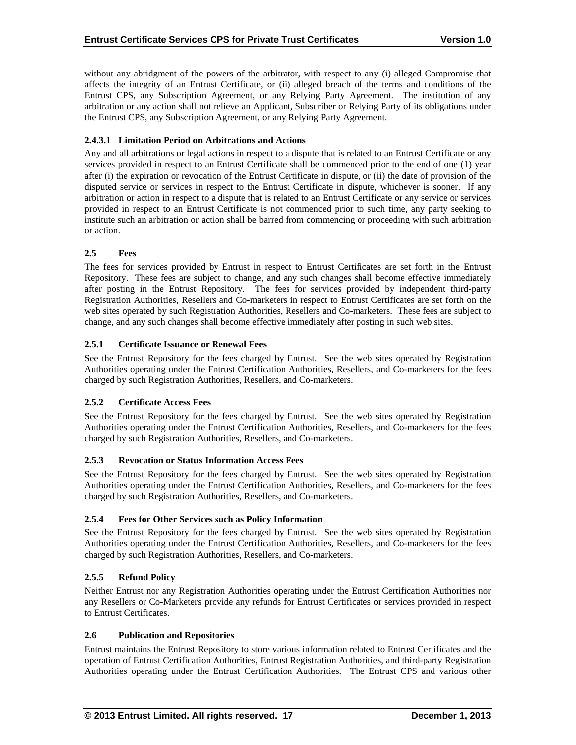without any abridgment of the powers of the arbitrator, with respect to any (i) alleged Compromise that affects the integrity of an Entrust Certificate, or (ii) alleged breach of the terms and conditions of the Entrust CPS, any Subscription Agreement, or any Relying Party Agreement. The institution of any arbitration or any action shall not relieve an Applicant, Subscriber or Relying Party of its obligations under the Entrust CPS, any Subscription Agreement, or any Relying Party Agreement.

#### 2.4.3.1 Limitation Period on Arbitrations and Actions

Any and all arbitrations or legal actions in respect to a dispute that is related to an Entrust Certificate or any services provided in respect to an Entrust Certificate shall be commenced prior to the end of one (1) year after (i) the expiration or revocation of the Entrust Certificate in dispute, or (ii) the date of provision of the disputed service or services in respect to the Entrust Certificate in dispute, whichever is sooner. If any arbitration or action in respect to a dispute that is related to an Entrust Certificate or any service or services provided in respect to an Entrust Certificate is not commenced prior to such time, any party seeking to institute such an arbitration or action shall be barred from commencing or proceeding with such arbitration or action.

## 2.5 Fees

The fees for services provided by Entrust in respect to Entrust Certificates are set forth in the Entrust Repository. These fees are subject to change, and any such changes shall become effective immediately after posting in the Entrust Repository. The fees for services provided by independent third-party Registration Authorities, Resellers and Co-marketers in respect to Entrust Certificates are set forth on the web sites operated by such Registration Authorities, Resellers and Co-marketers. These fees are subject to change, and any such changes shall become effective immediately after posting in such web sites.

### 2.5.1 Certificate Issuance or Renewal Fees

See the Entrust Repository for the fees charged by Entrust. See the web sites operated by Registration Authorities operating under the Entrust Certification Authorities, Resellers, and Co-marketers for the fees charged by such Registration Authorities, Resellers, and Co-marketers.

### 2.5.2 Certificate Access Fees

See the Entrust Repository for the fees charged by Entrust. See the web sites operated by Registration Authorities operating under the Entrust Certification Authorities, Resellers, and Co-marketers for the fees charged by such Registration Authorities, Resellers, and Co-marketers.

### 2.5.3 Revocation or Status Information Access Fees

See the Entrust Repository for the fees charged by Entrust. See the web sites operated by Registration Authorities operating under the Entrust Certification Authorities, Resellers, and Co-marketers for the fees charged by such Registration Authorities, Resellers, and Co-marketers.

### 2.5.4 Fees for Other Services such as Policy Information

See the Entrust Repository for the fees charged by Entrust. See the web sites operated by Registration Authorities operating under the Entrust Certification Authorities, Resellers, and Co-marketers for the fees charged by such Registration Authorities, Resellers, and Co-marketers.

### 2.5.5 Refund Policy

Neither Entrust nor any Registration Authorities operating under the Entrust Certification Authorities nor any Resellers or Co-Marketers provide any refunds for Entrust Certificates or services provided in respect to Entrust Certificates.

## 2.6 Publication and Repositories

Entrust maintains the Entrust Repository to store various information related to Entrust Certificates and the operation of Entrust Certification Authorities, Entrust Registration Authorities, and third-party Registration Authorities operating under the Entrust Certification Authorities. The Entrust CPS and various other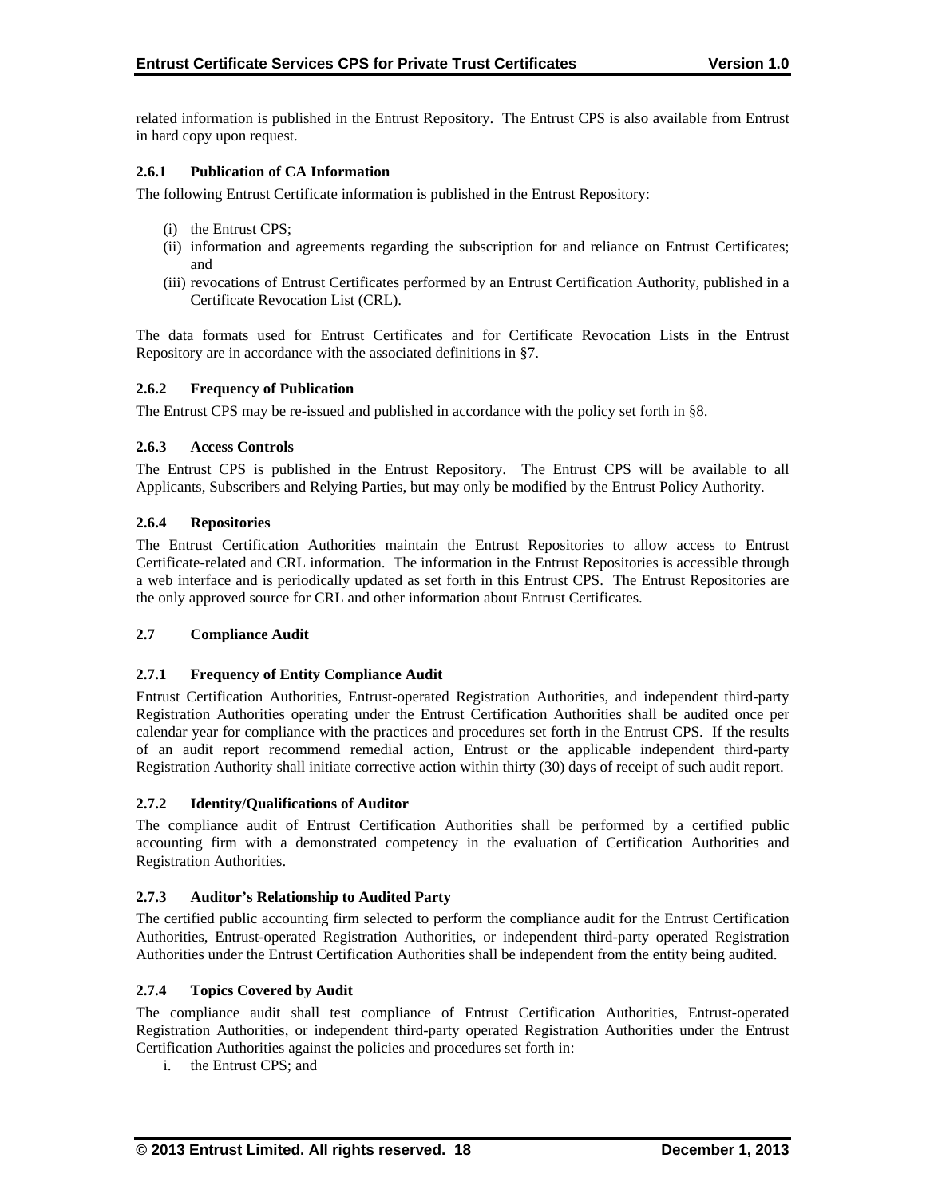related information is published in the Entrust Repository. The Entrust CPS is also available from Entrust in hard copy upon request.

### 2.6.1 Publication of CA Information

The following Entrust Certificate information is published in the Entrust Repository:

(i) the Entrust CPS;
(ii) information and agreements regarding the subscription for and reliance on Entrust Certificates; and
(iii) revocations of Entrust Certificates performed by an Entrust Certification Authority, published in a Certificate Revocation List (CRL).

The data formats used for Entrust Certificates and for Certificate Revocation Lists in the Entrust Repository are in accordance with the associated definitions in §7.

### 2.6.2 Frequency of Publication

The Entrust CPS may be re-issued and published in accordance with the policy set forth in §8.

### 2.6.3 Access Controls

The Entrust CPS is published in the Entrust Repository. The Entrust CPS will be available to all Applicants, Subscribers and Relying Parties, but may only be modified by the Entrust Policy Authority.

### 2.6.4 Repositories

The Entrust Certification Authorities maintain the Entrust Repositories to allow access to Entrust Certificate-related and CRL information. The information in the Entrust Repositories is accessible through a web interface and is periodically updated as set forth in this Entrust CPS. The Entrust Repositories are the only approved source for CRL and other information about Entrust Certificates.

## 2.7 Compliance Audit

### 2.7.1 Frequency of Entity Compliance Audit

Entrust Certification Authorities, Entrust-operated Registration Authorities, and independent third-party Registration Authorities operating under the Entrust Certification Authorities shall be audited once per calendar year for compliance with the practices and procedures set forth in the Entrust CPS. If the results of an audit report recommend remedial action, Entrust or the applicable independent third-party Registration Authority shall initiate corrective action within thirty (30) days of receipt of such audit report.

### 2.7.2 Identity/Qualifications of Auditor

The compliance audit of Entrust Certification Authorities shall be performed by a certified public accounting firm with a demonstrated competency in the evaluation of Certification Authorities and Registration Authorities.

### 2.7.3 Auditor's Relationship to Audited Party

The certified public accounting firm selected to perform the compliance audit for the Entrust Certification Authorities, Entrust-operated Registration Authorities, or independent third-party operated Registration Authorities under the Entrust Certification Authorities shall be independent from the entity being audited.

### 2.7.4 Topics Covered by Audit

The compliance audit shall test compliance of Entrust Certification Authorities, Entrust-operated Registration Authorities, or independent third-party operated Registration Authorities under the Entrust Certification Authorities against the policies and procedures set forth in:

i. the Entrust CPS; and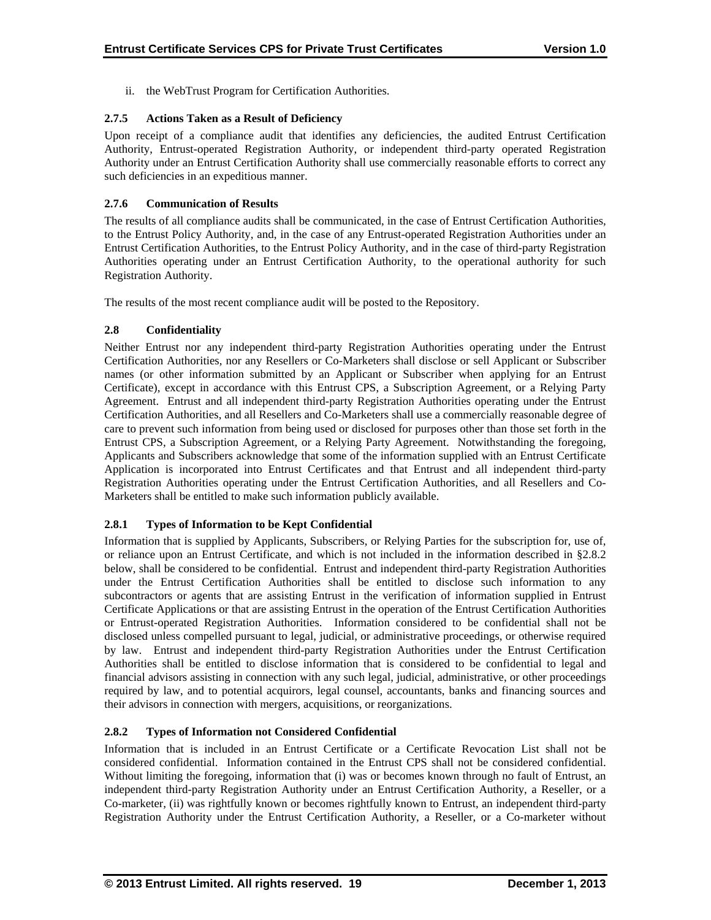ii. the WebTrust Program for Certification Authorities.

### 2.7.5 Actions Taken as a Result of Deficiency

Upon receipt of a compliance audit that identifies any deficiencies, the audited Entrust Certification Authority, Entrust-operated Registration Authority, or independent third-party operated Registration Authority under an Entrust Certification Authority shall use commercially reasonable efforts to correct any such deficiencies in an expeditious manner.

### 2.7.6 Communication of Results

The results of all compliance audits shall be communicated, in the case of Entrust Certification Authorities, to the Entrust Policy Authority, and, in the case of any Entrust-operated Registration Authorities under an Entrust Certification Authorities, to the Entrust Policy Authority, and in the case of third-party Registration Authorities operating under an Entrust Certification Authority, to the operational authority for such Registration Authority.

The results of the most recent compliance audit will be posted to the Repository.

## 2.8 Confidentiality

Neither Entrust nor any independent third-party Registration Authorities operating under the Entrust Certification Authorities, nor any Resellers or Co-Marketers shall disclose or sell Applicant or Subscriber names (or other information submitted by an Applicant or Subscriber when applying for an Entrust Certificate), except in accordance with this Entrust CPS, a Subscription Agreement, or a Relying Party Agreement. Entrust and all independent third-party Registration Authorities operating under the Entrust Certification Authorities, and all Resellers and Co-Marketers shall use a commercially reasonable degree of care to prevent such information from being used or disclosed for purposes other than those set forth in the Entrust CPS, a Subscription Agreement, or a Relying Party Agreement. Notwithstanding the foregoing, Applicants and Subscribers acknowledge that some of the information supplied with an Entrust Certificate Application is incorporated into Entrust Certificates and that Entrust and all independent third-party Registration Authorities operating under the Entrust Certification Authorities, and all Resellers and Co-Marketers shall be entitled to make such information publicly available.

### 2.8.1 Types of Information to be Kept Confidential

Information that is supplied by Applicants, Subscribers, or Relying Parties for the subscription for, use of, or reliance upon an Entrust Certificate, and which is not included in the information described in §2.8.2 below, shall be considered to be confidential. Entrust and independent third-party Registration Authorities under the Entrust Certification Authorities shall be entitled to disclose such information to any subcontractors or agents that are assisting Entrust in the verification of information supplied in Entrust Certificate Applications or that are assisting Entrust in the operation of the Entrust Certification Authorities or Entrust-operated Registration Authorities. Information considered to be confidential shall not be disclosed unless compelled pursuant to legal, judicial, or administrative proceedings, or otherwise required by law. Entrust and independent third-party Registration Authorities under the Entrust Certification Authorities shall be entitled to disclose information that is considered to be confidential to legal and financial advisors assisting in connection with any such legal, judicial, administrative, or other proceedings required by law, and to potential acquirors, legal counsel, accountants, banks and financing sources and their advisors in connection with mergers, acquisitions, or reorganizations.

### 2.8.2 Types of Information not Considered Confidential

Information that is included in an Entrust Certificate or a Certificate Revocation List shall not be considered confidential. Information contained in the Entrust CPS shall not be considered confidential. Without limiting the foregoing, information that (i) was or becomes known through no fault of Entrust, an independent third-party Registration Authority under an Entrust Certification Authority, a Reseller, or a Co-marketer, (ii) was rightfully known or becomes rightfully known to Entrust, an independent third-party Registration Authority under the Entrust Certification Authority, a Reseller, or a Co-marketer without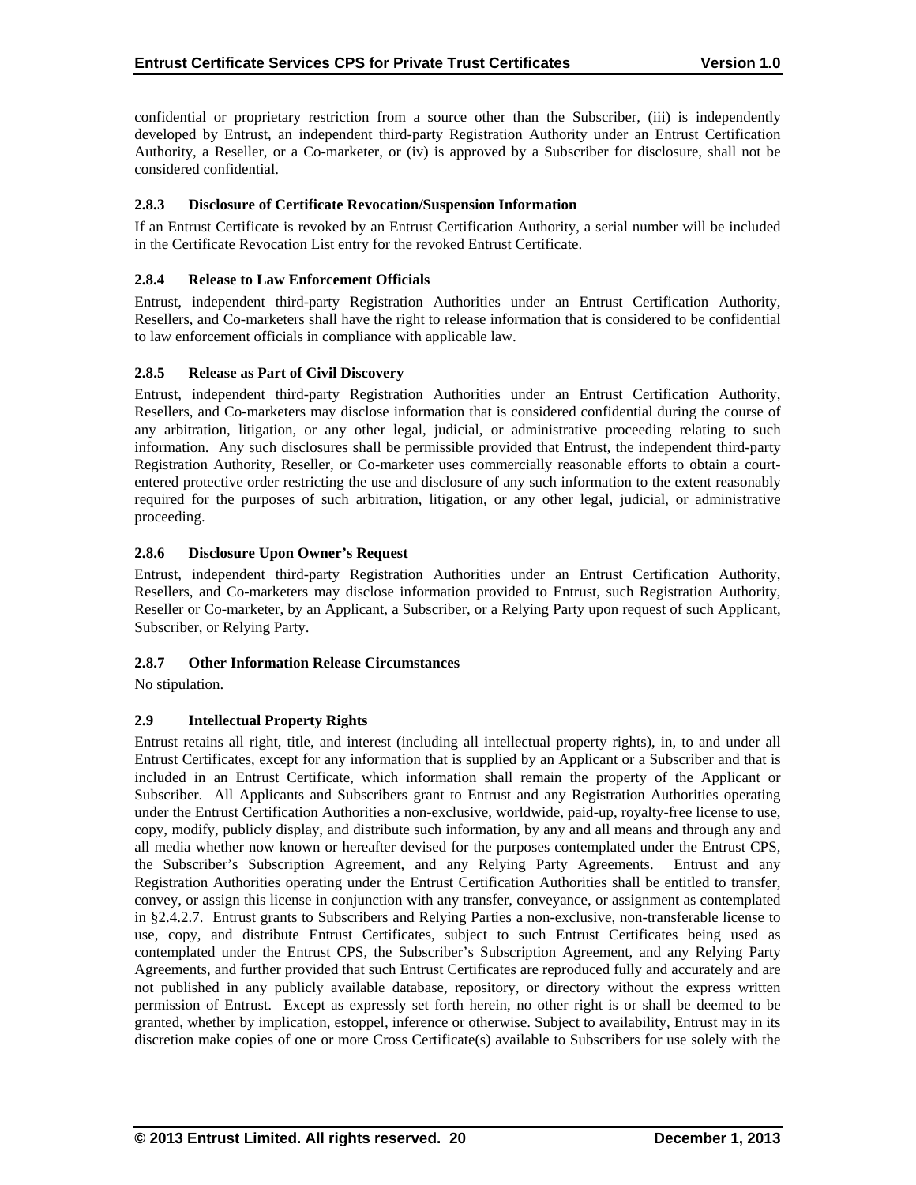confidential or proprietary restriction from a source other than the Subscriber, (iii) is independently developed by Entrust, an independent third-party Registration Authority under an Entrust Certification Authority, a Reseller, or a Co-marketer, or (iv) is approved by a Subscriber for disclosure, shall not be considered confidential.

### 2.8.3 Disclosure of Certificate Revocation/Suspension Information

If an Entrust Certificate is revoked by an Entrust Certification Authority, a serial number will be included in the Certificate Revocation List entry for the revoked Entrust Certificate.

### 2.8.4 Release to Law Enforcement Officials

Entrust, independent third-party Registration Authorities under an Entrust Certification Authority, Resellers, and Co-marketers shall have the right to release information that is considered to be confidential to law enforcement officials in compliance with applicable law.

### 2.8.5 Release as Part of Civil Discovery

Entrust, independent third-party Registration Authorities under an Entrust Certification Authority, Resellers, and Co-marketers may disclose information that is considered confidential during the course of any arbitration, litigation, or any other legal, judicial, or administrative proceeding relating to such information. Any such disclosures shall be permissible provided that Entrust, the independent third-party Registration Authority, Reseller, or Co-marketer uses commercially reasonable efforts to obtain a court-entered protective order restricting the use and disclosure of any such information to the extent reasonably required for the purposes of such arbitration, litigation, or any other legal, judicial, or administrative proceeding.

### 2.8.6 Disclosure Upon Owner's Request

Entrust, independent third-party Registration Authorities under an Entrust Certification Authority, Resellers, and Co-marketers may disclose information provided to Entrust, such Registration Authority, Reseller or Co-marketer, by an Applicant, a Subscriber, or a Relying Party upon request of such Applicant, Subscriber, or Relying Party.

### 2.8.7 Other Information Release Circumstances

No stipulation.

## 2.9 Intellectual Property Rights

Entrust retains all right, title, and interest (including all intellectual property rights), in, to and under all Entrust Certificates, except for any information that is supplied by an Applicant or a Subscriber and that is included in an Entrust Certificate, which information shall remain the property of the Applicant or Subscriber. All Applicants and Subscribers grant to Entrust and any Registration Authorities operating under the Entrust Certification Authorities a non-exclusive, worldwide, paid-up, royalty-free license to use, copy, modify, publicly display, and distribute such information, by any and all means and through any and all media whether now known or hereafter devised for the purposes contemplated under the Entrust CPS, the Subscriber's Subscription Agreement, and any Relying Party Agreements. Entrust and any Registration Authorities operating under the Entrust Certification Authorities shall be entitled to transfer, convey, or assign this license in conjunction with any transfer, conveyance, or assignment as contemplated in §2.4.2.7. Entrust grants to Subscribers and Relying Parties a non-exclusive, non-transferable license to use, copy, and distribute Entrust Certificates, subject to such Entrust Certificates being used as contemplated under the Entrust CPS, the Subscriber's Subscription Agreement, and any Relying Party Agreements, and further provided that such Entrust Certificates are reproduced fully and accurately and are not published in any publicly available database, repository, or directory without the express written permission of Entrust. Except as expressly set forth herein, no other right is or shall be deemed to be granted, whether by implication, estoppel, inference or otherwise. Subject to availability, Entrust may in its discretion make copies of one or more Cross Certificate(s) available to Subscribers for use solely with the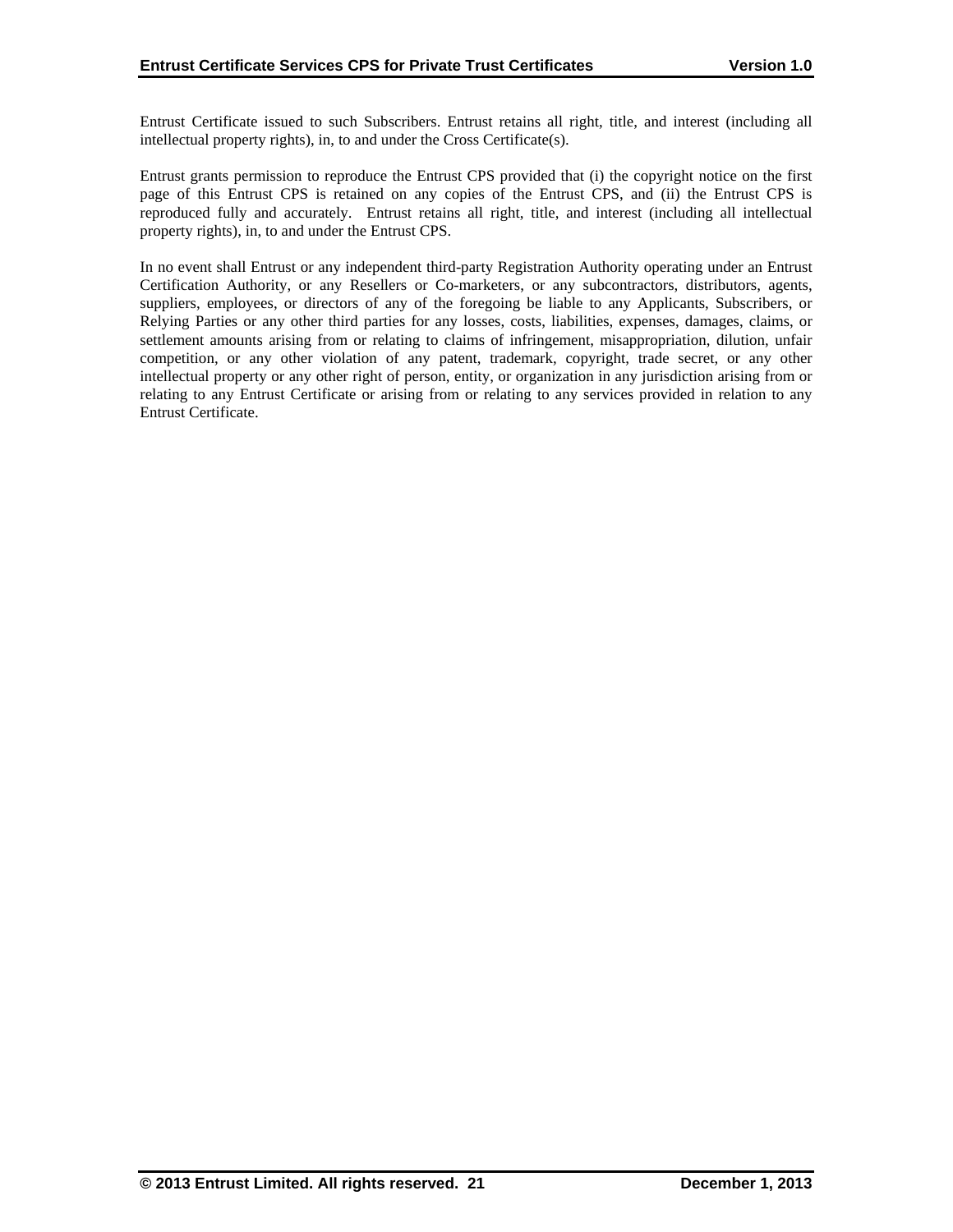Entrust Certificate issued to such Subscribers. Entrust retains all right, title, and interest (including all intellectual property rights), in, to and under the Cross Certificate(s).

Entrust grants permission to reproduce the Entrust CPS provided that (i) the copyright notice on the first page of this Entrust CPS is retained on any copies of the Entrust CPS, and (ii) the Entrust CPS is reproduced fully and accurately. Entrust retains all right, title, and interest (including all intellectual property rights), in, to and under the Entrust CPS.

In no event shall Entrust or any independent third-party Registration Authority operating under an Entrust Certification Authority, or any Resellers or Co-marketers, or any subcontractors, distributors, agents, suppliers, employees, or directors of any of the foregoing be liable to any Applicants, Subscribers, or Relying Parties or any other third parties for any losses, costs, liabilities, expenses, damages, claims, or settlement amounts arising from or relating to claims of infringement, misappropriation, dilution, unfair competition, or any other violation of any patent, trademark, copyright, trade secret, or any other intellectual property or any other right of person, entity, or organization in any jurisdiction arising from or relating to any Entrust Certificate or arising from or relating to any services provided in relation to any Entrust Certificate.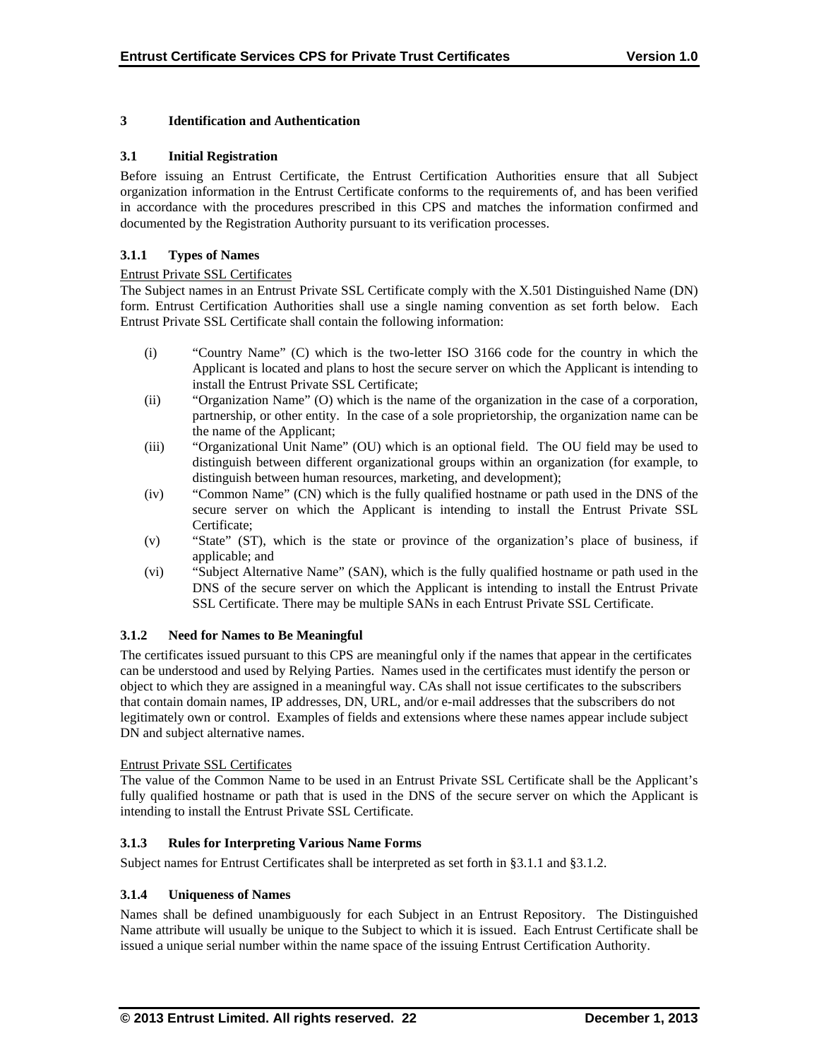# 3 Identification and Authentication

## 3.1 Initial Registration

Before issuing an Entrust Certificate, the Entrust Certification Authorities ensure that all Subject organization information in the Entrust Certificate conforms to the requirements of, and has been verified in accordance with the procedures prescribed in this CPS and matches the information confirmed and documented by the Registration Authority pursuant to its verification processes.

### 3.1.1 Types of Names

Entrust Private SSL Certificates

The Subject names in an Entrust Private SSL Certificate comply with the X.501 Distinguished Name (DN) form. Entrust Certification Authorities shall use a single naming convention as set forth below. Each Entrust Private SSL Certificate shall contain the following information:

(i) "Country Name" (C) which is the two-letter ISO 3166 code for the country in which the Applicant is located and plans to host the secure server on which the Applicant is intending to install the Entrust Private SSL Certificate;

(ii) "Organization Name" (O) which is the name of the organization in the case of a corporation, partnership, or other entity. In the case of a sole proprietorship, the organization name can be the name of the Applicant;

(iii) "Organizational Unit Name" (OU) which is an optional field. The OU field may be used to distinguish between different organizational groups within an organization (for example, to distinguish between human resources, marketing, and development);

(iv) "Common Name" (CN) which is the fully qualified hostname or path used in the DNS of the secure server on which the Applicant is intending to install the Entrust Private SSL Certificate;

(v) "State" (ST), which is the state or province of the organization's place of business, if applicable; and

(vi) "Subject Alternative Name" (SAN), which is the fully qualified hostname or path used in the DNS of the secure server on which the Applicant is intending to install the Entrust Private SSL Certificate. There may be multiple SANs in each Entrust Private SSL Certificate.

### 3.1.2 Need for Names to Be Meaningful

The certificates issued pursuant to this CPS are meaningful only if the names that appear in the certificates can be understood and used by Relying Parties. Names used in the certificates must identify the person or object to which they are assigned in a meaningful way. CAs shall not issue certificates to the subscribers that contain domain names, IP addresses, DN, URL, and/or e-mail addresses that the subscribers do not legitimately own or control. Examples of fields and extensions where these names appear include subject DN and subject alternative names.

Entrust Private SSL Certificates

The value of the Common Name to be used in an Entrust Private SSL Certificate shall be the Applicant's fully qualified hostname or path that is used in the DNS of the secure server on which the Applicant is intending to install the Entrust Private SSL Certificate.

### 3.1.3 Rules for Interpreting Various Name Forms

Subject names for Entrust Certificates shall be interpreted as set forth in §3.1.1 and §3.1.2.

### 3.1.4 Uniqueness of Names

Names shall be defined unambiguously for each Subject in an Entrust Repository. The Distinguished Name attribute will usually be unique to the Subject to which it is issued. Each Entrust Certificate shall be issued a unique serial number within the name space of the issuing Entrust Certification Authority.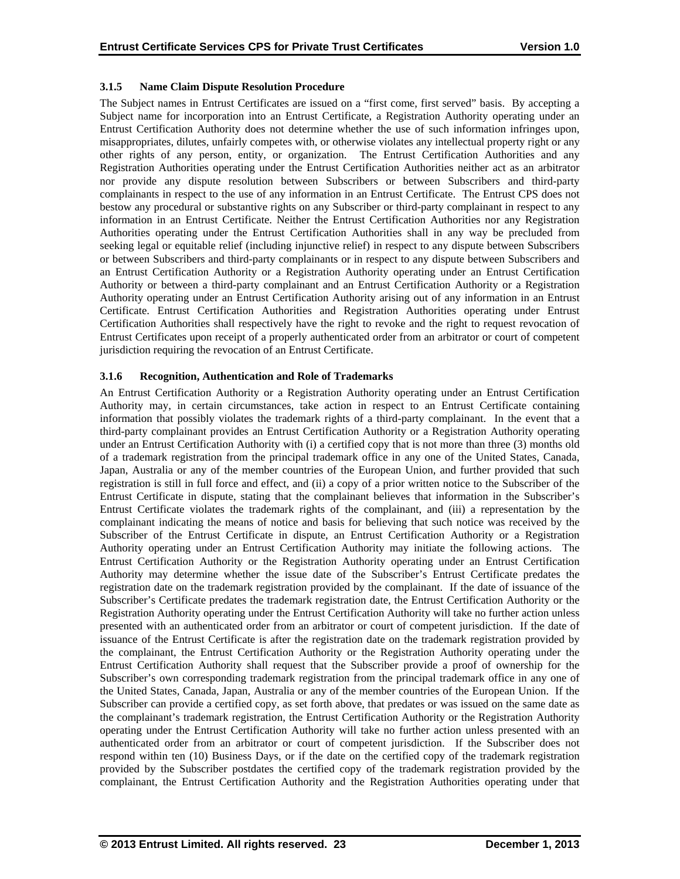### 3.1.5 Name Claim Dispute Resolution Procedure

The Subject names in Entrust Certificates are issued on a "first come, first served" basis. By accepting a Subject name for incorporation into an Entrust Certificate, a Registration Authority operating under an Entrust Certification Authority does not determine whether the use of such information infringes upon, misappropriates, dilutes, unfairly competes with, or otherwise violates any intellectual property right or any other rights of any person, entity, or organization. The Entrust Certification Authorities and any Registration Authorities operating under the Entrust Certification Authorities neither act as an arbitrator nor provide any dispute resolution between Subscribers or between Subscribers and third-party complainants in respect to the use of any information in an Entrust Certificate. The Entrust CPS does not bestow any procedural or substantive rights on any Subscriber or third-party complainant in respect to any information in an Entrust Certificate. Neither the Entrust Certification Authorities nor any Registration Authorities operating under the Entrust Certification Authorities shall in any way be precluded from seeking legal or equitable relief (including injunctive relief) in respect to any dispute between Subscribers or between Subscribers and third-party complainants or in respect to any dispute between Subscribers and an Entrust Certification Authority or a Registration Authority operating under an Entrust Certification Authority or between a third-party complainant and an Entrust Certification Authority or a Registration Authority operating under an Entrust Certification Authority arising out of any information in an Entrust Certificate. Entrust Certification Authorities and Registration Authorities operating under Entrust Certification Authorities shall respectively have the right to revoke and the right to request revocation of Entrust Certificates upon receipt of a properly authenticated order from an arbitrator or court of competent jurisdiction requiring the revocation of an Entrust Certificate.

### 3.1.6 Recognition, Authentication and Role of Trademarks

An Entrust Certification Authority or a Registration Authority operating under an Entrust Certification Authority may, in certain circumstances, take action in respect to an Entrust Certificate containing information that possibly violates the trademark rights of a third-party complainant. In the event that a third-party complainant provides an Entrust Certification Authority or a Registration Authority operating under an Entrust Certification Authority with (i) a certified copy that is not more than three (3) months old of a trademark registration from the principal trademark office in any one of the United States, Canada, Japan, Australia or any of the member countries of the European Union, and further provided that such registration is still in full force and effect, and (ii) a copy of a prior written notice to the Subscriber of the Entrust Certificate in dispute, stating that the complainant believes that information in the Subscriber's Entrust Certificate violates the trademark rights of the complainant, and (iii) a representation by the complainant indicating the means of notice and basis for believing that such notice was received by the Subscriber of the Entrust Certificate in dispute, an Entrust Certification Authority or a Registration Authority operating under an Entrust Certification Authority may initiate the following actions. The Entrust Certification Authority or the Registration Authority operating under an Entrust Certification Authority may determine whether the issue date of the Subscriber's Entrust Certificate predates the registration date on the trademark registration provided by the complainant. If the date of issuance of the Subscriber's Certificate predates the trademark registration date, the Entrust Certification Authority or the Registration Authority operating under the Entrust Certification Authority will take no further action unless presented with an authenticated order from an arbitrator or court of competent jurisdiction. If the date of issuance of the Entrust Certificate is after the registration date on the trademark registration provided by the complainant, the Entrust Certification Authority or the Registration Authority operating under the Entrust Certification Authority shall request that the Subscriber provide a proof of ownership for the Subscriber's own corresponding trademark registration from the principal trademark office in any one of the United States, Canada, Japan, Australia or any of the member countries of the European Union. If the Subscriber can provide a certified copy, as set forth above, that predates or was issued on the same date as the complainant's trademark registration, the Entrust Certification Authority or the Registration Authority operating under the Entrust Certification Authority will take no further action unless presented with an authenticated order from an arbitrator or court of competent jurisdiction. If the Subscriber does not respond within ten (10) Business Days, or if the date on the certified copy of the trademark registration provided by the Subscriber postdates the certified copy of the trademark registration provided by the complainant, the Entrust Certification Authority and the Registration Authorities operating under that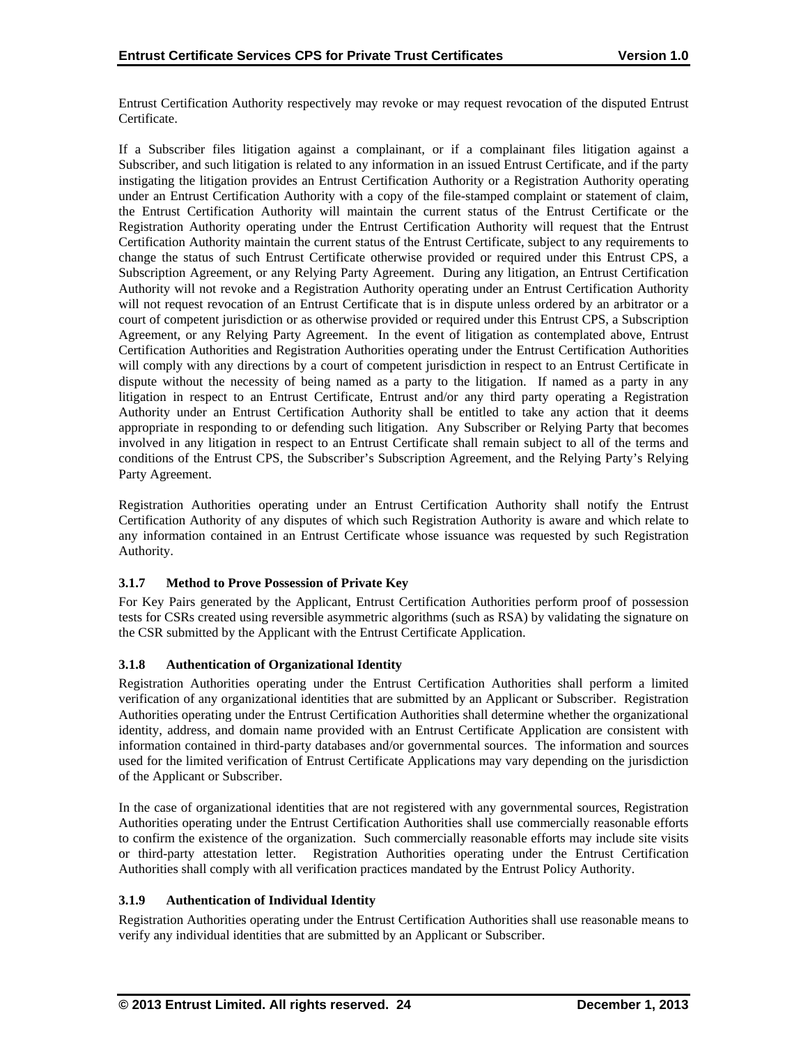Entrust Certification Authority respectively may revoke or may request revocation of the disputed Entrust Certificate.

If a Subscriber files litigation against a complainant, or if a complainant files litigation against a Subscriber, and such litigation is related to any information in an issued Entrust Certificate, and if the party instigating the litigation provides an Entrust Certification Authority or a Registration Authority operating under an Entrust Certification Authority with a copy of the file-stamped complaint or statement of claim, the Entrust Certification Authority will maintain the current status of the Entrust Certificate or the Registration Authority operating under the Entrust Certification Authority will request that the Entrust Certification Authority maintain the current status of the Entrust Certificate, subject to any requirements to change the status of such Entrust Certificate otherwise provided or required under this Entrust CPS, a Subscription Agreement, or any Relying Party Agreement. During any litigation, an Entrust Certification Authority will not revoke and a Registration Authority operating under an Entrust Certification Authority will not request revocation of an Entrust Certificate that is in dispute unless ordered by an arbitrator or a court of competent jurisdiction or as otherwise provided or required under this Entrust CPS, a Subscription Agreement, or any Relying Party Agreement. In the event of litigation as contemplated above, Entrust Certification Authorities and Registration Authorities operating under the Entrust Certification Authorities will comply with any directions by a court of competent jurisdiction in respect to an Entrust Certificate in dispute without the necessity of being named as a party to the litigation. If named as a party in any litigation in respect to an Entrust Certificate, Entrust and/or any third party operating a Registration Authority under an Entrust Certification Authority shall be entitled to take any action that it deems appropriate in responding to or defending such litigation. Any Subscriber or Relying Party that becomes involved in any litigation in respect to an Entrust Certificate shall remain subject to all of the terms and conditions of the Entrust CPS, the Subscriber's Subscription Agreement, and the Relying Party's Relying Party Agreement.

Registration Authorities operating under an Entrust Certification Authority shall notify the Entrust Certification Authority of any disputes of which such Registration Authority is aware and which relate to any information contained in an Entrust Certificate whose issuance was requested by such Registration Authority.

### 3.1.7 Method to Prove Possession of Private Key

For Key Pairs generated by the Applicant, Entrust Certification Authorities perform proof of possession tests for CSRs created using reversible asymmetric algorithms (such as RSA) by validating the signature on the CSR submitted by the Applicant with the Entrust Certificate Application.

### 3.1.8 Authentication of Organizational Identity

Registration Authorities operating under the Entrust Certification Authorities shall perform a limited verification of any organizational identities that are submitted by an Applicant or Subscriber. Registration Authorities operating under the Entrust Certification Authorities shall determine whether the organizational identity, address, and domain name provided with an Entrust Certificate Application are consistent with information contained in third-party databases and/or governmental sources. The information and sources used for the limited verification of Entrust Certificate Applications may vary depending on the jurisdiction of the Applicant or Subscriber.

In the case of organizational identities that are not registered with any governmental sources, Registration Authorities operating under the Entrust Certification Authorities shall use commercially reasonable efforts to confirm the existence of the organization. Such commercially reasonable efforts may include site visits or third-party attestation letter. Registration Authorities operating under the Entrust Certification Authorities shall comply with all verification practices mandated by the Entrust Policy Authority.

### 3.1.9 Authentication of Individual Identity

Registration Authorities operating under the Entrust Certification Authorities shall use reasonable means to verify any individual identities that are submitted by an Applicant or Subscriber.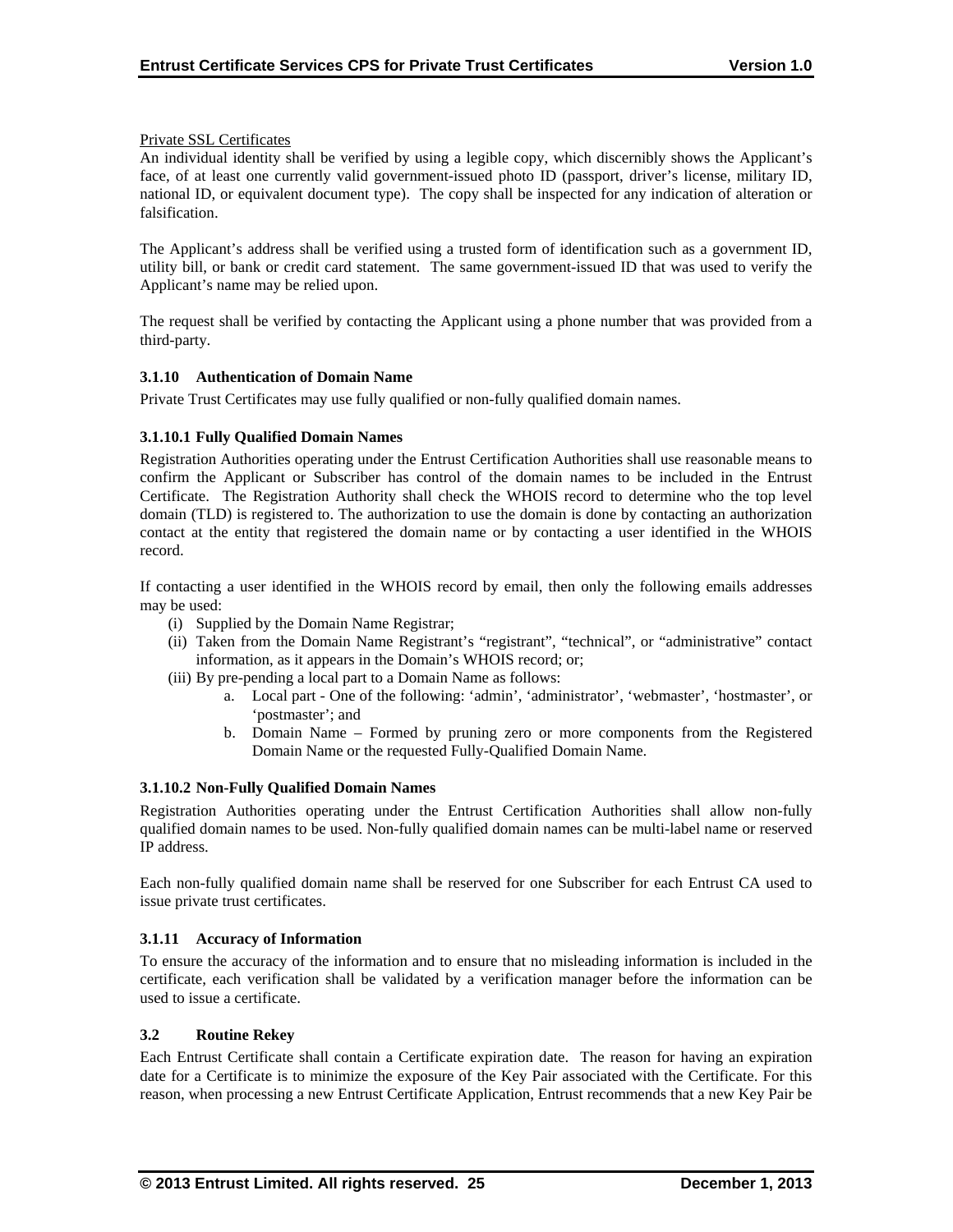Private SSL Certificates

An individual identity shall be verified by using a legible copy, which discernibly shows the Applicant's face, of at least one currently valid government-issued photo ID (passport, driver's license, military ID, national ID, or equivalent document type). The copy shall be inspected for any indication of alteration or falsification.

The Applicant's address shall be verified using a trusted form of identification such as a government ID, utility bill, or bank or credit card statement. The same government-issued ID that was used to verify the Applicant's name may be relied upon.

The request shall be verified by contacting the Applicant using a phone number that was provided from a third-party.

### 3.1.10 Authentication of Domain Name

Private Trust Certificates may use fully qualified or non-fully qualified domain names.

#### 3.1.10.1 Fully Qualified Domain Names

Registration Authorities operating under the Entrust Certification Authorities shall use reasonable means to confirm the Applicant or Subscriber has control of the domain names to be included in the Entrust Certificate. The Registration Authority shall check the WHOIS record to determine who the top level domain (TLD) is registered to. The authorization to use the domain is done by contacting an authorization contact at the entity that registered the domain name or by contacting a user identified in the WHOIS record.

If contacting a user identified in the WHOIS record by email, then only the following emails addresses may be used:

(i) Supplied by the Domain Name Registrar;
(ii) Taken from the Domain Name Registrant's "registrant", "technical", or "administrative" contact information, as it appears in the Domain's WHOIS record; or;
(iii) By pre-pending a local part to a Domain Name as follows:
    a. Local part - One of the following: 'admin', 'administrator', 'webmaster', 'hostmaster', or 'postmaster'; and
    b. Domain Name – Formed by pruning zero or more components from the Registered Domain Name or the requested Fully-Qualified Domain Name.

#### 3.1.10.2 Non-Fully Qualified Domain Names

Registration Authorities operating under the Entrust Certification Authorities shall allow non-fully qualified domain names to be used. Non-fully qualified domain names can be multi-label name or reserved IP address.

Each non-fully qualified domain name shall be reserved for one Subscriber for each Entrust CA used to issue private trust certificates.

### 3.1.11 Accuracy of Information

To ensure the accuracy of the information and to ensure that no misleading information is included in the certificate, each verification shall be validated by a verification manager before the information can be used to issue a certificate.

## 3.2 Routine Rekey

Each Entrust Certificate shall contain a Certificate expiration date. The reason for having an expiration date for a Certificate is to minimize the exposure of the Key Pair associated with the Certificate. For this reason, when processing a new Entrust Certificate Application, Entrust recommends that a new Key Pair be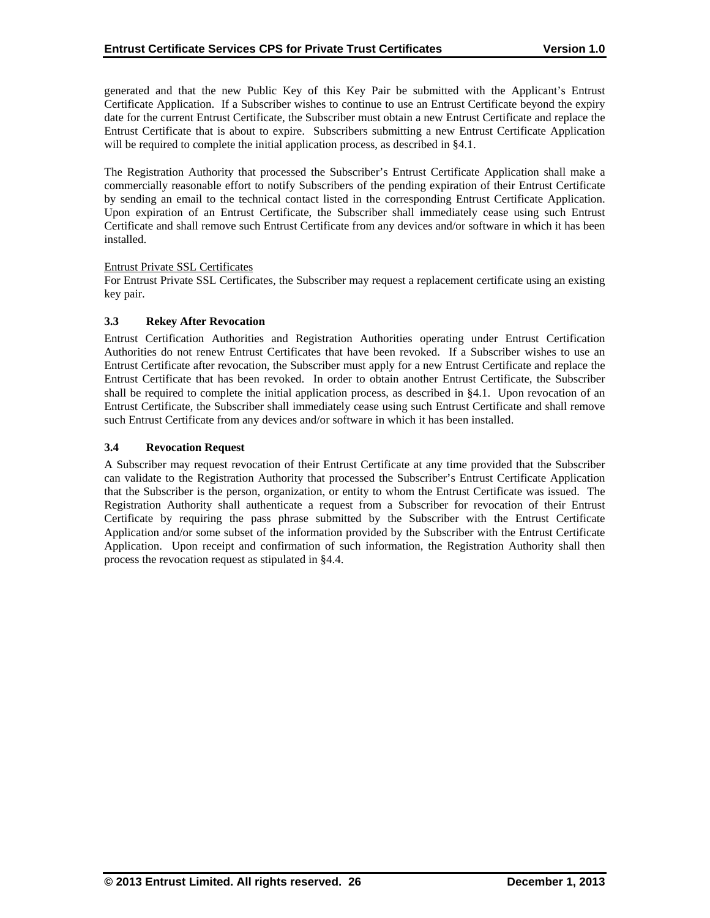generated and that the new Public Key of this Key Pair be submitted with the Applicant's Entrust Certificate Application. If a Subscriber wishes to continue to use an Entrust Certificate beyond the expiry date for the current Entrust Certificate, the Subscriber must obtain a new Entrust Certificate and replace the Entrust Certificate that is about to expire. Subscribers submitting a new Entrust Certificate Application will be required to complete the initial application process, as described in §4.1.

The Registration Authority that processed the Subscriber's Entrust Certificate Application shall make a commercially reasonable effort to notify Subscribers of the pending expiration of their Entrust Certificate by sending an email to the technical contact listed in the corresponding Entrust Certificate Application. Upon expiration of an Entrust Certificate, the Subscriber shall immediately cease using such Entrust Certificate and shall remove such Entrust Certificate from any devices and/or software in which it has been installed.

<u>Entrust Private SSL Certificates</u>

For Entrust Private SSL Certificates, the Subscriber may request a replacement certificate using an existing key pair.

### 3.3 Rekey After Revocation

Entrust Certification Authorities and Registration Authorities operating under Entrust Certification Authorities do not renew Entrust Certificates that have been revoked. If a Subscriber wishes to use an Entrust Certificate after revocation, the Subscriber must apply for a new Entrust Certificate and replace the Entrust Certificate that has been revoked. In order to obtain another Entrust Certificate, the Subscriber shall be required to complete the initial application process, as described in §4.1. Upon revocation of an Entrust Certificate, the Subscriber shall immediately cease using such Entrust Certificate and shall remove such Entrust Certificate from any devices and/or software in which it has been installed.

### 3.4 Revocation Request

A Subscriber may request revocation of their Entrust Certificate at any time provided that the Subscriber can validate to the Registration Authority that processed the Subscriber's Entrust Certificate Application that the Subscriber is the person, organization, or entity to whom the Entrust Certificate was issued. The Registration Authority shall authenticate a request from a Subscriber for revocation of their Entrust Certificate by requiring the pass phrase submitted by the Subscriber with the Entrust Certificate Application and/or some subset of the information provided by the Subscriber with the Entrust Certificate Application. Upon receipt and confirmation of such information, the Registration Authority shall then process the revocation request as stipulated in §4.4.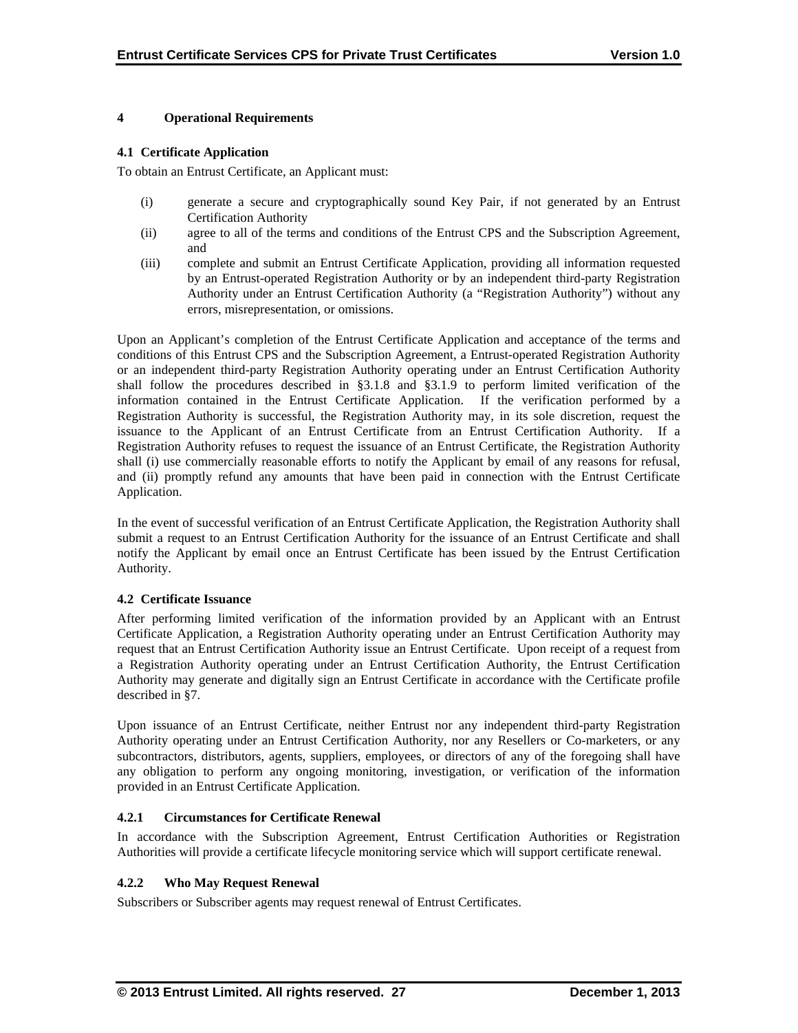# 4 Operational Requirements

## 4.1 Certificate Application

To obtain an Entrust Certificate, an Applicant must:

(i) generate a secure and cryptographically sound Key Pair, if not generated by an Entrust Certification Authority

(ii) agree to all of the terms and conditions of the Entrust CPS and the Subscription Agreement, and

(iii) complete and submit an Entrust Certificate Application, providing all information requested by an Entrust-operated Registration Authority or by an independent third-party Registration Authority under an Entrust Certification Authority (a "Registration Authority") without any errors, misrepresentation, or omissions.

Upon an Applicant's completion of the Entrust Certificate Application and acceptance of the terms and conditions of this Entrust CPS and the Subscription Agreement, a Entrust-operated Registration Authority or an independent third-party Registration Authority operating under an Entrust Certification Authority shall follow the procedures described in §3.1.8 and §3.1.9 to perform limited verification of the information contained in the Entrust Certificate Application. If the verification performed by a Registration Authority is successful, the Registration Authority may, in its sole discretion, request the issuance to the Applicant of an Entrust Certificate from an Entrust Certification Authority. If a Registration Authority refuses to request the issuance of an Entrust Certificate, the Registration Authority shall (i) use commercially reasonable efforts to notify the Applicant by email of any reasons for refusal, and (ii) promptly refund any amounts that have been paid in connection with the Entrust Certificate Application.

In the event of successful verification of an Entrust Certificate Application, the Registration Authority shall submit a request to an Entrust Certification Authority for the issuance of an Entrust Certificate and shall notify the Applicant by email once an Entrust Certificate has been issued by the Entrust Certification Authority.

## 4.2 Certificate Issuance

After performing limited verification of the information provided by an Applicant with an Entrust Certificate Application, a Registration Authority operating under an Entrust Certification Authority may request that an Entrust Certification Authority issue an Entrust Certificate. Upon receipt of a request from a Registration Authority operating under an Entrust Certification Authority, the Entrust Certification Authority may generate and digitally sign an Entrust Certificate in accordance with the Certificate profile described in §7.

Upon issuance of an Entrust Certificate, neither Entrust nor any independent third-party Registration Authority operating under an Entrust Certification Authority, nor any Resellers or Co-marketers, or any subcontractors, distributors, agents, suppliers, employees, or directors of any of the foregoing shall have any obligation to perform any ongoing monitoring, investigation, or verification of the information provided in an Entrust Certificate Application.

### 4.2.1 Circumstances for Certificate Renewal

In accordance with the Subscription Agreement, Entrust Certification Authorities or Registration Authorities will provide a certificate lifecycle monitoring service which will support certificate renewal.

### 4.2.2 Who May Request Renewal

Subscribers or Subscriber agents may request renewal of Entrust Certificates.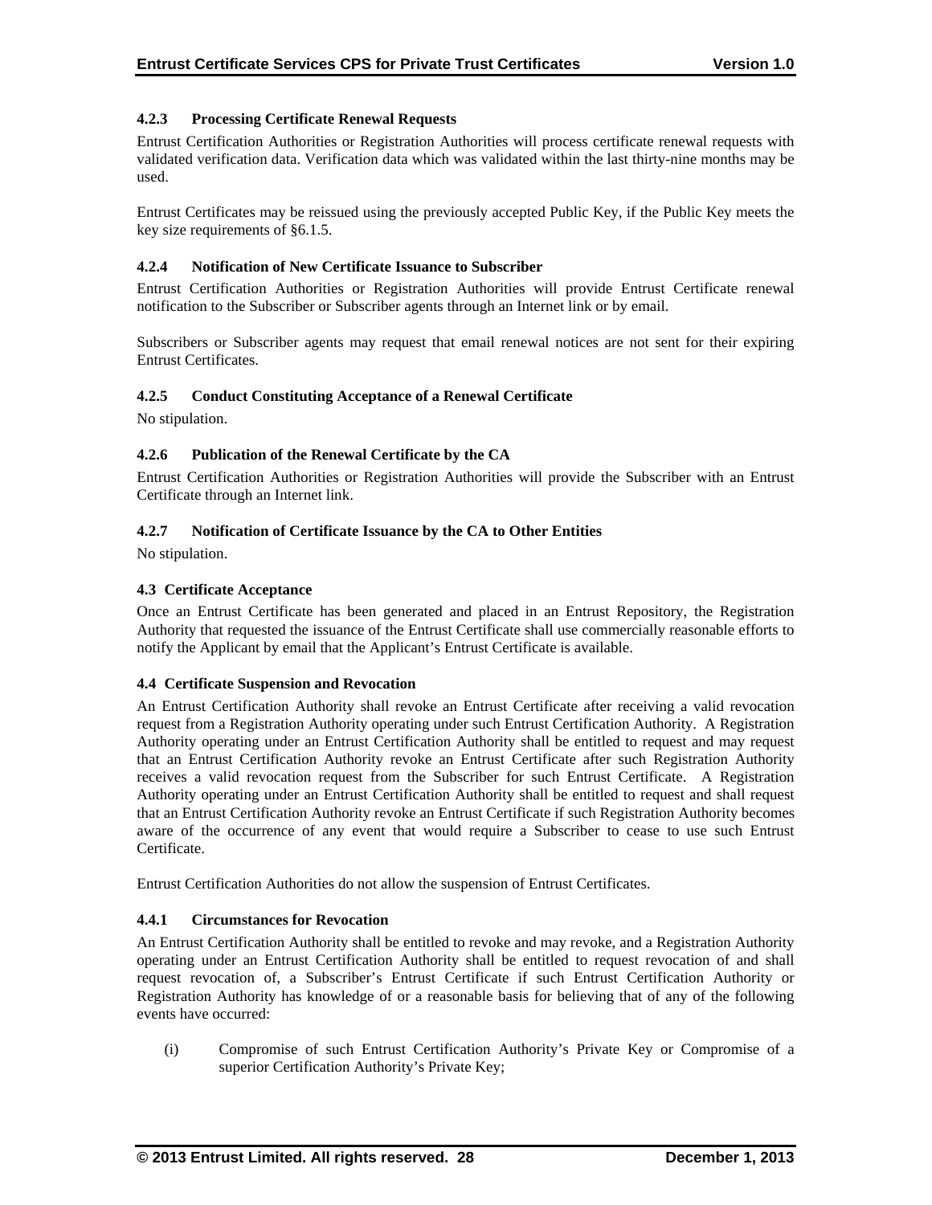#### 4.2.3 Processing Certificate Renewal Requests

Entrust Certification Authorities or Registration Authorities will process certificate renewal requests with validated verification data. Verification data which was validated within the last thirty-nine months may be used.

Entrust Certificates may be reissued using the previously accepted Public Key, if the Public Key meets the key size requirements of §6.1.5.

#### 4.2.4 Notification of New Certificate Issuance to Subscriber

Entrust Certification Authorities or Registration Authorities will provide Entrust Certificate renewal notification to the Subscriber or Subscriber agents through an Internet link or by email.

Subscribers or Subscriber agents may request that email renewal notices are not sent for their expiring Entrust Certificates.

#### 4.2.5 Conduct Constituting Acceptance of a Renewal Certificate

No stipulation.

#### 4.2.6 Publication of the Renewal Certificate by the CA

Entrust Certification Authorities or Registration Authorities will provide the Subscriber with an Entrust Certificate through an Internet link.

#### 4.2.7 Notification of Certificate Issuance by the CA to Other Entities

No stipulation.

### 4.3 Certificate Acceptance

Once an Entrust Certificate has been generated and placed in an Entrust Repository, the Registration Authority that requested the issuance of the Entrust Certificate shall use commercially reasonable efforts to notify the Applicant by email that the Applicant's Entrust Certificate is available.

### 4.4 Certificate Suspension and Revocation

An Entrust Certification Authority shall revoke an Entrust Certificate after receiving a valid revocation request from a Registration Authority operating under such Entrust Certification Authority. A Registration Authority operating under an Entrust Certification Authority shall be entitled to request and may request that an Entrust Certification Authority revoke an Entrust Certificate after such Registration Authority receives a valid revocation request from the Subscriber for such Entrust Certificate. A Registration Authority operating under an Entrust Certification Authority shall be entitled to request and shall request that an Entrust Certification Authority revoke an Entrust Certificate if such Registration Authority becomes aware of the occurrence of any event that would require a Subscriber to cease to use such Entrust Certificate.

Entrust Certification Authorities do not allow the suspension of Entrust Certificates.

#### 4.4.1 Circumstances for Revocation

An Entrust Certification Authority shall be entitled to revoke and may revoke, and a Registration Authority operating under an Entrust Certification Authority shall be entitled to request revocation of and shall request revocation of, a Subscriber's Entrust Certificate if such Entrust Certification Authority or Registration Authority has knowledge of or a reasonable basis for believing that of any of the following events have occurred:

(i) Compromise of such Entrust Certification Authority's Private Key or Compromise of a superior Certification Authority's Private Key;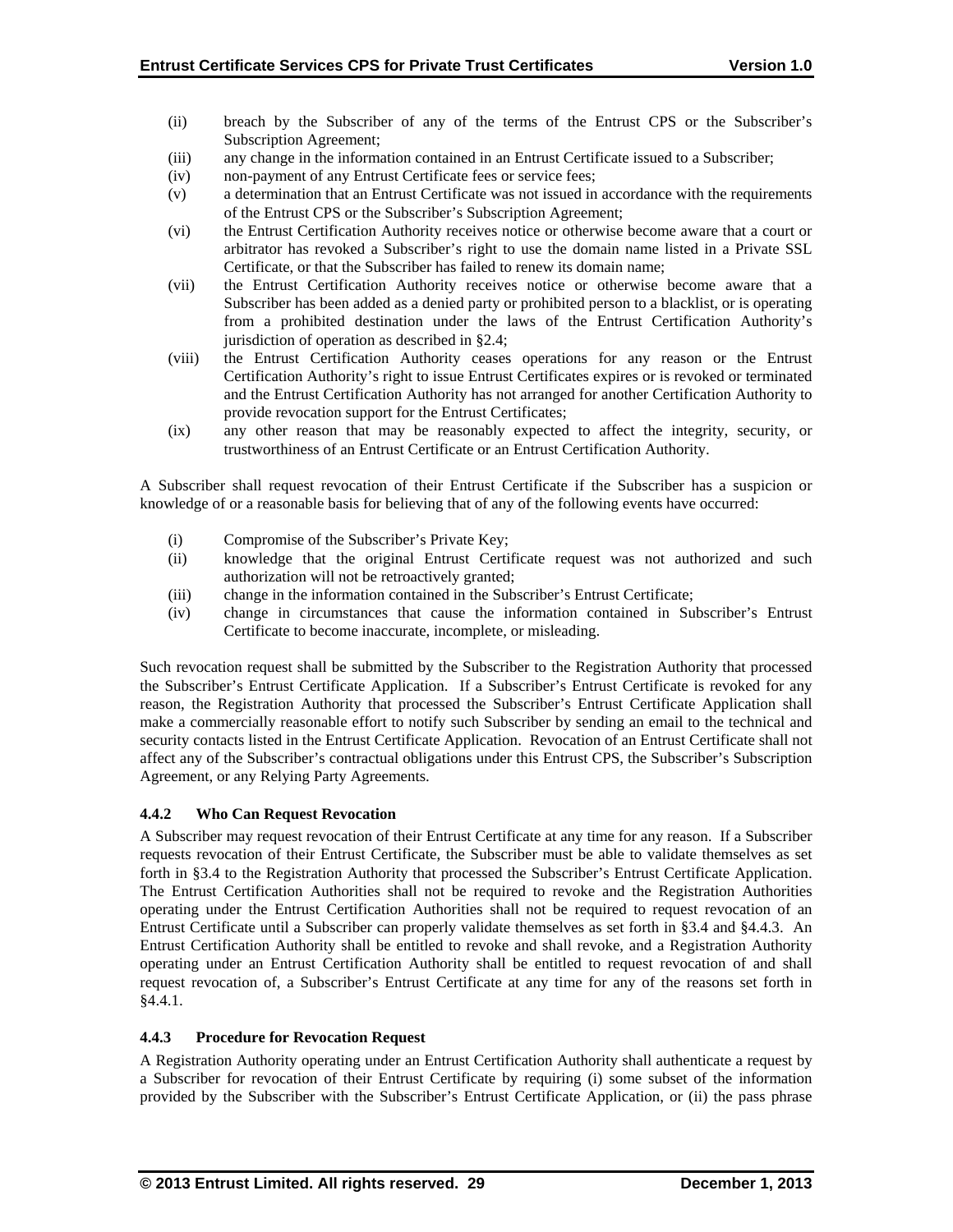(ii) breach by the Subscriber of any of the terms of the Entrust CPS or the Subscriber's Subscription Agreement;

(iii) any change in the information contained in an Entrust Certificate issued to a Subscriber;

(iv) non-payment of any Entrust Certificate fees or service fees;

(v) a determination that an Entrust Certificate was not issued in accordance with the requirements of the Entrust CPS or the Subscriber's Subscription Agreement;

(vi) the Entrust Certification Authority receives notice or otherwise become aware that a court or arbitrator has revoked a Subscriber's right to use the domain name listed in a Private SSL Certificate, or that the Subscriber has failed to renew its domain name;

(vii) the Entrust Certification Authority receives notice or otherwise become aware that a Subscriber has been added as a denied party or prohibited person to a blacklist, or is operating from a prohibited destination under the laws of the Entrust Certification Authority's jurisdiction of operation as described in §2.4;

(viii) the Entrust Certification Authority ceases operations for any reason or the Entrust Certification Authority's right to issue Entrust Certificates expires or is revoked or terminated and the Entrust Certification Authority has not arranged for another Certification Authority to provide revocation support for the Entrust Certificates;

(ix) any other reason that may be reasonably expected to affect the integrity, security, or trustworthiness of an Entrust Certificate or an Entrust Certification Authority.

A Subscriber shall request revocation of their Entrust Certificate if the Subscriber has a suspicion or knowledge of or a reasonable basis for believing that of any of the following events have occurred:

(i) Compromise of the Subscriber's Private Key;

(ii) knowledge that the original Entrust Certificate request was not authorized and such authorization will not be retroactively granted;

(iii) change in the information contained in the Subscriber's Entrust Certificate;

(iv) change in circumstances that cause the information contained in Subscriber's Entrust Certificate to become inaccurate, incomplete, or misleading.

Such revocation request shall be submitted by the Subscriber to the Registration Authority that processed the Subscriber's Entrust Certificate Application. If a Subscriber's Entrust Certificate is revoked for any reason, the Registration Authority that processed the Subscriber's Entrust Certificate Application shall make a commercially reasonable effort to notify such Subscriber by sending an email to the technical and security contacts listed in the Entrust Certificate Application. Revocation of an Entrust Certificate shall not affect any of the Subscriber's contractual obligations under this Entrust CPS, the Subscriber's Subscription Agreement, or any Relying Party Agreements.

### 4.4.2 Who Can Request Revocation

A Subscriber may request revocation of their Entrust Certificate at any time for any reason. If a Subscriber requests revocation of their Entrust Certificate, the Subscriber must be able to validate themselves as set forth in §3.4 to the Registration Authority that processed the Subscriber's Entrust Certificate Application. The Entrust Certification Authorities shall not be required to revoke and the Registration Authorities operating under the Entrust Certification Authorities shall not be required to request revocation of an Entrust Certificate until a Subscriber can properly validate themselves as set forth in §3.4 and §4.4.3. An Entrust Certification Authority shall be entitled to revoke and shall revoke, and a Registration Authority operating under an Entrust Certification Authority shall be entitled to request revocation of and shall request revocation of, a Subscriber's Entrust Certificate at any time for any of the reasons set forth in §4.4.1.

### 4.4.3 Procedure for Revocation Request

A Registration Authority operating under an Entrust Certification Authority shall authenticate a request by a Subscriber for revocation of their Entrust Certificate by requiring (i) some subset of the information provided by the Subscriber with the Subscriber's Entrust Certificate Application, or (ii) the pass phrase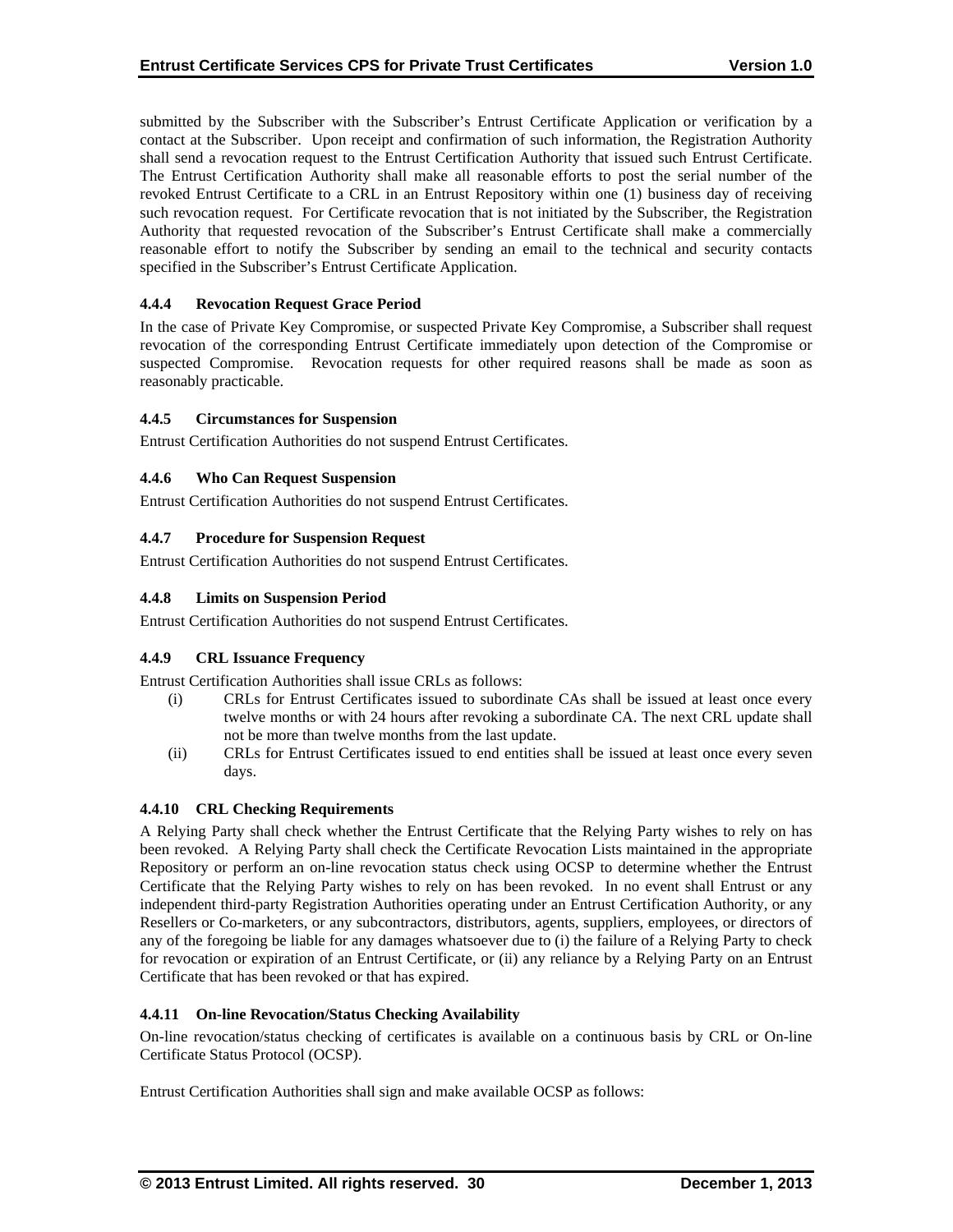submitted by the Subscriber with the Subscriber's Entrust Certificate Application or verification by a contact at the Subscriber. Upon receipt and confirmation of such information, the Registration Authority shall send a revocation request to the Entrust Certification Authority that issued such Entrust Certificate. The Entrust Certification Authority shall make all reasonable efforts to post the serial number of the revoked Entrust Certificate to a CRL in an Entrust Repository within one (1) business day of receiving such revocation request. For Certificate revocation that is not initiated by the Subscriber, the Registration Authority that requested revocation of the Subscriber's Entrust Certificate shall make a commercially reasonable effort to notify the Subscriber by sending an email to the technical and security contacts specified in the Subscriber's Entrust Certificate Application.

### 4.4.4 Revocation Request Grace Period

In the case of Private Key Compromise, or suspected Private Key Compromise, a Subscriber shall request revocation of the corresponding Entrust Certificate immediately upon detection of the Compromise or suspected Compromise. Revocation requests for other required reasons shall be made as soon as reasonably practicable.

### 4.4.5 Circumstances for Suspension

Entrust Certification Authorities do not suspend Entrust Certificates.

### 4.4.6 Who Can Request Suspension

Entrust Certification Authorities do not suspend Entrust Certificates.

### 4.4.7 Procedure for Suspension Request

Entrust Certification Authorities do not suspend Entrust Certificates.

### 4.4.8 Limits on Suspension Period

Entrust Certification Authorities do not suspend Entrust Certificates.

### 4.4.9 CRL Issuance Frequency

Entrust Certification Authorities shall issue CRLs as follows:

(i) CRLs for Entrust Certificates issued to subordinate CAs shall be issued at least once every twelve months or with 24 hours after revoking a subordinate CA. The next CRL update shall not be more than twelve months from the last update.

(ii) CRLs for Entrust Certificates issued to end entities shall be issued at least once every seven days.

### 4.4.10 CRL Checking Requirements

A Relying Party shall check whether the Entrust Certificate that the Relying Party wishes to rely on has been revoked. A Relying Party shall check the Certificate Revocation Lists maintained in the appropriate Repository or perform an on-line revocation status check using OCSP to determine whether the Entrust Certificate that the Relying Party wishes to rely on has been revoked. In no event shall Entrust or any independent third-party Registration Authorities operating under an Entrust Certification Authority, or any Resellers or Co-marketers, or any subcontractors, distributors, agents, suppliers, employees, or directors of any of the foregoing be liable for any damages whatsoever due to (i) the failure of a Relying Party to check for revocation or expiration of an Entrust Certificate, or (ii) any reliance by a Relying Party on an Entrust Certificate that has been revoked or that has expired.

### 4.4.11 On-line Revocation/Status Checking Availability

On-line revocation/status checking of certificates is available on a continuous basis by CRL or On-line Certificate Status Protocol (OCSP).

Entrust Certification Authorities shall sign and make available OCSP as follows: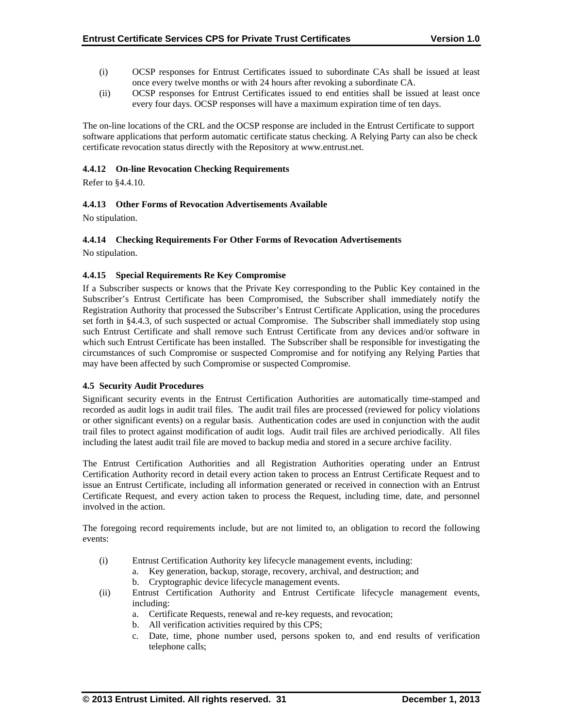(i) OCSP responses for Entrust Certificates issued to subordinate CAs shall be issued at least once every twelve months or with 24 hours after revoking a subordinate CA.

(ii) OCSP responses for Entrust Certificates issued to end entities shall be issued at least once every four days. OCSP responses will have a maximum expiration time of ten days.

The on-line locations of the CRL and the OCSP response are included in the Entrust Certificate to support software applications that perform automatic certificate status checking. A Relying Party can also be check certificate revocation status directly with the Repository at www.entrust.net.

#### 4.4.12 On-line Revocation Checking Requirements

Refer to §4.4.10.

#### 4.4.13 Other Forms of Revocation Advertisements Available

No stipulation.

#### 4.4.14 Checking Requirements For Other Forms of Revocation Advertisements

No stipulation.

#### 4.4.15 Special Requirements Re Key Compromise

If a Subscriber suspects or knows that the Private Key corresponding to the Public Key contained in the Subscriber's Entrust Certificate has been Compromised, the Subscriber shall immediately notify the Registration Authority that processed the Subscriber's Entrust Certificate Application, using the procedures set forth in §4.4.3, of such suspected or actual Compromise. The Subscriber shall immediately stop using such Entrust Certificate and shall remove such Entrust Certificate from any devices and/or software in which such Entrust Certificate has been installed. The Subscriber shall be responsible for investigating the circumstances of such Compromise or suspected Compromise and for notifying any Relying Parties that may have been affected by such Compromise or suspected Compromise.

### 4.5 Security Audit Procedures

Significant security events in the Entrust Certification Authorities are automatically time-stamped and recorded as audit logs in audit trail files. The audit trail files are processed (reviewed for policy violations or other significant events) on a regular basis. Authentication codes are used in conjunction with the audit trail files to protect against modification of audit logs. Audit trail files are archived periodically. All files including the latest audit trail file are moved to backup media and stored in a secure archive facility.

The Entrust Certification Authorities and all Registration Authorities operating under an Entrust Certification Authority record in detail every action taken to process an Entrust Certificate Request and to issue an Entrust Certificate, including all information generated or received in connection with an Entrust Certificate Request, and every action taken to process the Request, including time, date, and personnel involved in the action.

The foregoing record requirements include, but are not limited to, an obligation to record the following events:

(i) Entrust Certification Authority key lifecycle management events, including:
   a. Key generation, backup, storage, recovery, archival, and destruction; and
   b. Cryptographic device lifecycle management events.

(ii) Entrust Certification Authority and Entrust Certificate lifecycle management events, including:
   a. Certificate Requests, renewal and re-key requests, and revocation;
   b. All verification activities required by this CPS;
   c. Date, time, phone number used, persons spoken to, and end results of verification telephone calls;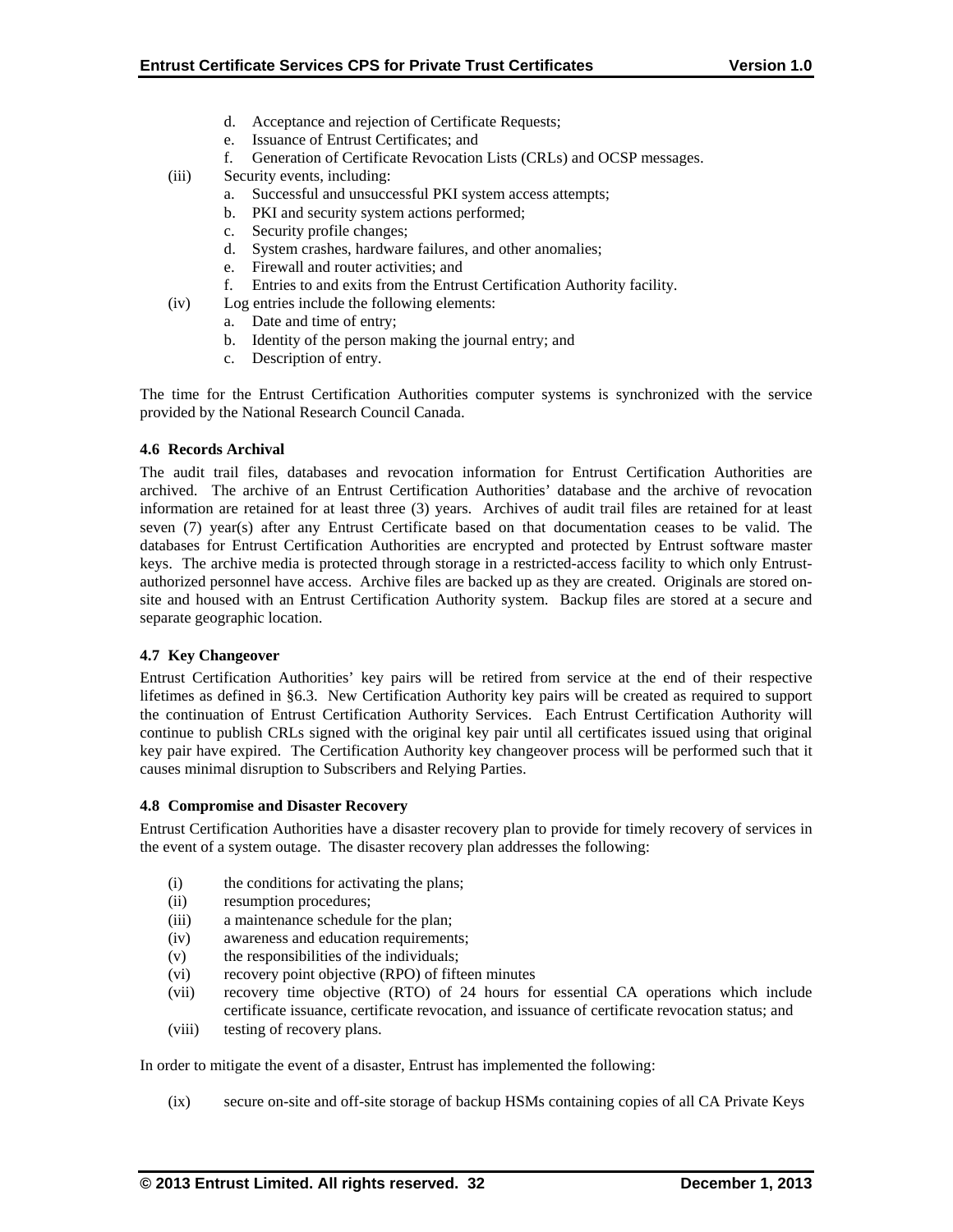d. Acceptance and rejection of Certificate Requests;
e. Issuance of Entrust Certificates; and
f. Generation of Certificate Revocation Lists (CRLs) and OCSP messages.

(iii) Security events, including:
a. Successful and unsuccessful PKI system access attempts;
b. PKI and security system actions performed;
c. Security profile changes;
d. System crashes, hardware failures, and other anomalies;
e. Firewall and router activities; and
f. Entries to and exits from the Entrust Certification Authority facility.

(iv) Log entries include the following elements:
a. Date and time of entry;
b. Identity of the person making the journal entry; and
c. Description of entry.

The time for the Entrust Certification Authorities computer systems is synchronized with the service provided by the National Research Council Canada.

#### 4.6 Records Archival

The audit trail files, databases and revocation information for Entrust Certification Authorities are archived. The archive of an Entrust Certification Authorities' database and the archive of revocation information are retained for at least three (3) years. Archives of audit trail files are retained for at least seven (7) year(s) after any Entrust Certificate based on that documentation ceases to be valid. The databases for Entrust Certification Authorities are encrypted and protected by Entrust software master keys. The archive media is protected through storage in a restricted-access facility to which only Entrust-authorized personnel have access. Archive files are backed up as they are created. Originals are stored on-site and housed with an Entrust Certification Authority system. Backup files are stored at a secure and separate geographic location.

#### 4.7 Key Changeover

Entrust Certification Authorities' key pairs will be retired from service at the end of their respective lifetimes as defined in §6.3. New Certification Authority key pairs will be created as required to support the continuation of Entrust Certification Authority Services. Each Entrust Certification Authority will continue to publish CRLs signed with the original key pair until all certificates issued using that original key pair have expired. The Certification Authority key changeover process will be performed such that it causes minimal disruption to Subscribers and Relying Parties.

#### 4.8 Compromise and Disaster Recovery

Entrust Certification Authorities have a disaster recovery plan to provide for timely recovery of services in the event of a system outage. The disaster recovery plan addresses the following:

(i) the conditions for activating the plans;
(ii) resumption procedures;
(iii) a maintenance schedule for the plan;
(iv) awareness and education requirements;
(v) the responsibilities of the individuals;
(vi) recovery point objective (RPO) of fifteen minutes
(vii) recovery time objective (RTO) of 24 hours for essential CA operations which include certificate issuance, certificate revocation, and issuance of certificate revocation status; and
(viii) testing of recovery plans.

In order to mitigate the event of a disaster, Entrust has implemented the following:

(ix) secure on-site and off-site storage of backup HSMs containing copies of all CA Private Keys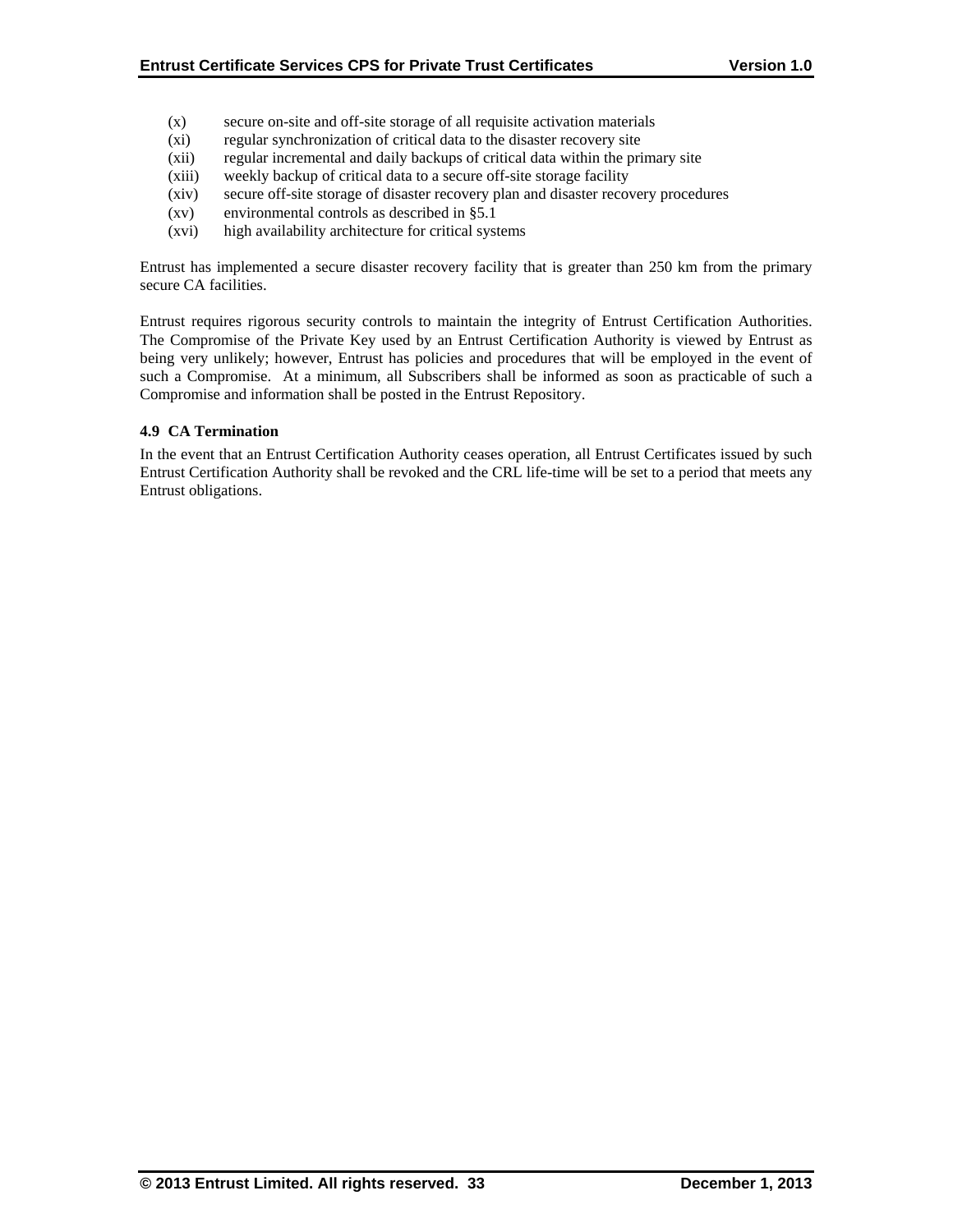(x) secure on-site and off-site storage of all requisite activation materials
(xi) regular synchronization of critical data to the disaster recovery site
(xii) regular incremental and daily backups of critical data within the primary site
(xiii) weekly backup of critical data to a secure off-site storage facility
(xiv) secure off-site storage of disaster recovery plan and disaster recovery procedures
(xv) environmental controls as described in §5.1
(xvi) high availability architecture for critical systems

Entrust has implemented a secure disaster recovery facility that is greater than 250 km from the primary secure CA facilities.

Entrust requires rigorous security controls to maintain the integrity of Entrust Certification Authorities. The Compromise of the Private Key used by an Entrust Certification Authority is viewed by Entrust as being very unlikely; however, Entrust has policies and procedures that will be employed in the event of such a Compromise. At a minimum, all Subscribers shall be informed as soon as practicable of such a Compromise and information shall be posted in the Entrust Repository.

### 4.9 CA Termination

In the event that an Entrust Certification Authority ceases operation, all Entrust Certificates issued by such Entrust Certification Authority shall be revoked and the CRL life-time will be set to a period that meets any Entrust obligations.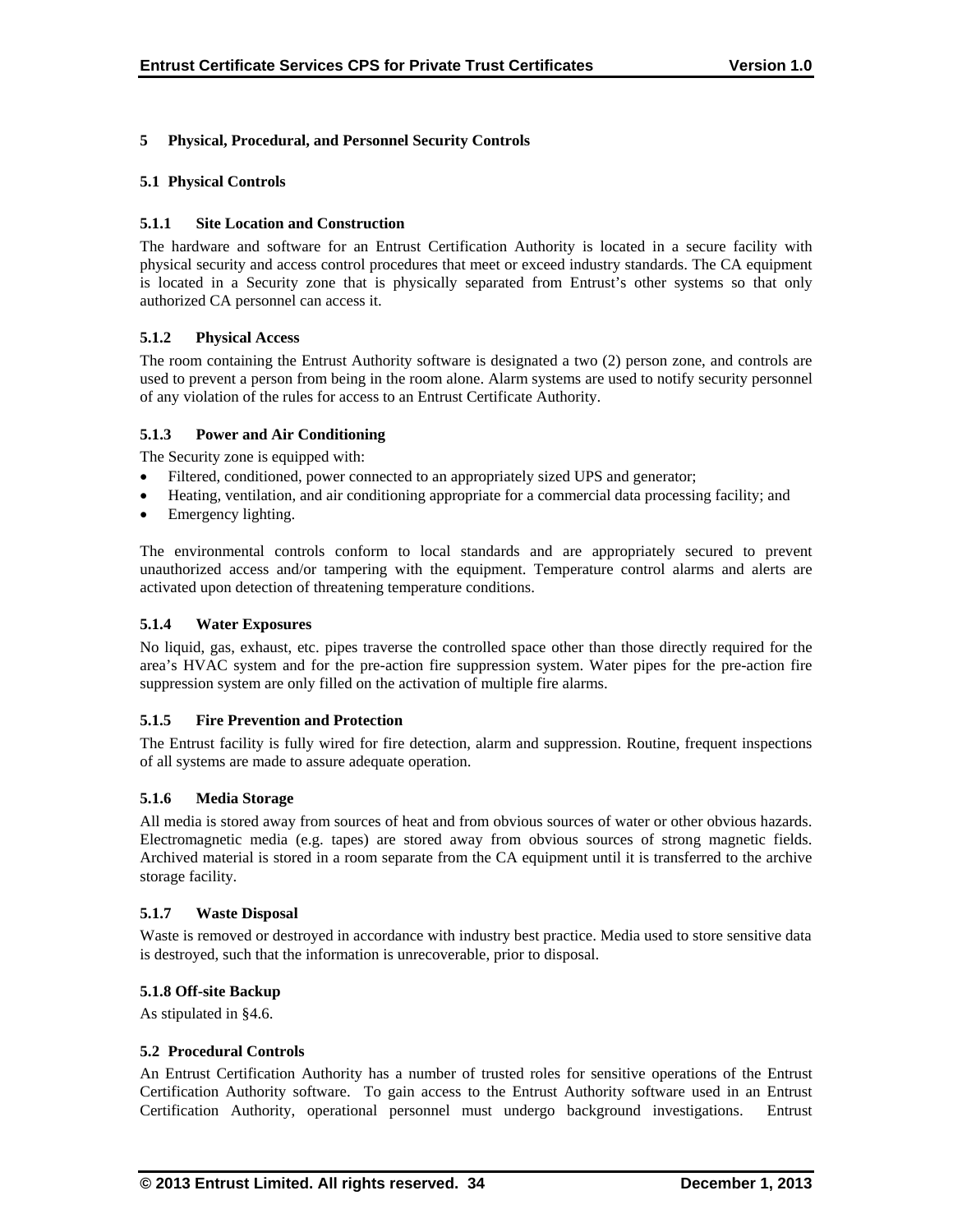# 5 Physical, Procedural, and Personnel Security Controls

## 5.1 Physical Controls

### 5.1.1 Site Location and Construction

The hardware and software for an Entrust Certification Authority is located in a secure facility with physical security and access control procedures that meet or exceed industry standards. The CA equipment is located in a Security zone that is physically separated from Entrust's other systems so that only authorized CA personnel can access it.

### 5.1.2 Physical Access

The room containing the Entrust Authority software is designated a two (2) person zone, and controls are used to prevent a person from being in the room alone. Alarm systems are used to notify security personnel of any violation of the rules for access to an Entrust Certificate Authority.

### 5.1.3 Power and Air Conditioning

The Security zone is equipped with:

- Filtered, conditioned, power connected to an appropriately sized UPS and generator;
- Heating, ventilation, and air conditioning appropriate for a commercial data processing facility; and
- Emergency lighting.

The environmental controls conform to local standards and are appropriately secured to prevent unauthorized access and/or tampering with the equipment. Temperature control alarms and alerts are activated upon detection of threatening temperature conditions.

### 5.1.4 Water Exposures

No liquid, gas, exhaust, etc. pipes traverse the controlled space other than those directly required for the area's HVAC system and for the pre-action fire suppression system. Water pipes for the pre-action fire suppression system are only filled on the activation of multiple fire alarms.

### 5.1.5 Fire Prevention and Protection

The Entrust facility is fully wired for fire detection, alarm and suppression. Routine, frequent inspections of all systems are made to assure adequate operation.

### 5.1.6 Media Storage

All media is stored away from sources of heat and from obvious sources of water or other obvious hazards. Electromagnetic media (e.g. tapes) are stored away from obvious sources of strong magnetic fields. Archived material is stored in a room separate from the CA equipment until it is transferred to the archive storage facility.

### 5.1.7 Waste Disposal

Waste is removed or destroyed in accordance with industry best practice. Media used to store sensitive data is destroyed, such that the information is unrecoverable, prior to disposal.

### 5.1.8 Off-site Backup

As stipulated in §4.6.

## 5.2 Procedural Controls

An Entrust Certification Authority has a number of trusted roles for sensitive operations of the Entrust Certification Authority software. To gain access to the Entrust Authority software used in an Entrust Certification Authority, operational personnel must undergo background investigations. Entrust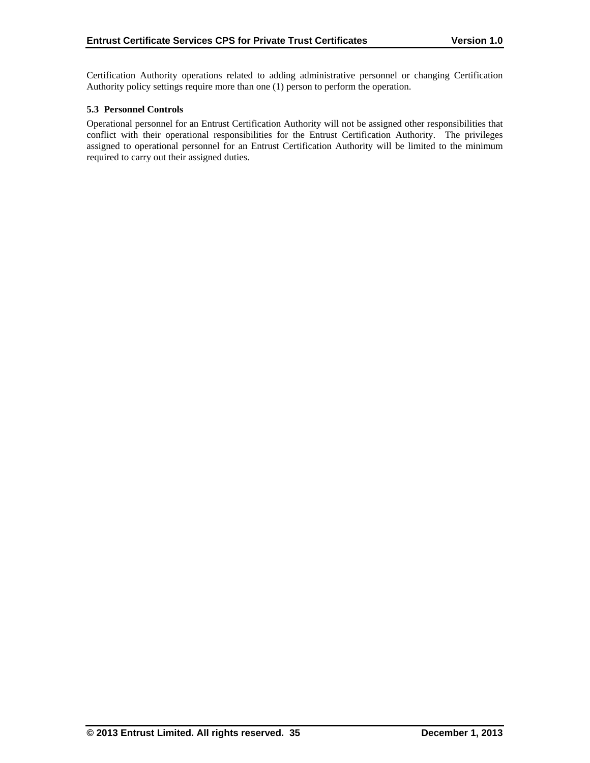Certification Authority operations related to adding administrative personnel or changing Certification Authority policy settings require more than one (1) person to perform the operation.

### 5.3 Personnel Controls

Operational personnel for an Entrust Certification Authority will not be assigned other responsibilities that conflict with their operational responsibilities for the Entrust Certification Authority. The privileges assigned to operational personnel for an Entrust Certification Authority will be limited to the minimum required to carry out their assigned duties.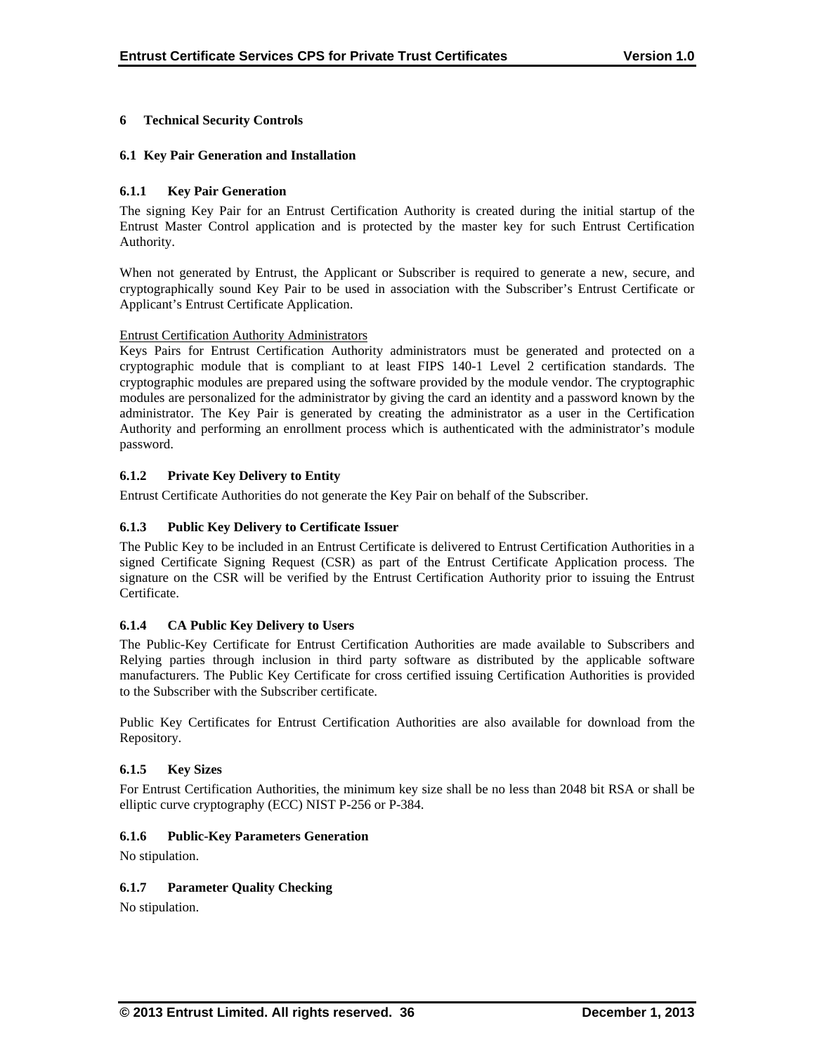# 6 Technical Security Controls

## 6.1 Key Pair Generation and Installation

### 6.1.1 Key Pair Generation

The signing Key Pair for an Entrust Certification Authority is created during the initial startup of the Entrust Master Control application and is protected by the master key for such Entrust Certification Authority.

When not generated by Entrust, the Applicant or Subscriber is required to generate a new, secure, and cryptographically sound Key Pair to be used in association with the Subscriber's Entrust Certificate or Applicant's Entrust Certificate Application.

Entrust Certification Authority Administrators

Keys Pairs for Entrust Certification Authority administrators must be generated and protected on a cryptographic module that is compliant to at least FIPS 140-1 Level 2 certification standards. The cryptographic modules are prepared using the software provided by the module vendor. The cryptographic modules are personalized for the administrator by giving the card an identity and a password known by the administrator. The Key Pair is generated by creating the administrator as a user in the Certification Authority and performing an enrollment process which is authenticated with the administrator's module password.

### 6.1.2 Private Key Delivery to Entity

Entrust Certificate Authorities do not generate the Key Pair on behalf of the Subscriber.

### 6.1.3 Public Key Delivery to Certificate Issuer

The Public Key to be included in an Entrust Certificate is delivered to Entrust Certification Authorities in a signed Certificate Signing Request (CSR) as part of the Entrust Certificate Application process. The signature on the CSR will be verified by the Entrust Certification Authority prior to issuing the Entrust Certificate.

### 6.1.4 CA Public Key Delivery to Users

The Public-Key Certificate for Entrust Certification Authorities are made available to Subscribers and Relying parties through inclusion in third party software as distributed by the applicable software manufacturers. The Public Key Certificate for cross certified issuing Certification Authorities is provided to the Subscriber with the Subscriber certificate.

Public Key Certificates for Entrust Certification Authorities are also available for download from the Repository.

### 6.1.5 Key Sizes

For Entrust Certification Authorities, the minimum key size shall be no less than 2048 bit RSA or shall be elliptic curve cryptography (ECC) NIST P-256 or P-384.

### 6.1.6 Public-Key Parameters Generation

No stipulation.

### 6.1.7 Parameter Quality Checking

No stipulation.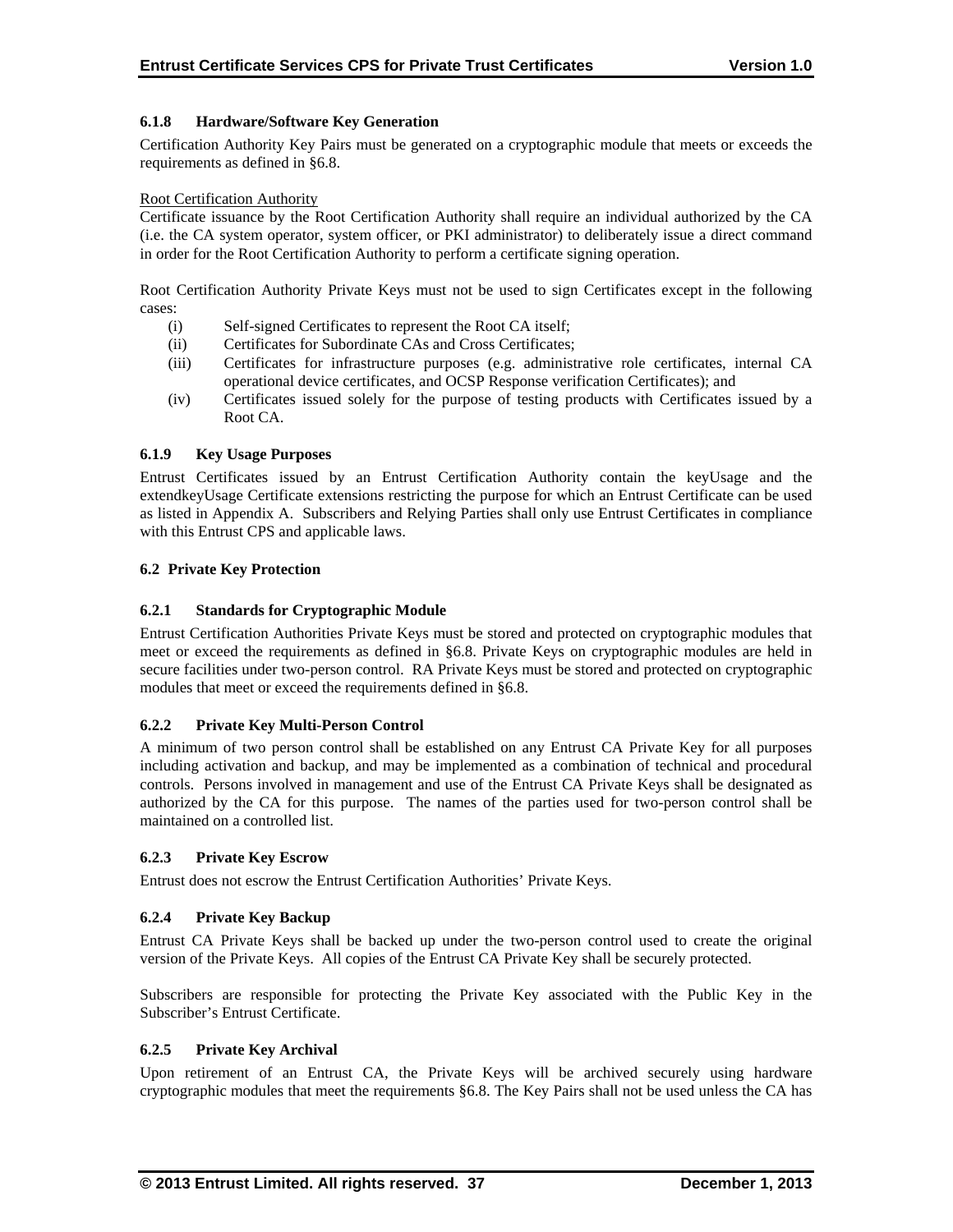### 6.1.8 Hardware/Software Key Generation

Certification Authority Key Pairs must be generated on a cryptographic module that meets or exceeds the requirements as defined in §6.8.

Root Certification Authority

Certificate issuance by the Root Certification Authority shall require an individual authorized by the CA (i.e. the CA system operator, system officer, or PKI administrator) to deliberately issue a direct command in order for the Root Certification Authority to perform a certificate signing operation.

Root Certification Authority Private Keys must not be used to sign Certificates except in the following cases:

- (i) Self-signed Certificates to represent the Root CA itself;
- (ii) Certificates for Subordinate CAs and Cross Certificates;
- (iii) Certificates for infrastructure purposes (e.g. administrative role certificates, internal CA operational device certificates, and OCSP Response verification Certificates); and
- (iv) Certificates issued solely for the purpose of testing products with Certificates issued by a Root CA.

### 6.1.9 Key Usage Purposes

Entrust Certificates issued by an Entrust Certification Authority contain the keyUsage and the extendkeyUsage Certificate extensions restricting the purpose for which an Entrust Certificate can be used as listed in Appendix A. Subscribers and Relying Parties shall only use Entrust Certificates in compliance with this Entrust CPS and applicable laws.

## 6.2 Private Key Protection

### 6.2.1 Standards for Cryptographic Module

Entrust Certification Authorities Private Keys must be stored and protected on cryptographic modules that meet or exceed the requirements as defined in §6.8. Private Keys on cryptographic modules are held in secure facilities under two-person control. RA Private Keys must be stored and protected on cryptographic modules that meet or exceed the requirements defined in §6.8.

### 6.2.2 Private Key Multi-Person Control

A minimum of two person control shall be established on any Entrust CA Private Key for all purposes including activation and backup, and may be implemented as a combination of technical and procedural controls. Persons involved in management and use of the Entrust CA Private Keys shall be designated as authorized by the CA for this purpose. The names of the parties used for two-person control shall be maintained on a controlled list.

### 6.2.3 Private Key Escrow

Entrust does not escrow the Entrust Certification Authorities' Private Keys.

### 6.2.4 Private Key Backup

Entrust CA Private Keys shall be backed up under the two-person control used to create the original version of the Private Keys. All copies of the Entrust CA Private Key shall be securely protected.

Subscribers are responsible for protecting the Private Key associated with the Public Key in the Subscriber's Entrust Certificate.

### 6.2.5 Private Key Archival

Upon retirement of an Entrust CA, the Private Keys will be archived securely using hardware cryptographic modules that meet the requirements §6.8. The Key Pairs shall not be used unless the CA has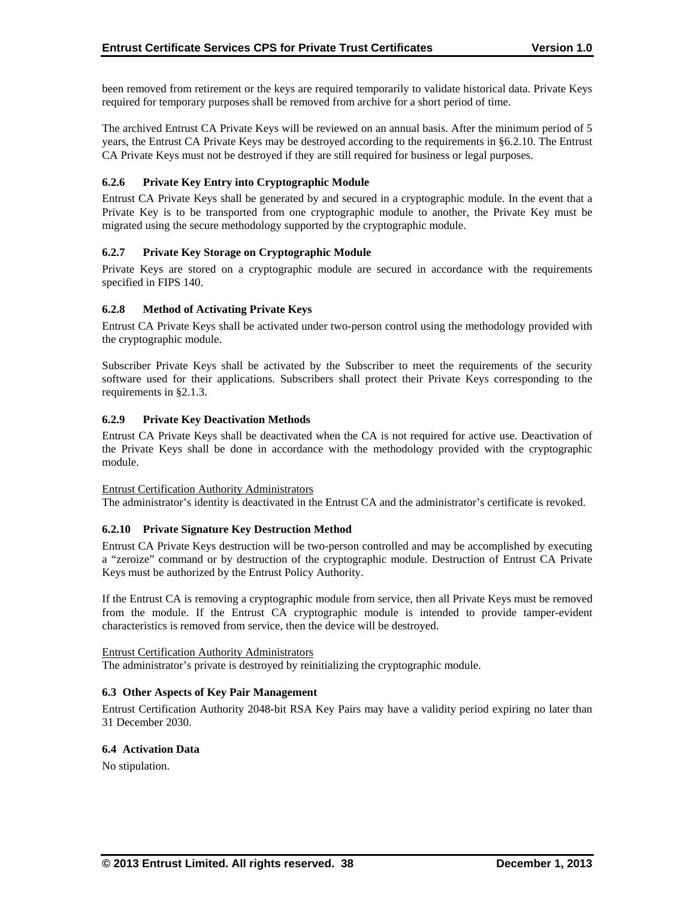been removed from retirement or the keys are required temporarily to validate historical data. Private Keys required for temporary purposes shall be removed from archive for a short period of time.

The archived Entrust CA Private Keys will be reviewed on an annual basis. After the minimum period of 5 years, the Entrust CA Private Keys may be destroyed according to the requirements in §6.2.10. The Entrust CA Private Keys must not be destroyed if they are still required for business or legal purposes.

### 6.2.6 Private Key Entry into Cryptographic Module

Entrust CA Private Keys shall be generated by and secured in a cryptographic module. In the event that a Private Key is to be transported from one cryptographic module to another, the Private Key must be migrated using the secure methodology supported by the cryptographic module.

### 6.2.7 Private Key Storage on Cryptographic Module

Private Keys are stored on a cryptographic module are secured in accordance with the requirements specified in FIPS 140.

### 6.2.8 Method of Activating Private Keys

Entrust CA Private Keys shall be activated under two-person control using the methodology provided with the cryptographic module.

Subscriber Private Keys shall be activated by the Subscriber to meet the requirements of the security software used for their applications. Subscribers shall protect their Private Keys corresponding to the requirements in §2.1.3.

### 6.2.9 Private Key Deactivation Methods

Entrust CA Private Keys shall be deactivated when the CA is not required for active use. Deactivation of the Private Keys shall be done in accordance with the methodology provided with the cryptographic module.

<u>Entrust Certification Authority Administrators</u>
The administrator's identity is deactivated in the Entrust CA and the administrator's certificate is revoked.

### 6.2.10 Private Signature Key Destruction Method

Entrust CA Private Keys destruction will be two-person controlled and may be accomplished by executing a "zeroize" command or by destruction of the cryptographic module. Destruction of Entrust CA Private Keys must be authorized by the Entrust Policy Authority.

If the Entrust CA is removing a cryptographic module from service, then all Private Keys must be removed from the module. If the Entrust CA cryptographic module is intended to provide tamper-evident characteristics is removed from service, then the device will be destroyed.

<u>Entrust Certification Authority Administrators</u>
The administrator's private is destroyed by reinitializing the cryptographic module.

## 6.3 Other Aspects of Key Pair Management

Entrust Certification Authority 2048-bit RSA Key Pairs may have a validity period expiring no later than 31 December 2030.

## 6.4 Activation Data

No stipulation.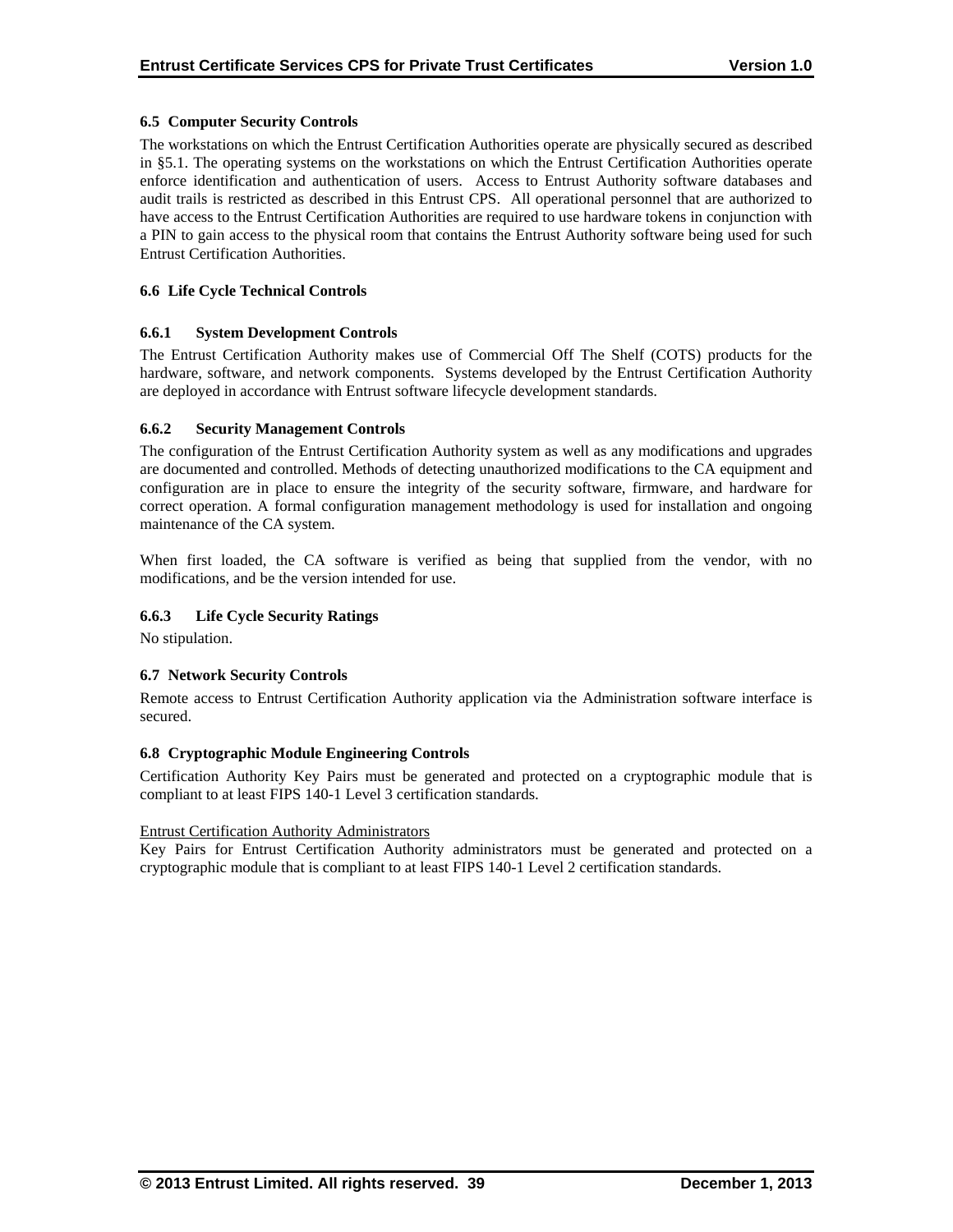### 6.5 Computer Security Controls

The workstations on which the Entrust Certification Authorities operate are physically secured as described in §5.1. The operating systems on the workstations on which the Entrust Certification Authorities operate enforce identification and authentication of users. Access to Entrust Authority software databases and audit trails is restricted as described in this Entrust CPS. All operational personnel that are authorized to have access to the Entrust Certification Authorities are required to use hardware tokens in conjunction with a PIN to gain access to the physical room that contains the Entrust Authority software being used for such Entrust Certification Authorities.

### 6.6 Life Cycle Technical Controls

#### 6.6.1 System Development Controls

The Entrust Certification Authority makes use of Commercial Off The Shelf (COTS) products for the hardware, software, and network components. Systems developed by the Entrust Certification Authority are deployed in accordance with Entrust software lifecycle development standards.

#### 6.6.2 Security Management Controls

The configuration of the Entrust Certification Authority system as well as any modifications and upgrades are documented and controlled. Methods of detecting unauthorized modifications to the CA equipment and configuration are in place to ensure the integrity of the security software, firmware, and hardware for correct operation. A formal configuration management methodology is used for installation and ongoing maintenance of the CA system.

When first loaded, the CA software is verified as being that supplied from the vendor, with no modifications, and be the version intended for use.

#### 6.6.3 Life Cycle Security Ratings

No stipulation.

### 6.7 Network Security Controls

Remote access to Entrust Certification Authority application via the Administration software interface is secured.

### 6.8 Cryptographic Module Engineering Controls

Certification Authority Key Pairs must be generated and protected on a cryptographic module that is compliant to at least FIPS 140-1 Level 3 certification standards.

Entrust Certification Authority Administrators

Key Pairs for Entrust Certification Authority administrators must be generated and protected on a cryptographic module that is compliant to at least FIPS 140-1 Level 2 certification standards.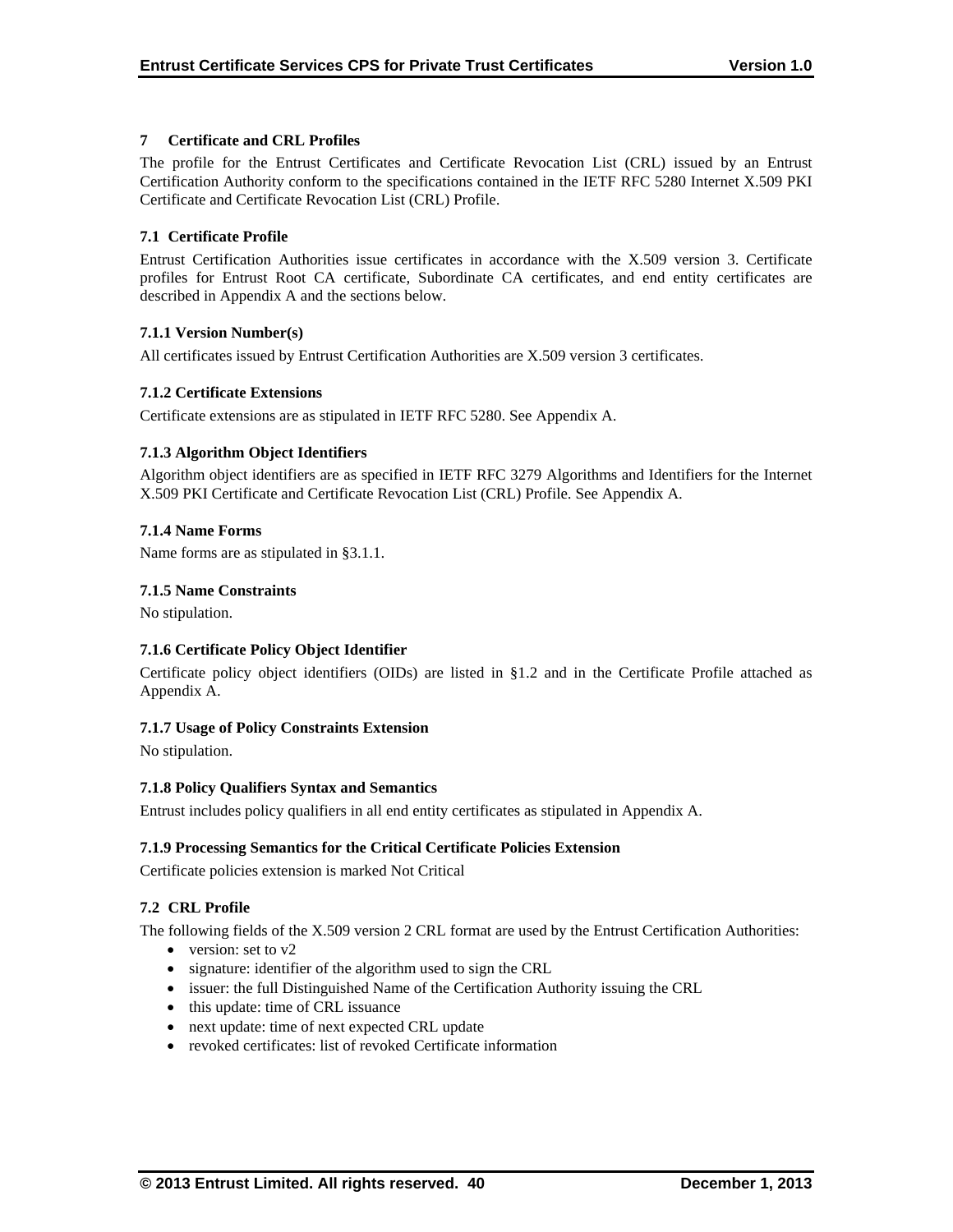# 7 Certificate and CRL Profiles

The profile for the Entrust Certificates and Certificate Revocation List (CRL) issued by an Entrust Certification Authority conform to the specifications contained in the IETF RFC 5280 Internet X.509 PKI Certificate and Certificate Revocation List (CRL) Profile.

## 7.1 Certificate Profile

Entrust Certification Authorities issue certificates in accordance with the X.509 version 3. Certificate profiles for Entrust Root CA certificate, Subordinate CA certificates, and end entity certificates are described in Appendix A and the sections below.

### 7.1.1 Version Number(s)

All certificates issued by Entrust Certification Authorities are X.509 version 3 certificates.

### 7.1.2 Certificate Extensions

Certificate extensions are as stipulated in IETF RFC 5280. See Appendix A.

### 7.1.3 Algorithm Object Identifiers

Algorithm object identifiers are as specified in IETF RFC 3279 Algorithms and Identifiers for the Internet X.509 PKI Certificate and Certificate Revocation List (CRL) Profile. See Appendix A.

### 7.1.4 Name Forms

Name forms are as stipulated in §3.1.1.

### 7.1.5 Name Constraints

No stipulation.

### 7.1.6 Certificate Policy Object Identifier

Certificate policy object identifiers (OIDs) are listed in §1.2 and in the Certificate Profile attached as Appendix A.

### 7.1.7 Usage of Policy Constraints Extension

No stipulation.

### 7.1.8 Policy Qualifiers Syntax and Semantics

Entrust includes policy qualifiers in all end entity certificates as stipulated in Appendix A.

### 7.1.9 Processing Semantics for the Critical Certificate Policies Extension

Certificate policies extension is marked Not Critical

## 7.2 CRL Profile

The following fields of the X.509 version 2 CRL format are used by the Entrust Certification Authorities:

- version: set to v2
- signature: identifier of the algorithm used to sign the CRL
- issuer: the full Distinguished Name of the Certification Authority issuing the CRL
- this update: time of CRL issuance
- next update: time of next expected CRL update
- revoked certificates: list of revoked Certificate information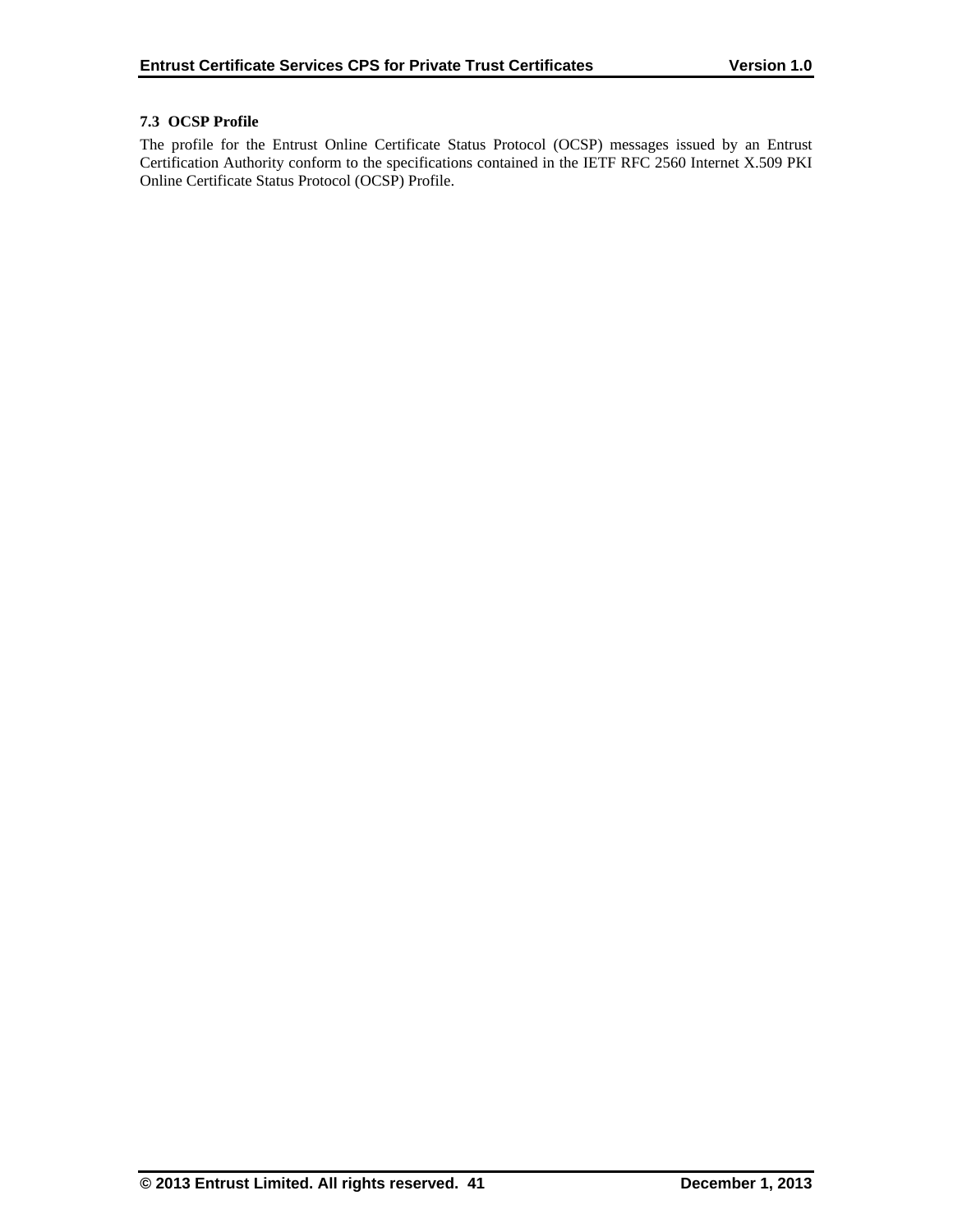### 7.3 OCSP Profile

The profile for the Entrust Online Certificate Status Protocol (OCSP) messages issued by an Entrust Certification Authority conform to the specifications contained in the IETF RFC 2560 Internet X.509 PKI Online Certificate Status Protocol (OCSP) Profile.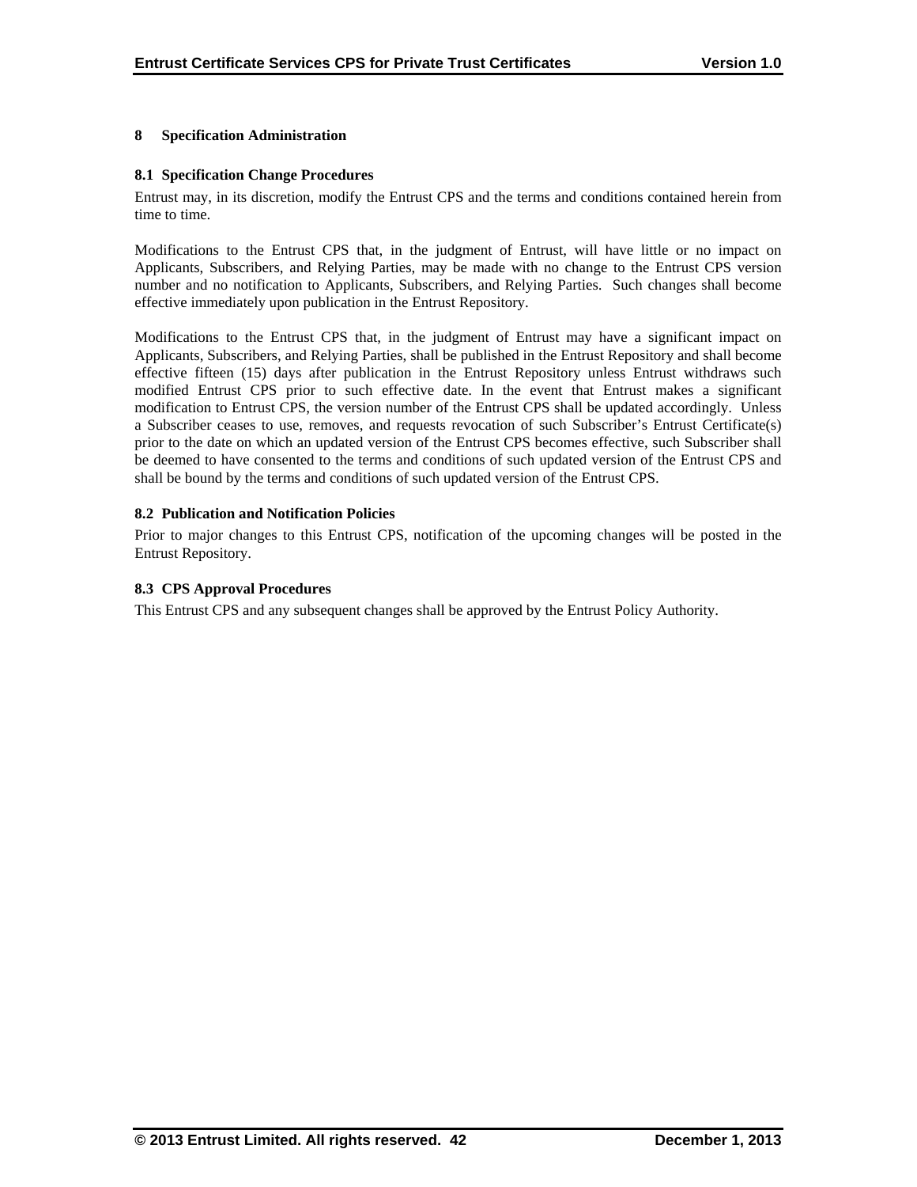# 8 Specification Administration

## 8.1 Specification Change Procedures

Entrust may, in its discretion, modify the Entrust CPS and the terms and conditions contained herein from time to time.

Modifications to the Entrust CPS that, in the judgment of Entrust, will have little or no impact on Applicants, Subscribers, and Relying Parties, may be made with no change to the Entrust CPS version number and no notification to Applicants, Subscribers, and Relying Parties. Such changes shall become effective immediately upon publication in the Entrust Repository.

Modifications to the Entrust CPS that, in the judgment of Entrust may have a significant impact on Applicants, Subscribers, and Relying Parties, shall be published in the Entrust Repository and shall become effective fifteen (15) days after publication in the Entrust Repository unless Entrust withdraws such modified Entrust CPS prior to such effective date. In the event that Entrust makes a significant modification to Entrust CPS, the version number of the Entrust CPS shall be updated accordingly. Unless a Subscriber ceases to use, removes, and requests revocation of such Subscriber's Entrust Certificate(s) prior to the date on which an updated version of the Entrust CPS becomes effective, such Subscriber shall be deemed to have consented to the terms and conditions of such updated version of the Entrust CPS and shall be bound by the terms and conditions of such updated version of the Entrust CPS.

## 8.2 Publication and Notification Policies

Prior to major changes to this Entrust CPS, notification of the upcoming changes will be posted in the Entrust Repository.

## 8.3 CPS Approval Procedures

This Entrust CPS and any subsequent changes shall be approved by the Entrust Policy Authority.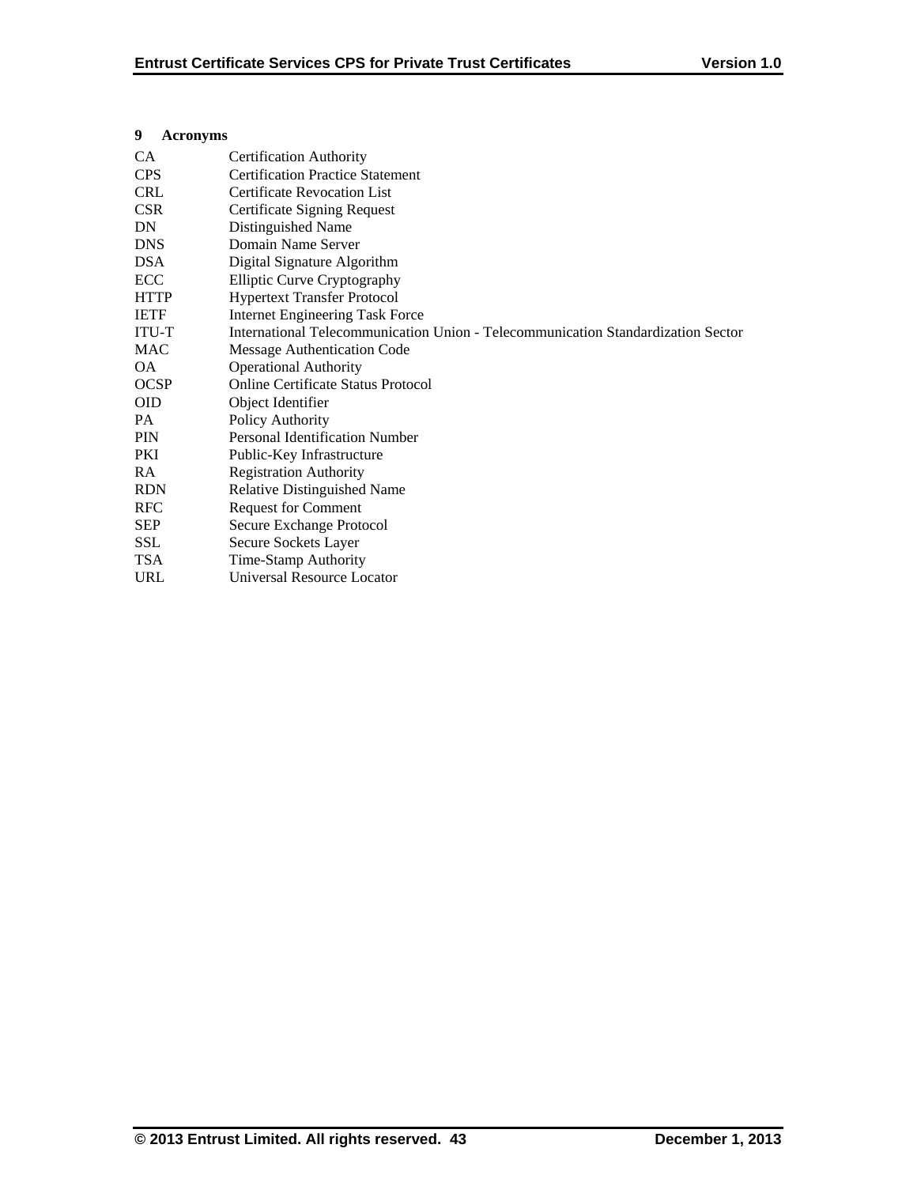# 9 Acronyms

| | |
|---|---|
| CA | Certification Authority |
| CPS | Certification Practice Statement |
| CRL | Certificate Revocation List |
| CSR | Certificate Signing Request |
| DN | Distinguished Name |
| DNS | Domain Name Server |
| DSA | Digital Signature Algorithm |
| ECC | Elliptic Curve Cryptography |
| HTTP | Hypertext Transfer Protocol |
| IETF | Internet Engineering Task Force |
| ITU-T | International Telecommunication Union - Telecommunication Standardization Sector |
| MAC | Message Authentication Code |
| OA | Operational Authority |
| OCSP | Online Certificate Status Protocol |
| OID | Object Identifier |
| PA | Policy Authority |
| PIN | Personal Identification Number |
| PKI | Public-Key Infrastructure |
| RA | Registration Authority |
| RDN | Relative Distinguished Name |
| RFC | Request for Comment |
| SEP | Secure Exchange Protocol |
| SSL | Secure Sockets Layer |
| TSA | Time-Stamp Authority |
| URL | Universal Resource Locator |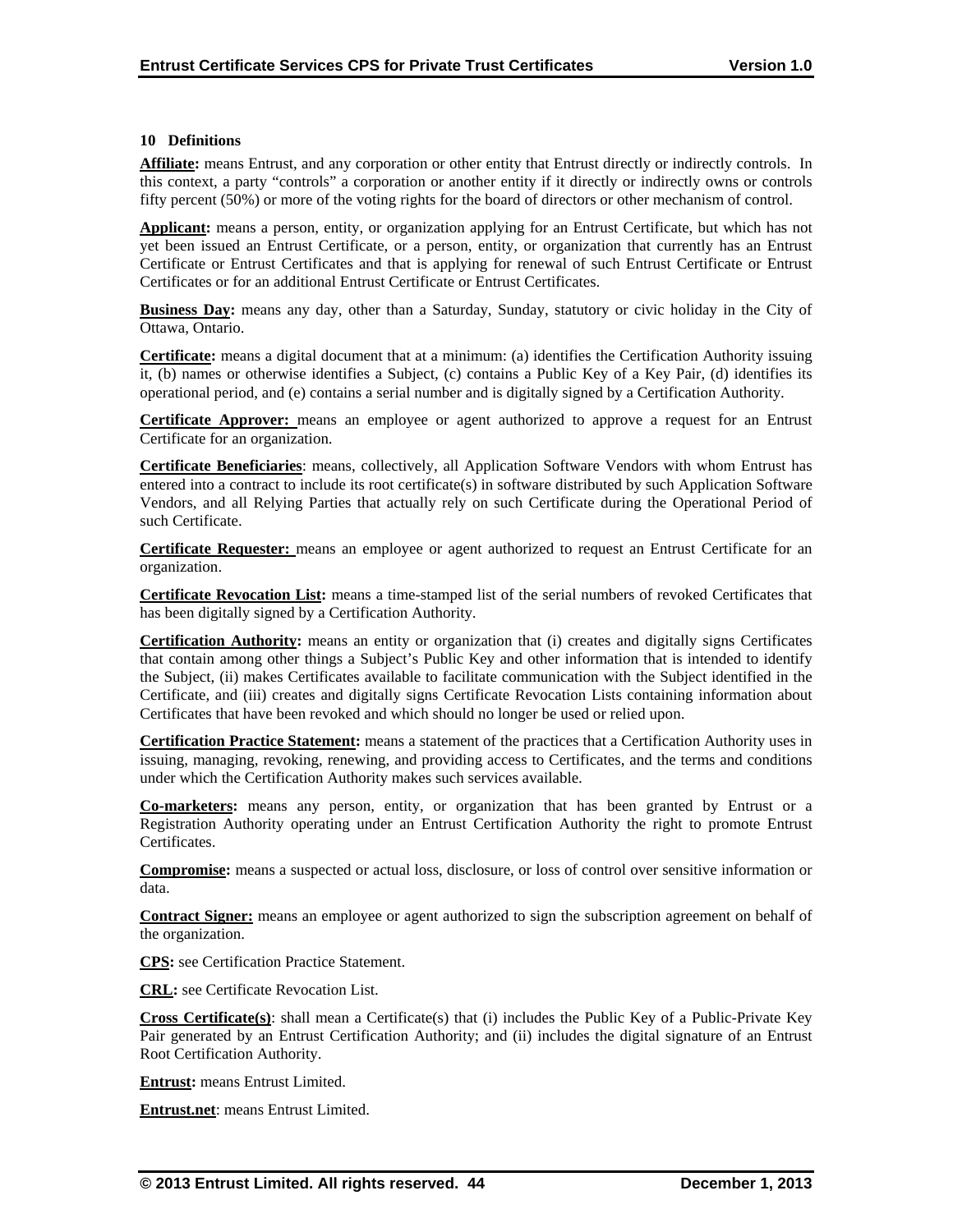## 10 Definitions

**Affiliate:** means Entrust, and any corporation or other entity that Entrust directly or indirectly controls. In this context, a party "controls" a corporation or another entity if it directly or indirectly owns or controls fifty percent (50%) or more of the voting rights for the board of directors or other mechanism of control.

**Applicant:** means a person, entity, or organization applying for an Entrust Certificate, but which has not yet been issued an Entrust Certificate, or a person, entity, or organization that currently has an Entrust Certificate or Entrust Certificates and that is applying for renewal of such Entrust Certificate or Entrust Certificates or for an additional Entrust Certificate or Entrust Certificates.

**Business Day:** means any day, other than a Saturday, Sunday, statutory or civic holiday in the City of Ottawa, Ontario.

**Certificate:** means a digital document that at a minimum: (a) identifies the Certification Authority issuing it, (b) names or otherwise identifies a Subject, (c) contains a Public Key of a Key Pair, (d) identifies its operational period, and (e) contains a serial number and is digitally signed by a Certification Authority.

**Certificate Approver:** means an employee or agent authorized to approve a request for an Entrust Certificate for an organization.

**Certificate Beneficiaries**: means, collectively, all Application Software Vendors with whom Entrust has entered into a contract to include its root certificate(s) in software distributed by such Application Software Vendors, and all Relying Parties that actually rely on such Certificate during the Operational Period of such Certificate.

**Certificate Requester:** means an employee or agent authorized to request an Entrust Certificate for an organization.

**Certificate Revocation List:** means a time-stamped list of the serial numbers of revoked Certificates that has been digitally signed by a Certification Authority.

**Certification Authority:** means an entity or organization that (i) creates and digitally signs Certificates that contain among other things a Subject's Public Key and other information that is intended to identify the Subject, (ii) makes Certificates available to facilitate communication with the Subject identified in the Certificate, and (iii) creates and digitally signs Certificate Revocation Lists containing information about Certificates that have been revoked and which should no longer be used or relied upon.

**Certification Practice Statement:** means a statement of the practices that a Certification Authority uses in issuing, managing, revoking, renewing, and providing access to Certificates, and the terms and conditions under which the Certification Authority makes such services available.

**Co-marketers:** means any person, entity, or organization that has been granted by Entrust or a Registration Authority operating under an Entrust Certification Authority the right to promote Entrust Certificates.

**Compromise:** means a suspected or actual loss, disclosure, or loss of control over sensitive information or data.

**Contract Signer:** means an employee or agent authorized to sign the subscription agreement on behalf of the organization.

**CPS:** see Certification Practice Statement.

**CRL:** see Certificate Revocation List.

**Cross Certificate(s)**: shall mean a Certificate(s) that (i) includes the Public Key of a Public-Private Key Pair generated by an Entrust Certification Authority; and (ii) includes the digital signature of an Entrust Root Certification Authority.

**Entrust:** means Entrust Limited.

**Entrust.net**: means Entrust Limited.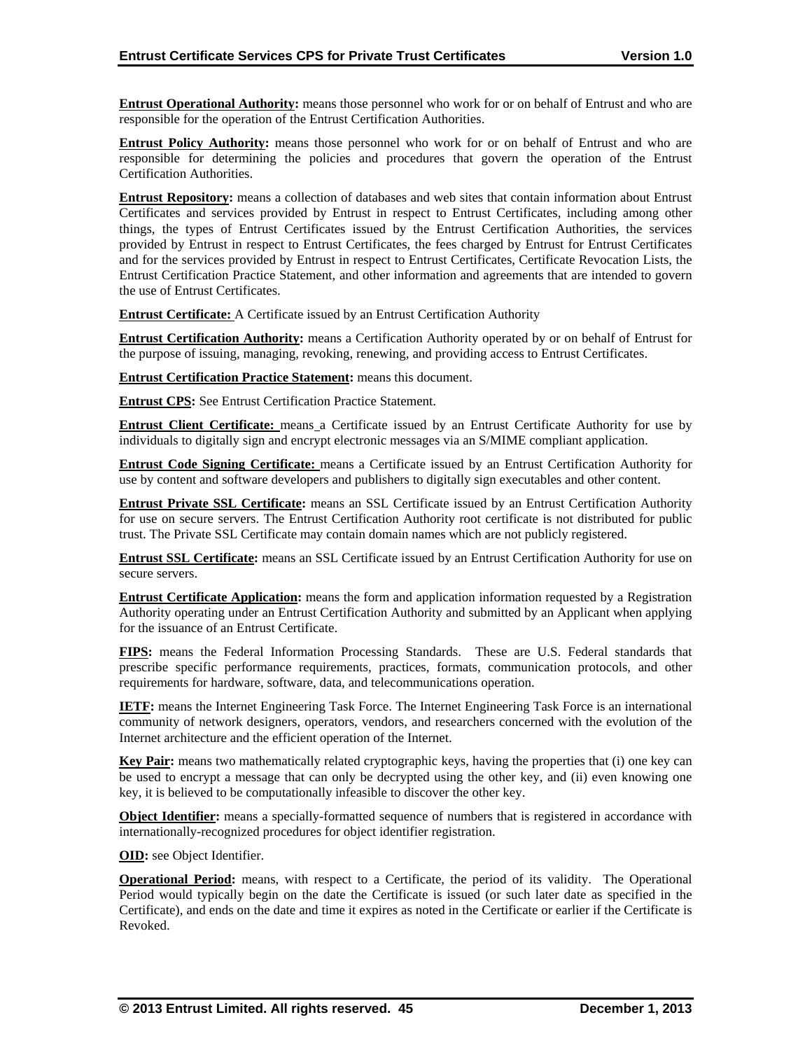**Entrust Operational Authority:** means those personnel who work for or on behalf of Entrust and who are responsible for the operation of the Entrust Certification Authorities.

**Entrust Policy Authority:** means those personnel who work for or on behalf of Entrust and who are responsible for determining the policies and procedures that govern the operation of the Entrust Certification Authorities.

**Entrust Repository:** means a collection of databases and web sites that contain information about Entrust Certificates and services provided by Entrust in respect to Entrust Certificates, including among other things, the types of Entrust Certificates issued by the Entrust Certification Authorities, the services provided by Entrust in respect to Entrust Certificates, the fees charged by Entrust for Entrust Certificates and for the services provided by Entrust in respect to Entrust Certificates, Certificate Revocation Lists, the Entrust Certification Practice Statement, and other information and agreements that are intended to govern the use of Entrust Certificates.

**Entrust Certificate:** A Certificate issued by an Entrust Certification Authority

**Entrust Certification Authority:** means a Certification Authority operated by or on behalf of Entrust for the purpose of issuing, managing, revoking, renewing, and providing access to Entrust Certificates.

**Entrust Certification Practice Statement:** means this document.

**Entrust CPS:** See Entrust Certification Practice Statement.

**Entrust Client Certificate:** means a Certificate issued by an Entrust Certificate Authority for use by individuals to digitally sign and encrypt electronic messages via an S/MIME compliant application.

**Entrust Code Signing Certificate:** means a Certificate issued by an Entrust Certification Authority for use by content and software developers and publishers to digitally sign executables and other content.

**Entrust Private SSL Certificate:** means an SSL Certificate issued by an Entrust Certification Authority for use on secure servers. The Entrust Certification Authority root certificate is not distributed for public trust. The Private SSL Certificate may contain domain names which are not publicly registered.

**Entrust SSL Certificate:** means an SSL Certificate issued by an Entrust Certification Authority for use on secure servers.

**Entrust Certificate Application:** means the form and application information requested by a Registration Authority operating under an Entrust Certification Authority and submitted by an Applicant when applying for the issuance of an Entrust Certificate.

**FIPS:** means the Federal Information Processing Standards. These are U.S. Federal standards that prescribe specific performance requirements, practices, formats, communication protocols, and other requirements for hardware, software, data, and telecommunications operation.

**IETF:** means the Internet Engineering Task Force. The Internet Engineering Task Force is an international community of network designers, operators, vendors, and researchers concerned with the evolution of the Internet architecture and the efficient operation of the Internet.

**Key Pair:** means two mathematically related cryptographic keys, having the properties that (i) one key can be used to encrypt a message that can only be decrypted using the other key, and (ii) even knowing one key, it is believed to be computationally infeasible to discover the other key.

**Object Identifier:** means a specially-formatted sequence of numbers that is registered in accordance with internationally-recognized procedures for object identifier registration.

**OID:** see Object Identifier.

**Operational Period:** means, with respect to a Certificate, the period of its validity. The Operational Period would typically begin on the date the Certificate is issued (or such later date as specified in the Certificate), and ends on the date and time it expires as noted in the Certificate or earlier if the Certificate is Revoked.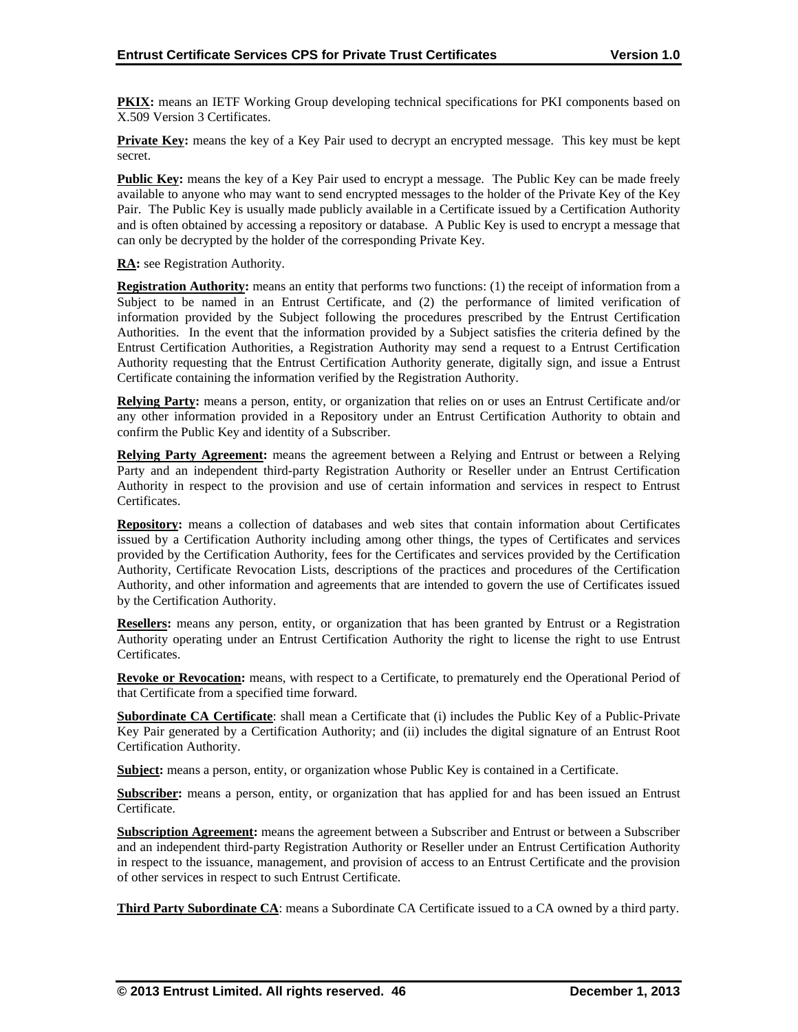**PKIX:** means an IETF Working Group developing technical specifications for PKI components based on X.509 Version 3 Certificates.

**Private Key:** means the key of a Key Pair used to decrypt an encrypted message. This key must be kept secret.

**Public Key:** means the key of a Key Pair used to encrypt a message. The Public Key can be made freely available to anyone who may want to send encrypted messages to the holder of the Private Key of the Key Pair. The Public Key is usually made publicly available in a Certificate issued by a Certification Authority and is often obtained by accessing a repository or database. A Public Key is used to encrypt a message that can only be decrypted by the holder of the corresponding Private Key.

**RA:** see Registration Authority.

**Registration Authority:** means an entity that performs two functions: (1) the receipt of information from a Subject to be named in an Entrust Certificate, and (2) the performance of limited verification of information provided by the Subject following the procedures prescribed by the Entrust Certification Authorities. In the event that the information provided by a Subject satisfies the criteria defined by the Entrust Certification Authorities, a Registration Authority may send a request to a Entrust Certification Authority requesting that the Entrust Certification Authority generate, digitally sign, and issue a Entrust Certificate containing the information verified by the Registration Authority.

**Relying Party:** means a person, entity, or organization that relies on or uses an Entrust Certificate and/or any other information provided in a Repository under an Entrust Certification Authority to obtain and confirm the Public Key and identity of a Subscriber.

**Relying Party Agreement:** means the agreement between a Relying and Entrust or between a Relying Party and an independent third-party Registration Authority or Reseller under an Entrust Certification Authority in respect to the provision and use of certain information and services in respect to Entrust Certificates.

**Repository:** means a collection of databases and web sites that contain information about Certificates issued by a Certification Authority including among other things, the types of Certificates and services provided by the Certification Authority, fees for the Certificates and services provided by the Certification Authority, Certificate Revocation Lists, descriptions of the practices and procedures of the Certification Authority, and other information and agreements that are intended to govern the use of Certificates issued by the Certification Authority.

**Resellers:** means any person, entity, or organization that has been granted by Entrust or a Registration Authority operating under an Entrust Certification Authority the right to license the right to use Entrust Certificates.

**Revoke or Revocation:** means, with respect to a Certificate, to prematurely end the Operational Period of that Certificate from a specified time forward.

**Subordinate CA Certificate**: shall mean a Certificate that (i) includes the Public Key of a Public-Private Key Pair generated by a Certification Authority; and (ii) includes the digital signature of an Entrust Root Certification Authority.

**Subject:** means a person, entity, or organization whose Public Key is contained in a Certificate.

**Subscriber:** means a person, entity, or organization that has applied for and has been issued an Entrust Certificate.

**Subscription Agreement:** means the agreement between a Subscriber and Entrust or between a Subscriber and an independent third-party Registration Authority or Reseller under an Entrust Certification Authority in respect to the issuance, management, and provision of access to an Entrust Certificate and the provision of other services in respect to such Entrust Certificate.

**Third Party Subordinate CA**: means a Subordinate CA Certificate issued to a CA owned by a third party.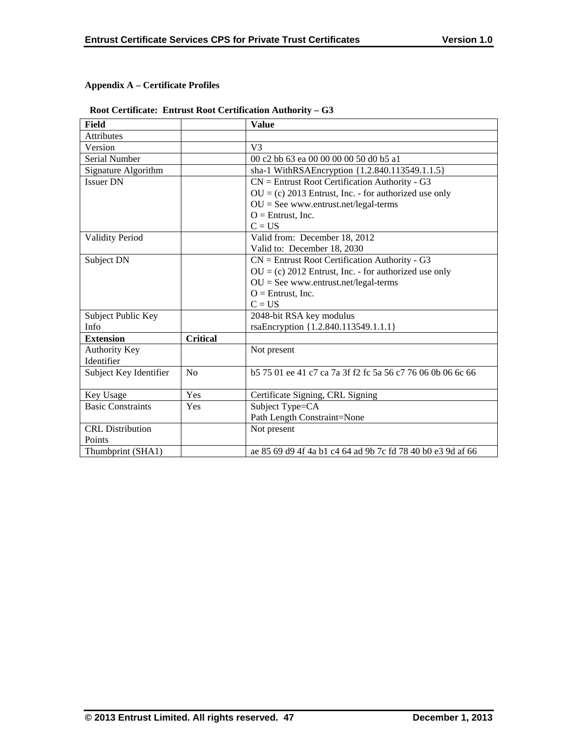**Appendix A – Certificate Profiles**

**Root Certificate: Entrust Root Certification Authority – G3**

| **Field** | | **Value** |
|---|---|---|
| Attributes | | |
| Version | | V3 |
| Serial Number | | 00 c2 bb 63 ea 00 00 00 00 50 d0 b5 a1 |
| Signature Algorithm | | sha-1 WithRSAEncryption {1.2.840.113549.1.1.5} |
| Issuer DN | | CN = Entrust Root Certification Authority - G3<br>OU = (c) 2013 Entrust, Inc. - for authorized use only<br>OU = See www.entrust.net/legal-terms<br>O = Entrust, Inc.<br>C = US |
| Validity Period | | Valid from: December 18, 2012<br>Valid to: December 18, 2030 |
| Subject DN | | CN = Entrust Root Certification Authority - G3<br>OU = (c) 2012 Entrust, Inc. - for authorized use only<br>OU = See www.entrust.net/legal-terms<br>O = Entrust, Inc.<br>C = US |
| Subject Public Key Info | | 2048-bit RSA key modulus<br>rsaEncryption {1.2.840.113549.1.1.1} |
| **Extension** | **Critical** | |
| Authority Key Identifier | | Not present |
| Subject Key Identifier | No | b5 75 01 ee 41 c7 ca 7a 3f f2 fc 5a 56 c7 76 06 0b 06 6c 66 |
| Key Usage | Yes | Certificate Signing, CRL Signing |
| Basic Constraints | Yes | Subject Type=CA<br>Path Length Constraint=None |
| CRL Distribution Points | | Not present |
| Thumbprint (SHA1) | | ae 85 69 d9 4f 4a b1 c4 64 ad 9b 7c fd 78 40 b0 e3 9d af 66 |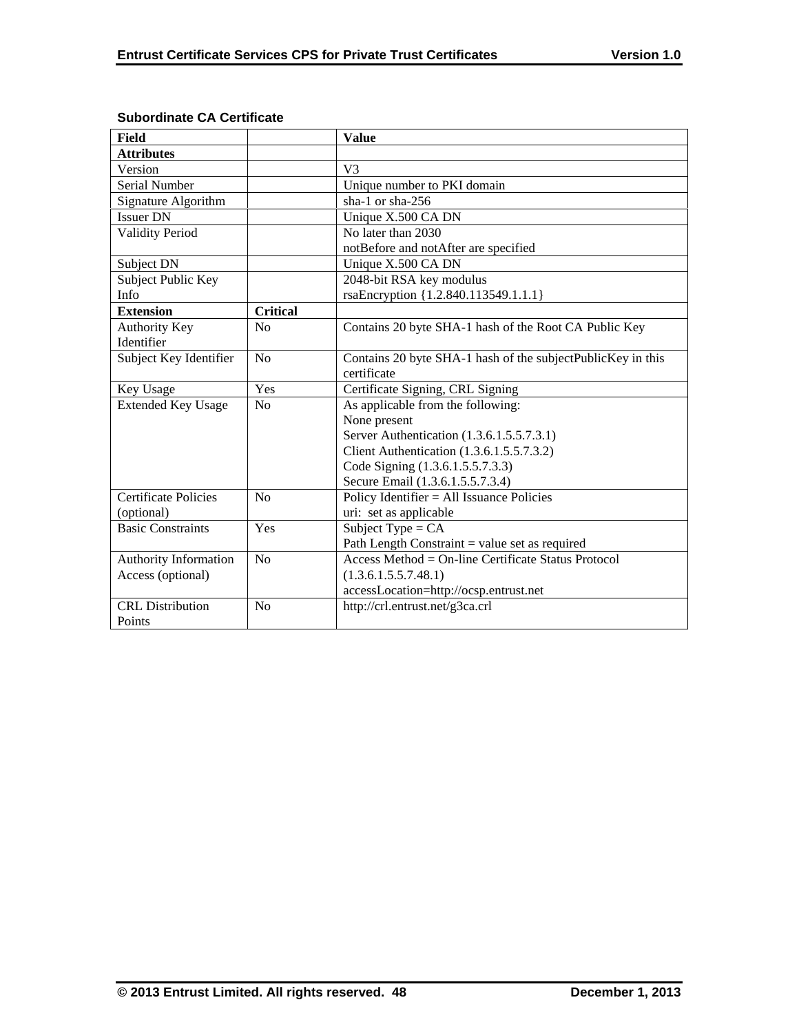**Subordinate CA Certificate**

| Field | | Value |
|---|---|---|
| **Attributes** | | |
| Version | | V3 |
| Serial Number | | Unique number to PKI domain |
| Signature Algorithm | | sha-1 or sha-256 |
| Issuer DN | | Unique X.500 CA DN |
| Validity Period | | No later than 2030<br>notBefore and notAfter are specified |
| Subject DN | | Unique X.500 CA DN |
| Subject Public Key Info | | 2048-bit RSA key modulus<br>rsaEncryption {1.2.840.113549.1.1.1} |
| **Extension** | **Critical** | |
| Authority Key Identifier | No | Contains 20 byte SHA-1 hash of the Root CA Public Key |
| Subject Key Identifier | No | Contains 20 byte SHA-1 hash of the subjectPublicKey in this certificate |
| Key Usage | Yes | Certificate Signing, CRL Signing |
| Extended Key Usage | No | As applicable from the following:<br>None present<br>Server Authentication (1.3.6.1.5.5.7.3.1)<br>Client Authentication (1.3.6.1.5.5.7.3.2)<br>Code Signing (1.3.6.1.5.5.7.3.3)<br>Secure Email (1.3.6.1.5.5.7.3.4) |
| Certificate Policies (optional) | No | Policy Identifier = All Issuance Policies<br>uri: set as applicable |
| Basic Constraints | Yes | Subject Type = CA<br>Path Length Constraint = value set as required |
| Authority Information Access (optional) | No | Access Method = On-line Certificate Status Protocol (1.3.6.1.5.5.7.48.1)<br>accessLocation=http://ocsp.entrust.net |
| CRL Distribution Points | No | http://crl.entrust.net/g3ca.crl |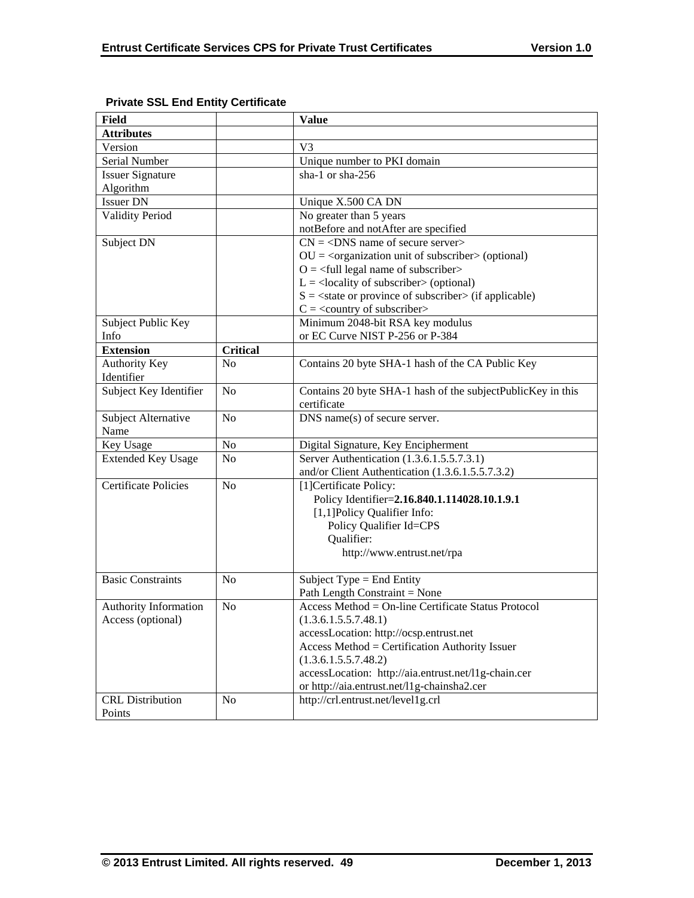**Private SSL End Entity Certificate**

| Field | | Value |
|---|---|---|
| **Attributes** | | |
| Version | | V3 |
| Serial Number | | Unique number to PKI domain |
| Issuer Signature Algorithm | | sha-1 or sha-256 |
| Issuer DN | | Unique X.500 CA DN |
| Validity Period | | No greater than 5 years<br>notBefore and notAfter are specified |
| Subject DN | | CN = <DNS name of secure server><br>OU = <organization unit of subscriber> (optional)<br>O = <full legal name of subscriber><br>L = <locality of subscriber> (optional)<br>S = <state or province of subscriber> (if applicable)<br>C = <country of subscriber> |
| Subject Public Key Info | | Minimum 2048-bit RSA key modulus<br>or EC Curve NIST P-256 or P-384 |
| **Extension** | **Critical** | |
| Authority Key Identifier | No | Contains 20 byte SHA-1 hash of the CA Public Key |
| Subject Key Identifier | No | Contains 20 byte SHA-1 hash of the subjectPublicKey in this certificate |
| Subject Alternative Name | No | DNS name(s) of secure server. |
| Key Usage | No | Digital Signature, Key Encipherment |
| Extended Key Usage | No | Server Authentication (1.3.6.1.5.5.7.3.1)<br>and/or Client Authentication (1.3.6.1.5.5.7.3.2) |
| Certificate Policies | No | [1]Certificate Policy:<br>Policy Identifier=**2.16.840.1.114028.10.1.9.1**<br>[1,1]Policy Qualifier Info:<br>Policy Qualifier Id=CPS<br>Qualifier:<br>http://www.entrust.net/rpa |
| Basic Constraints | No | Subject Type = End Entity<br>Path Length Constraint = None |
| Authority Information Access (optional) | No | Access Method = On-line Certificate Status Protocol (1.3.6.1.5.5.7.48.1)<br>accessLocation: http://ocsp.entrust.net<br>Access Method = Certification Authority Issuer (1.3.6.1.5.5.7.48.2)<br>accessLocation: http://aia.entrust.net/l1g-chain.cer<br>or http://aia.entrust.net/l1g-chainsha2.cer |
| CRL Distribution Points | No | http://crl.entrust.net/level1g.crl |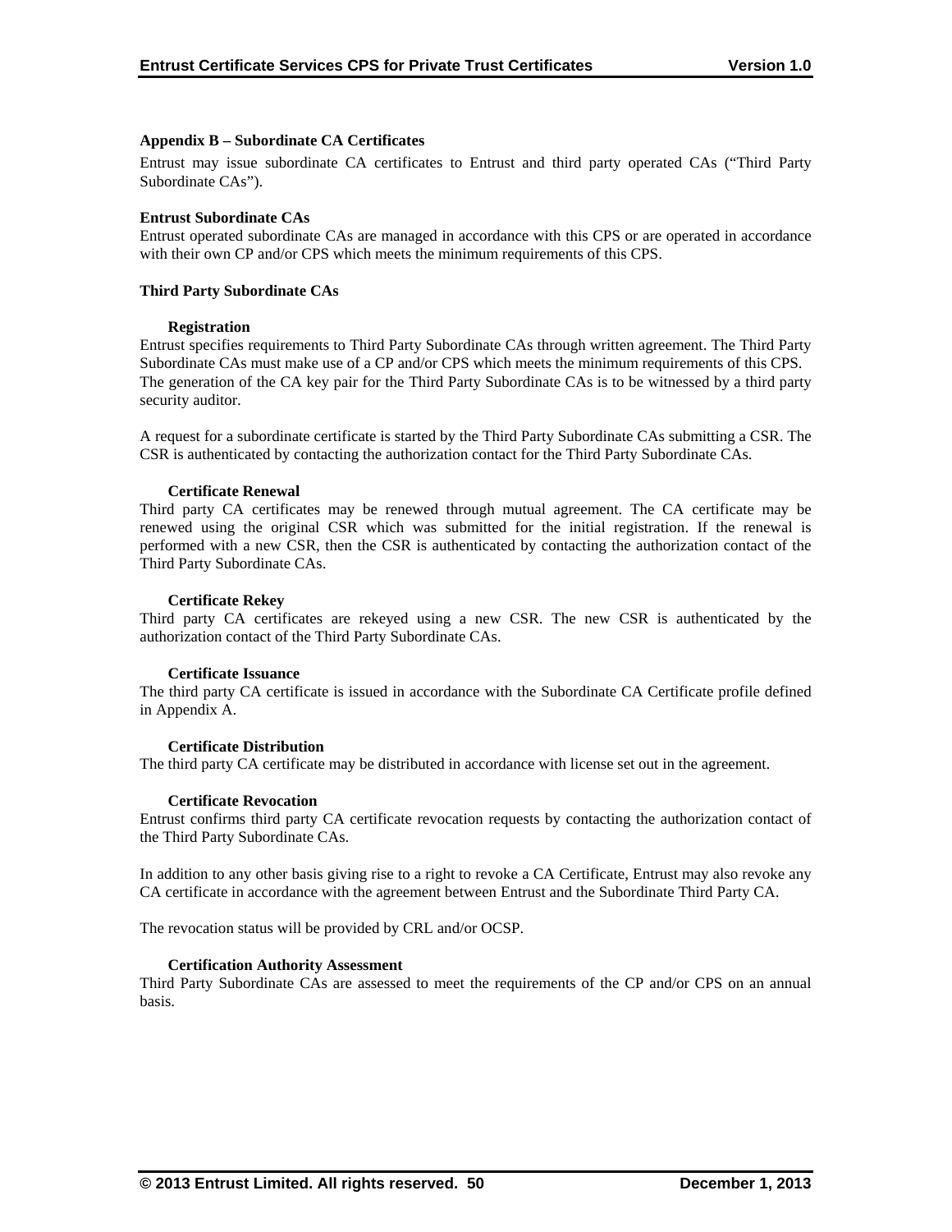## Appendix B – Subordinate CA Certificates

Entrust may issue subordinate CA certificates to Entrust and third party operated CAs ("Third Party Subordinate CAs").

### Entrust Subordinate CAs

Entrust operated subordinate CAs are managed in accordance with this CPS or are operated in accordance with their own CP and/or CPS which meets the minimum requirements of this CPS.

### Third Party Subordinate CAs

#### Registration

Entrust specifies requirements to Third Party Subordinate CAs through written agreement. The Third Party Subordinate CAs must make use of a CP and/or CPS which meets the minimum requirements of this CPS. The generation of the CA key pair for the Third Party Subordinate CAs is to be witnessed by a third party security auditor.

A request for a subordinate certificate is started by the Third Party Subordinate CAs submitting a CSR. The CSR is authenticated by contacting the authorization contact for the Third Party Subordinate CAs.

#### Certificate Renewal

Third party CA certificates may be renewed through mutual agreement. The CA certificate may be renewed using the original CSR which was submitted for the initial registration. If the renewal is performed with a new CSR, then the CSR is authenticated by contacting the authorization contact of the Third Party Subordinate CAs.

#### Certificate Rekey

Third party CA certificates are rekeyed using a new CSR. The new CSR is authenticated by the authorization contact of the Third Party Subordinate CAs.

#### Certificate Issuance

The third party CA certificate is issued in accordance with the Subordinate CA Certificate profile defined in Appendix A.

#### Certificate Distribution

The third party CA certificate may be distributed in accordance with license set out in the agreement.

#### Certificate Revocation

Entrust confirms third party CA certificate revocation requests by contacting the authorization contact of the Third Party Subordinate CAs.

In addition to any other basis giving rise to a right to revoke a CA Certificate, Entrust may also revoke any CA certificate in accordance with the agreement between Entrust and the Subordinate Third Party CA.

The revocation status will be provided by CRL and/or OCSP.

#### Certification Authority Assessment

Third Party Subordinate CAs are assessed to meet the requirements of the CP and/or CPS on an annual basis.